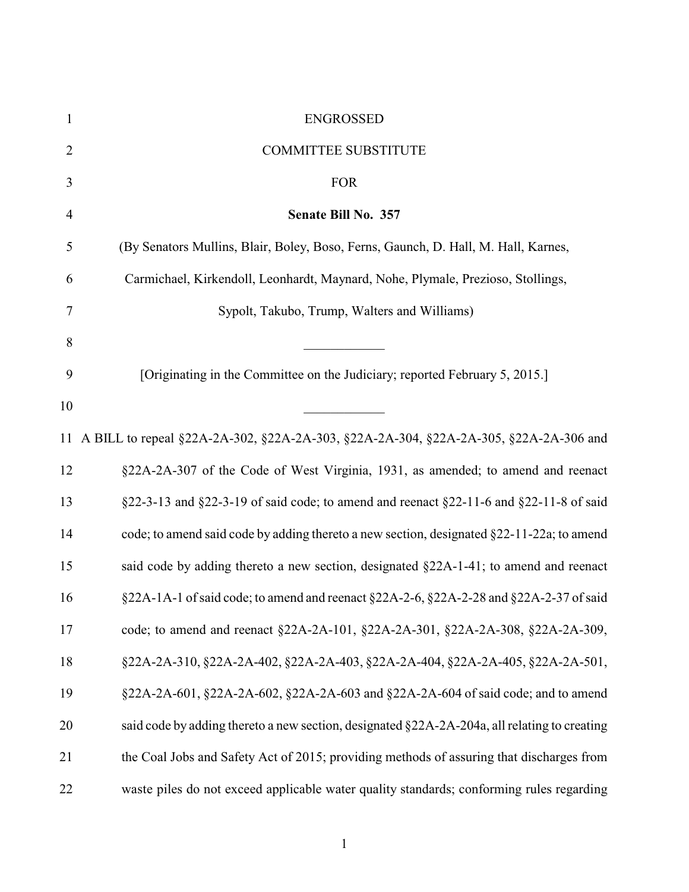ENGROSSED

COMMITTEE SUBSTITUTE

FOR

**Senate Bill No. 357**

(By Senators Mullins, Blair, Boley, Boso, Ferns, Gaunch, D. Hall, M. Hall, Karnes, Carmichael, Kirkendoll, Leonhardt, Maynard, Nohe, Plymale, Prezioso, Stollings, Sypolt, Takubo, Trump, Walters and Williams)

____________

[Originating in the Committee on the Judiciary; reported February 5, 2015.]

____________

A BILL to repeal §22A-2A-302, §22A-2A-303, §22A-2A-304, §22A-2A-305, §22A-2A-306 and §22A-2A-307 of the Code of West Virginia, 1931, as amended; to amend and reenact §22-3-13 and §22-3-19 of said code; to amend and reenact §22-11-6 and §22-11-8 of said code; to amend said code by adding thereto a new section, designated §22-11-22a; to amend said code by adding thereto a new section, designated §22A-1-41; to amend and reenact §22A-1A-1 of said code; to amend and reenact §22A-2-6, §22A-2-28 and §22A-2-37 of said code; to amend and reenact §22A-2A-101, §22A-2A-301, §22A-2A-308, §22A-2A-309, §22A-2A-310, §22A-2A-402, §22A-2A-403, §22A-2A-404, §22A-2A-405, §22A-2A-501, §22A-2A-601, §22A-2A-602, §22A-2A-603 and §22A-2A-604 of said code; and to amend said code by adding thereto a new section, designated §22A-2A-204a, all relating to creating the Coal Jobs and Safety Act of 2015; providing methods of assuring that discharges from waste piles do not exceed applicable water quality standards; conforming rules regarding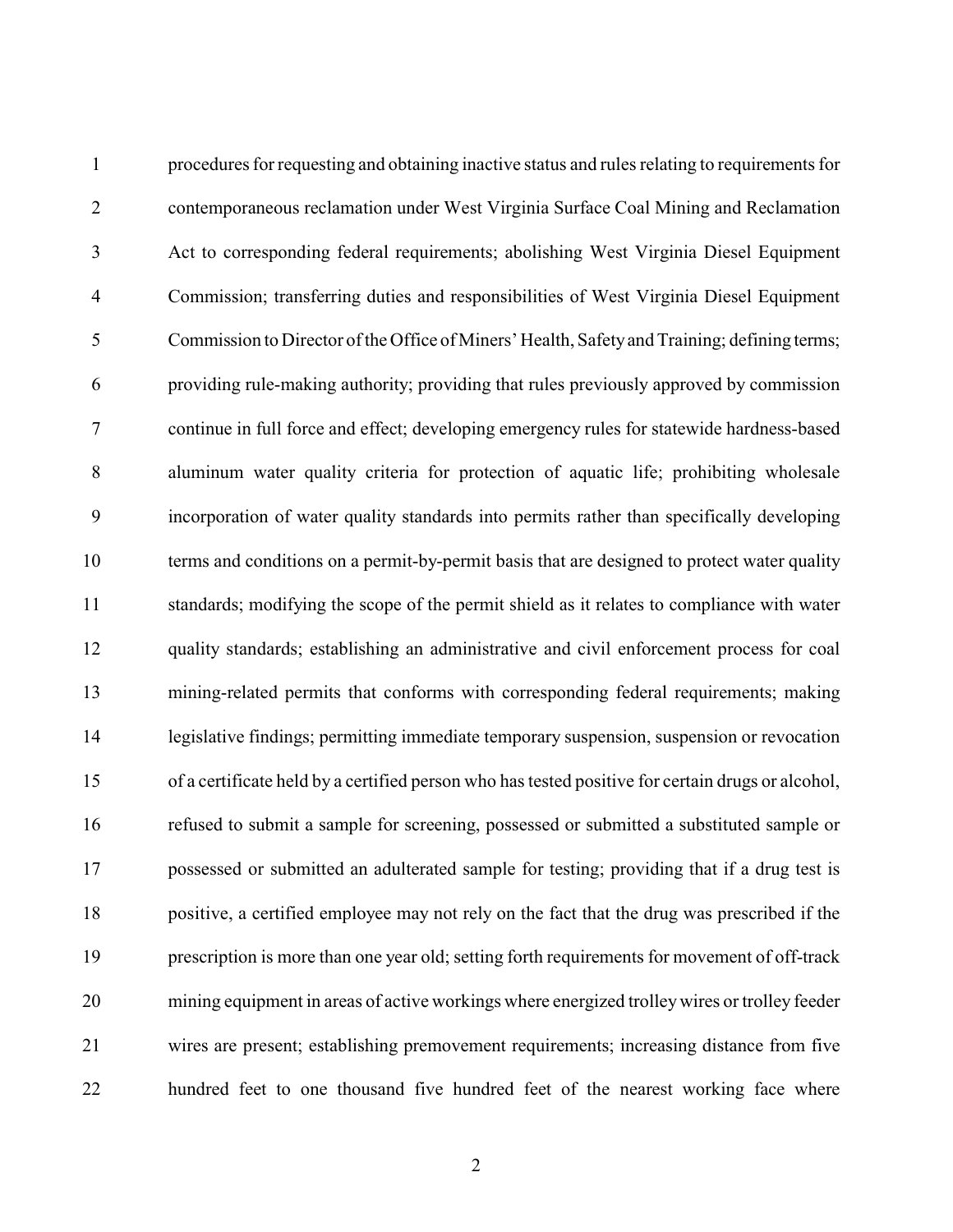procedures for requesting and obtaining inactive status and rules relating to requirements for contemporaneous reclamation under West Virginia Surface Coal Mining and Reclamation Act to corresponding federal requirements; abolishing West Virginia Diesel Equipment Commission; transferring duties and responsibilities of West Virginia Diesel Equipment Commission to Director of the Office of Miners' Health, Safety and Training; defining terms; providing rule-making authority; providing that rules previously approved by commission continue in full force and effect; developing emergency rules for statewide hardness-based aluminum water quality criteria for protection of aquatic life; prohibiting wholesale incorporation of water quality standards into permits rather than specifically developing terms and conditions on a permit-by-permit basis that are designed to protect water quality standards; modifying the scope of the permit shield as it relates to compliance with water quality standards; establishing an administrative and civil enforcement process for coal mining-related permits that conforms with corresponding federal requirements; making legislative findings; permitting immediate temporary suspension, suspension or revocation of a certificate held by a certified person who has tested positive for certain drugs or alcohol, refused to submit a sample for screening, possessed or submitted a substituted sample or possessed or submitted an adulterated sample for testing; providing that if a drug test is positive, a certified employee may not rely on the fact that the drug was prescribed if the prescription is more than one year old; setting forth requirements for movement of off-track mining equipment in areas of active workings where energized trolley wires or trolley feeder wires are present; establishing premovement requirements; increasing distance from five hundred feet to one thousand five hundred feet of the nearest working face where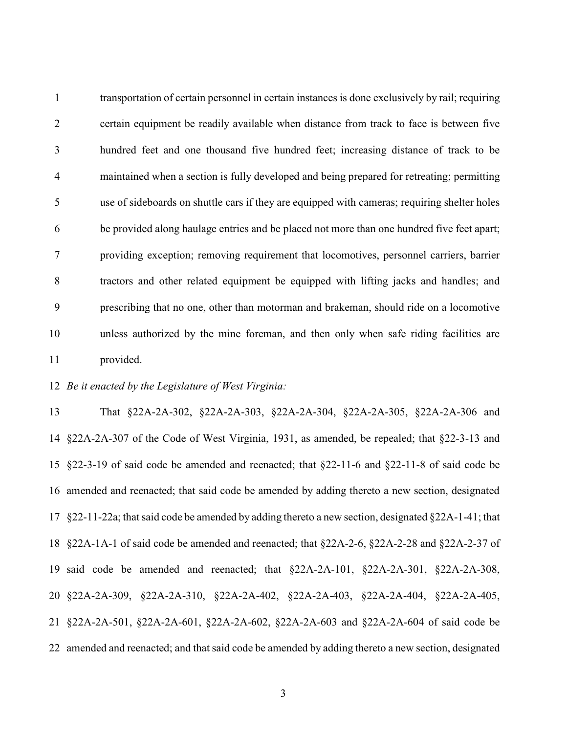transportation of certain personnel in certain instances is done exclusively by rail; requiring certain equipment be readily available when distance from track to face is between five hundred feet and one thousand five hundred feet; increasing distance of track to be maintained when a section is fully developed and being prepared for retreating; permitting use of sideboards on shuttle cars if they are equipped with cameras; requiring shelter holes be provided along haulage entries and be placed not more than one hundred five feet apart; providing exception; removing requirement that locomotives, personnel carriers, barrier tractors and other related equipment be equipped with lifting jacks and handles; and prescribing that no one, other than motorman and brakeman, should ride on a locomotive unless authorized by the mine foreman, and then only when safe riding facilities are provided.

*Be it enacted by the Legislature of West Virginia:*

That §22A-2A-302, §22A-2A-303, §22A-2A-304, §22A-2A-305, §22A-2A-306 and §22A-2A-307 of the Code of West Virginia, 1931, as amended, be repealed; that §22-3-13 and §22-3-19 of said code be amended and reenacted; that §22-11-6 and §22-11-8 of said code be amended and reenacted; that said code be amended by adding thereto a new section, designated §22-11-22a; that said code be amended by adding thereto a new section, designated §22A-1-41; that §22A-1A-1 of said code be amended and reenacted; that §22A-2-6, §22A-2-28 and §22A-2-37 of said code be amended and reenacted; that §22A-2A-101, §22A-2A-301, §22A-2A-308, §22A-2A-309, §22A-2A-310, §22A-2A-402, §22A-2A-403, §22A-2A-404, §22A-2A-405, §22A-2A-501, §22A-2A-601, §22A-2A-602, §22A-2A-603 and §22A-2A-604 of said code be amended and reenacted; and that said code be amended by adding thereto a new section, designated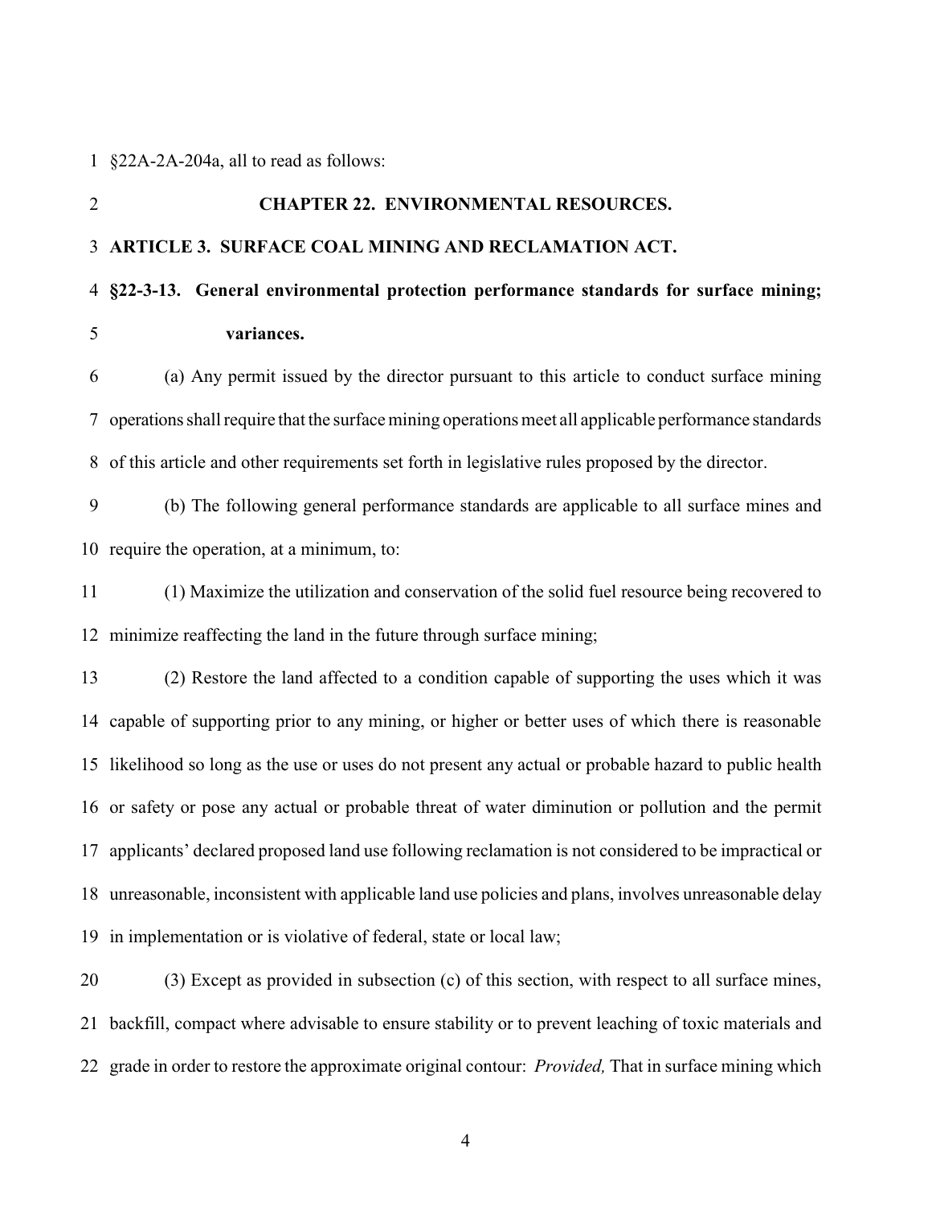§22A-2A-204a, all to read as follows:

## CHAPTER 22. ENVIRONMENTAL RESOURCES.

### ARTICLE 3. SURFACE COAL MINING AND RECLAMATION ACT.

**§22-3-13. General environmental protection performance standards for surface mining; variances.**

(a) Any permit issued by the director pursuant to this article to conduct surface mining operations shall require that the surface mining operations meet all applicable performance standards of this article and other requirements set forth in legislative rules proposed by the director.

(b) The following general performance standards are applicable to all surface mines and require the operation, at a minimum, to:

(1) Maximize the utilization and conservation of the solid fuel resource being recovered to minimize reaffecting the land in the future through surface mining;

(2) Restore the land affected to a condition capable of supporting the uses which it was capable of supporting prior to any mining, or higher or better uses of which there is reasonable likelihood so long as the use or uses do not present any actual or probable hazard to public health or safety or pose any actual or probable threat of water diminution or pollution and the permit applicants' declared proposed land use following reclamation is not considered to be impractical or unreasonable, inconsistent with applicable land use policies and plans, involves unreasonable delay in implementation or is violative of federal, state or local law;

(3) Except as provided in subsection (c) of this section, with respect to all surface mines, backfill, compact where advisable to ensure stability or to prevent leaching of toxic materials and grade in order to restore the approximate original contour: *Provided,* That in surface mining which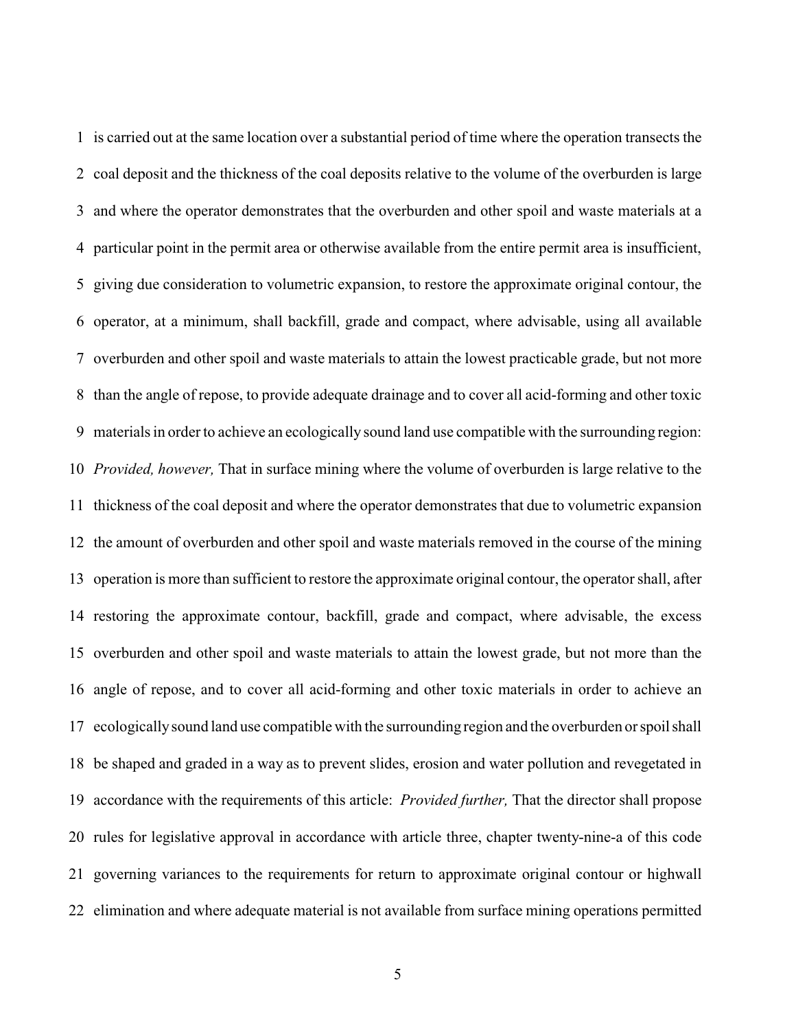is carried out at the same location over a substantial period of time where the operation transects the coal deposit and the thickness of the coal deposits relative to the volume of the overburden is large and where the operator demonstrates that the overburden and other spoil and waste materials at a particular point in the permit area or otherwise available from the entire permit area is insufficient, giving due consideration to volumetric expansion, to restore the approximate original contour, the operator, at a minimum, shall backfill, grade and compact, where advisable, using all available overburden and other spoil and waste materials to attain the lowest practicable grade, but not more than the angle of repose, to provide adequate drainage and to cover all acid-forming and other toxic materials in order to achieve an ecologically sound land use compatible with the surrounding region: *Provided, however,* That in surface mining where the volume of overburden is large relative to the thickness of the coal deposit and where the operator demonstrates that due to volumetric expansion the amount of overburden and other spoil and waste materials removed in the course of the mining operation is more than sufficient to restore the approximate original contour, the operator shall, after restoring the approximate contour, backfill, grade and compact, where advisable, the excess overburden and other spoil and waste materials to attain the lowest grade, but not more than the angle of repose, and to cover all acid-forming and other toxic materials in order to achieve an ecologically sound land use compatible with the surrounding region and the overburden or spoil shall be shaped and graded in a way as to prevent slides, erosion and water pollution and revegetated in accordance with the requirements of this article: *Provided further,* That the director shall propose rules for legislative approval in accordance with article three, chapter twenty-nine-a of this code governing variances to the requirements for return to approximate original contour or highwall elimination and where adequate material is not available from surface mining operations permitted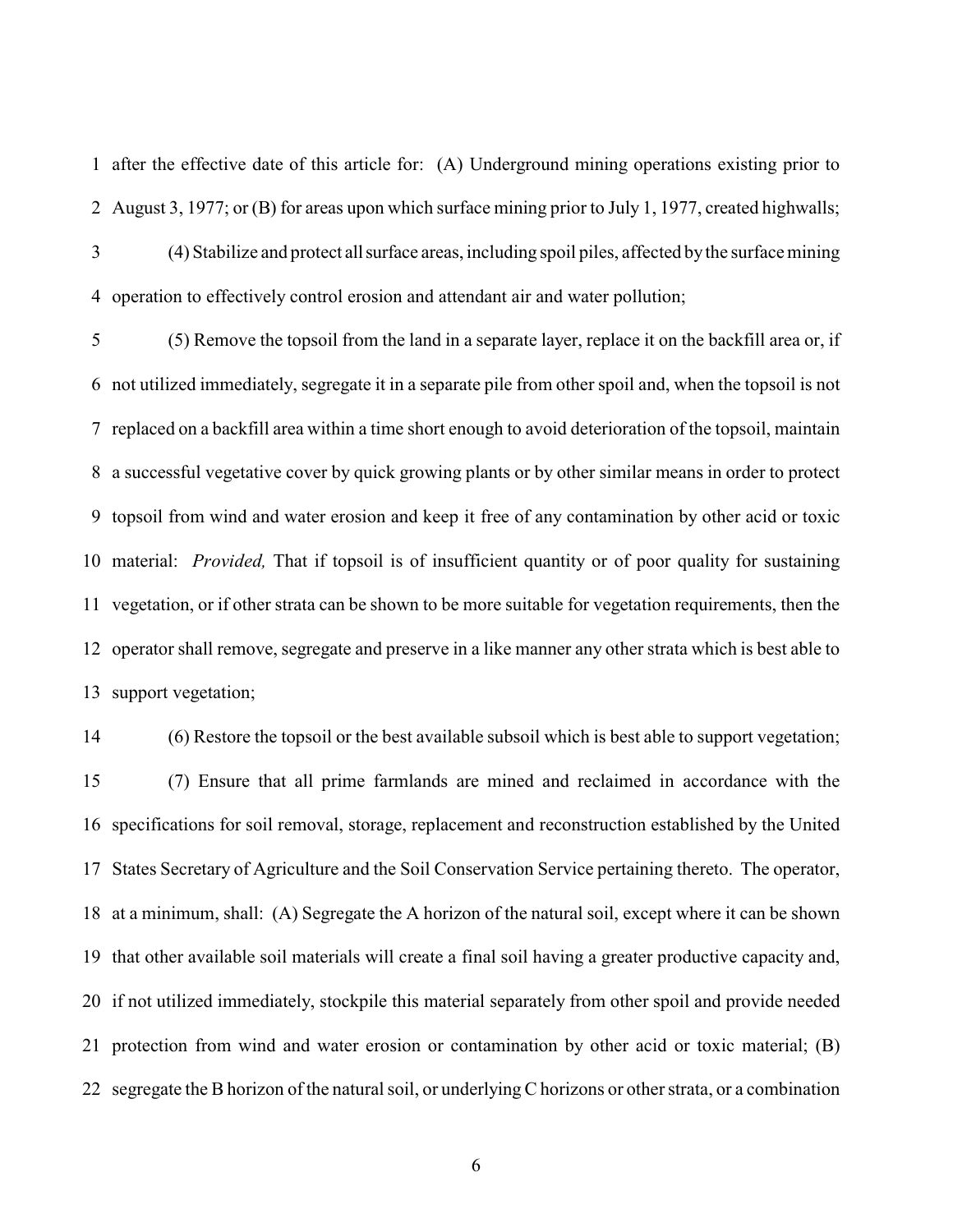after the effective date of this article for: (A) Underground mining operations existing prior to August 3, 1977; or (B) for areas upon which surface mining prior to July 1, 1977, created highwalls;

(4) Stabilize and protect all surface areas, including spoil piles, affected by the surface mining operation to effectively control erosion and attendant air and water pollution;

(5) Remove the topsoil from the land in a separate layer, replace it on the backfill area or, if not utilized immediately, segregate it in a separate pile from other spoil and, when the topsoil is not replaced on a backfill area within a time short enough to avoid deterioration of the topsoil, maintain a successful vegetative cover by quick growing plants or by other similar means in order to protect topsoil from wind and water erosion and keep it free of any contamination by other acid or toxic material: *Provided,* That if topsoil is of insufficient quantity or of poor quality for sustaining vegetation, or if other strata can be shown to be more suitable for vegetation requirements, then the operator shall remove, segregate and preserve in a like manner any other strata which is best able to support vegetation;

(6) Restore the topsoil or the best available subsoil which is best able to support vegetation;

(7) Ensure that all prime farmlands are mined and reclaimed in accordance with the specifications for soil removal, storage, replacement and reconstruction established by the United States Secretary of Agriculture and the Soil Conservation Service pertaining thereto. The operator, at a minimum, shall: (A) Segregate the A horizon of the natural soil, except where it can be shown that other available soil materials will create a final soil having a greater productive capacity and, if not utilized immediately, stockpile this material separately from other spoil and provide needed protection from wind and water erosion or contamination by other acid or toxic material; (B) segregate the B horizon of the natural soil, or underlying C horizons or other strata, or a combination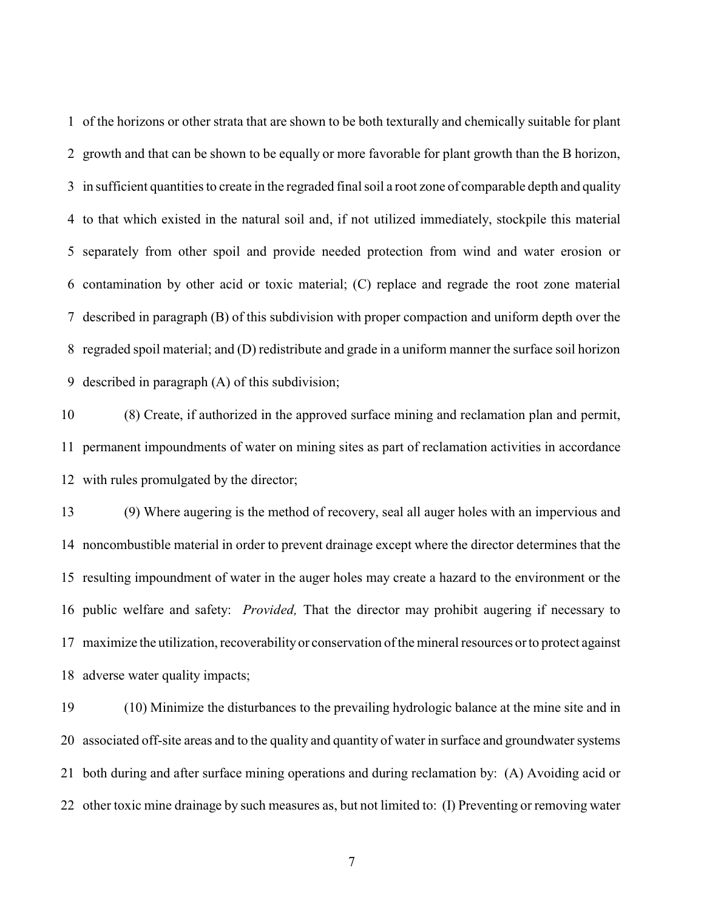of the horizons or other strata that are shown to be both texturally and chemically suitable for plant growth and that can be shown to be equally or more favorable for plant growth than the B horizon, in sufficient quantities to create in the regraded final soil a root zone of comparable depth and quality to that which existed in the natural soil and, if not utilized immediately, stockpile this material separately from other spoil and provide needed protection from wind and water erosion or contamination by other acid or toxic material; (C) replace and regrade the root zone material described in paragraph (B) of this subdivision with proper compaction and uniform depth over the regraded spoil material; and (D) redistribute and grade in a uniform manner the surface soil horizon described in paragraph (A) of this subdivision;

(8) Create, if authorized in the approved surface mining and reclamation plan and permit, permanent impoundments of water on mining sites as part of reclamation activities in accordance with rules promulgated by the director;

(9) Where augering is the method of recovery, seal all auger holes with an impervious and noncombustible material in order to prevent drainage except where the director determines that the resulting impoundment of water in the auger holes may create a hazard to the environment or the public welfare and safety: *Provided,* That the director may prohibit augering if necessary to maximize the utilization, recoverability or conservation of the mineral resources or to protect against adverse water quality impacts;

(10) Minimize the disturbances to the prevailing hydrologic balance at the mine site and in associated off-site areas and to the quality and quantity of water in surface and groundwater systems both during and after surface mining operations and during reclamation by: (A) Avoiding acid or other toxic mine drainage by such measures as, but not limited to: (I) Preventing or removing water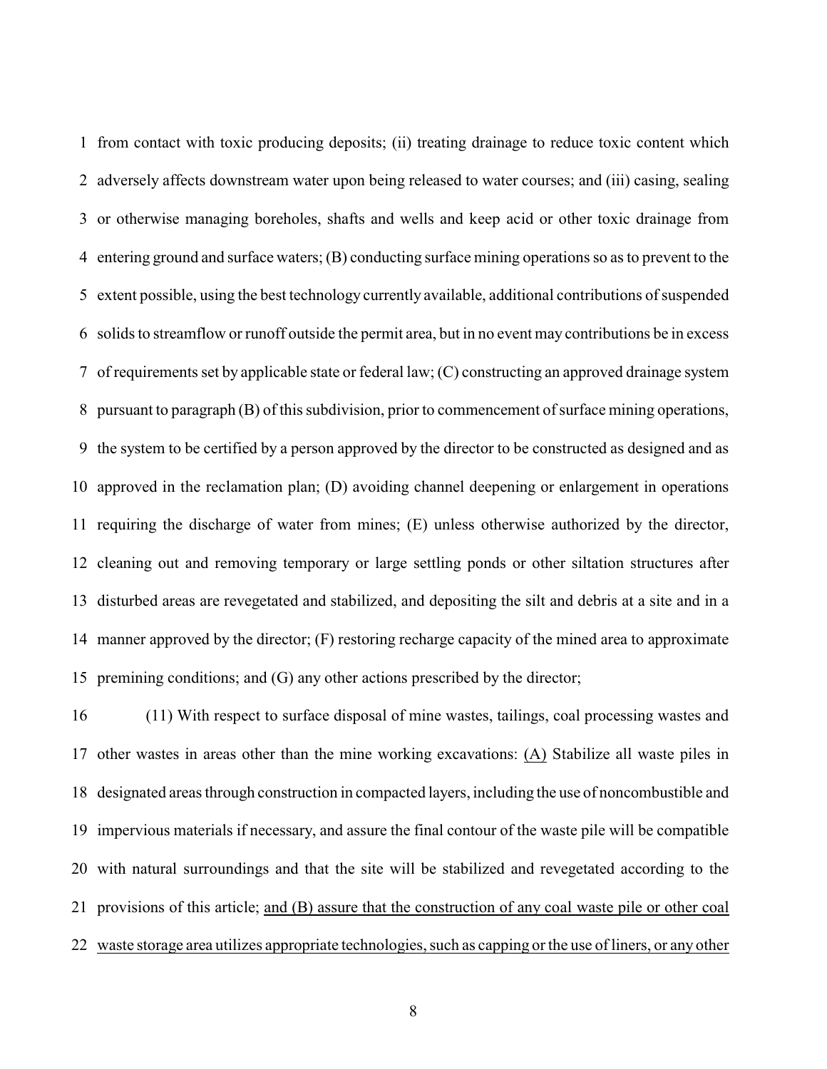from contact with toxic producing deposits; (ii) treating drainage to reduce toxic content which adversely affects downstream water upon being released to water courses; and (iii) casing, sealing or otherwise managing boreholes, shafts and wells and keep acid or other toxic drainage from entering ground and surface waters; (B) conducting surface mining operations so as to prevent to the extent possible, using the best technology currently available, additional contributions of suspended solids to streamflow or runoff outside the permit area, but in no event may contributions be in excess of requirements set by applicable state or federal law; (C) constructing an approved drainage system pursuant to paragraph (B) of this subdivision, prior to commencement of surface mining operations, the system to be certified by a person approved by the director to be constructed as designed and as approved in the reclamation plan; (D) avoiding channel deepening or enlargement in operations requiring the discharge of water from mines; (E) unless otherwise authorized by the director, cleaning out and removing temporary or large settling ponds or other siltation structures after disturbed areas are revegetated and stabilized, and depositing the silt and debris at a site and in a manner approved by the director; (F) restoring recharge capacity of the mined area to approximate premining conditions; and (G) any other actions prescribed by the director;

(11) With respect to surface disposal of mine wastes, tailings, coal processing wastes and other wastes in areas other than the mine working excavations: <u>(A)</u> Stabilize all waste piles in designated areas through construction in compacted layers, including the use of noncombustible and impervious materials if necessary, and assure the final contour of the waste pile will be compatible with natural surroundings and that the site will be stabilized and revegetated according to the provisions of this article; <u>and (B) assure that the construction of any coal waste pile or other coal waste storage area utilizes appropriate technologies, such as capping or the use of liners, or any other</u>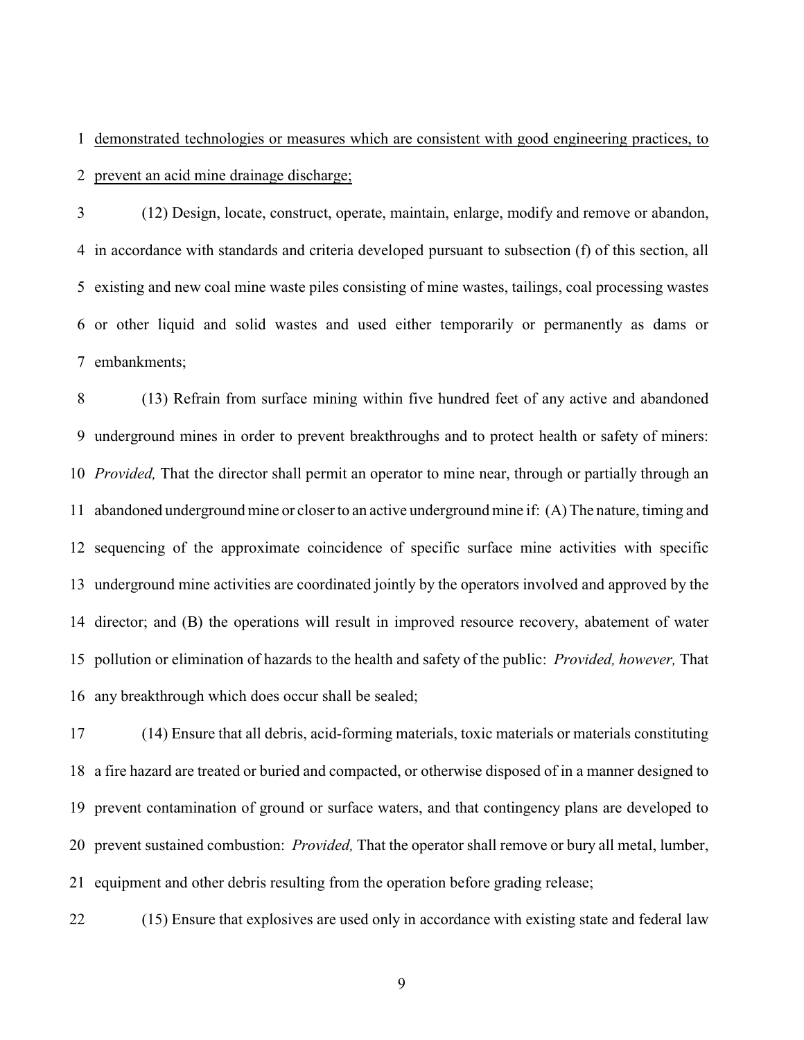demonstrated technologies or measures which are consistent with good engineering practices, to prevent an acid mine drainage discharge;

(12) Design, locate, construct, operate, maintain, enlarge, modify and remove or abandon, in accordance with standards and criteria developed pursuant to subsection (f) of this section, all existing and new coal mine waste piles consisting of mine wastes, tailings, coal processing wastes or other liquid and solid wastes and used either temporarily or permanently as dams or embankments;

(13) Refrain from surface mining within five hundred feet of any active and abandoned underground mines in order to prevent breakthroughs and to protect health or safety of miners: *Provided,* That the director shall permit an operator to mine near, through or partially through an abandoned underground mine or closer to an active underground mine if: (A) The nature, timing and sequencing of the approximate coincidence of specific surface mine activities with specific underground mine activities are coordinated jointly by the operators involved and approved by the director; and (B) the operations will result in improved resource recovery, abatement of water pollution or elimination of hazards to the health and safety of the public: *Provided, however,* That any breakthrough which does occur shall be sealed;

(14) Ensure that all debris, acid-forming materials, toxic materials or materials constituting a fire hazard are treated or buried and compacted, or otherwise disposed of in a manner designed to prevent contamination of ground or surface waters, and that contingency plans are developed to prevent sustained combustion: *Provided,* That the operator shall remove or bury all metal, lumber, equipment and other debris resulting from the operation before grading release;

(15) Ensure that explosives are used only in accordance with existing state and federal law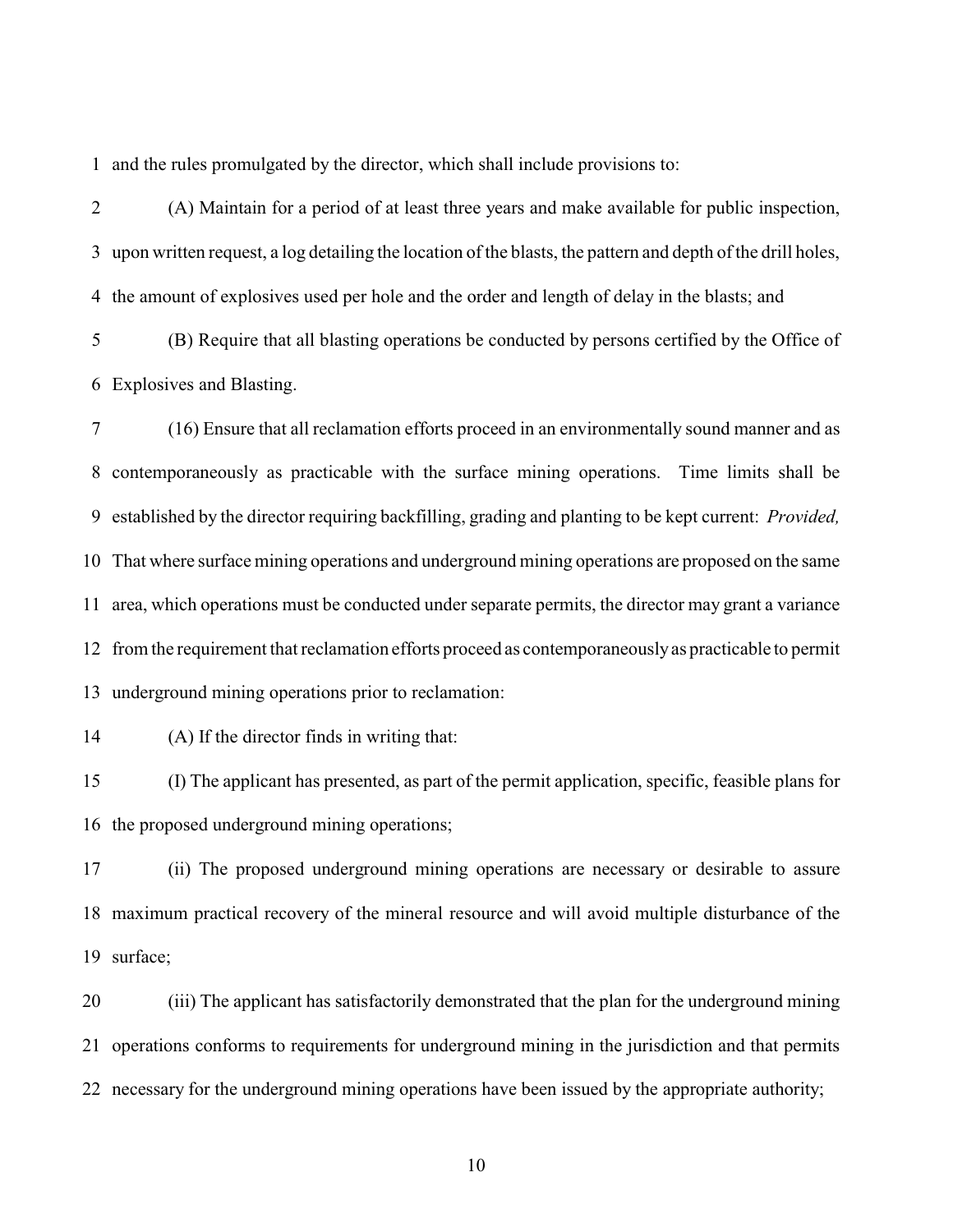and the rules promulgated by the director, which shall include provisions to:

(A) Maintain for a period of at least three years and make available for public inspection, upon written request, a log detailing the location of the blasts, the pattern and depth of the drill holes, the amount of explosives used per hole and the order and length of delay in the blasts; and

(B) Require that all blasting operations be conducted by persons certified by the Office of Explosives and Blasting.

(16) Ensure that all reclamation efforts proceed in an environmentally sound manner and as contemporaneously as practicable with the surface mining operations. Time limits shall be established by the director requiring backfilling, grading and planting to be kept current: *Provided,* That where surface mining operations and underground mining operations are proposed on the same area, which operations must be conducted under separate permits, the director may grant a variance from the requirement that reclamation efforts proceed as contemporaneously as practicable to permit underground mining operations prior to reclamation:

(A) If the director finds in writing that:

(I) The applicant has presented, as part of the permit application, specific, feasible plans for the proposed underground mining operations;

(ii) The proposed underground mining operations are necessary or desirable to assure maximum practical recovery of the mineral resource and will avoid multiple disturbance of the surface;

(iii) The applicant has satisfactorily demonstrated that the plan for the underground mining operations conforms to requirements for underground mining in the jurisdiction and that permits necessary for the underground mining operations have been issued by the appropriate authority;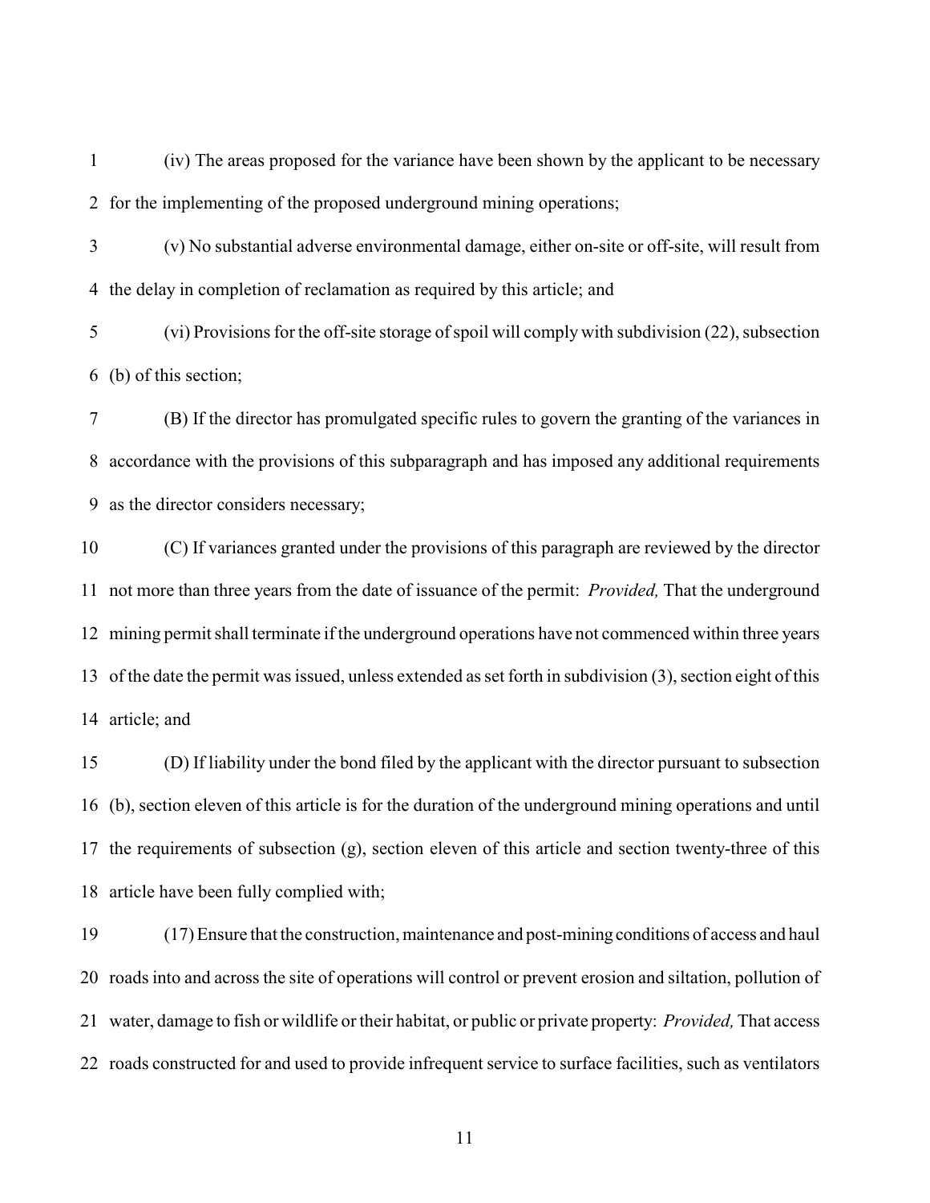(iv) The areas proposed for the variance have been shown by the applicant to be necessary for the implementing of the proposed underground mining operations;

(v) No substantial adverse environmental damage, either on-site or off-site, will result from the delay in completion of reclamation as required by this article; and

(vi) Provisions for the off-site storage of spoil will comply with subdivision (22), subsection (b) of this section;

(B) If the director has promulgated specific rules to govern the granting of the variances in accordance with the provisions of this subparagraph and has imposed any additional requirements as the director considers necessary;

(C) If variances granted under the provisions of this paragraph are reviewed by the director not more than three years from the date of issuance of the permit: *Provided,* That the underground mining permit shall terminate if the underground operations have not commenced within three years of the date the permit was issued, unless extended as set forth in subdivision (3), section eight of this article; and

(D) If liability under the bond filed by the applicant with the director pursuant to subsection (b), section eleven of this article is for the duration of the underground mining operations and until the requirements of subsection (g), section eleven of this article and section twenty-three of this article have been fully complied with;

(17) Ensure that the construction, maintenance and post-mining conditions of access and haul roads into and across the site of operations will control or prevent erosion and siltation, pollution of water, damage to fish or wildlife or their habitat, or public or private property: *Provided,* That access roads constructed for and used to provide infrequent service to surface facilities, such as ventilators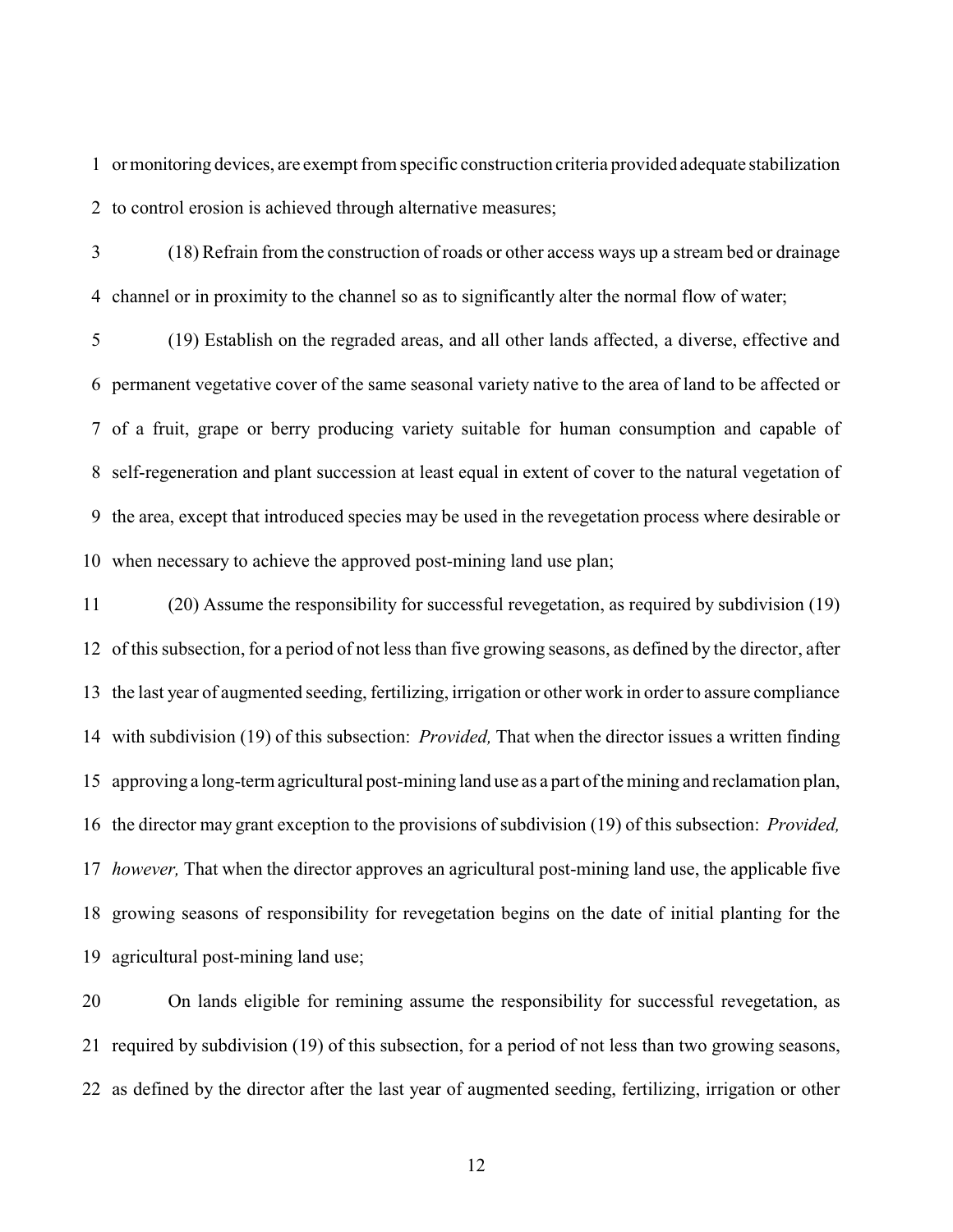or monitoring devices, are exempt from specific construction criteria provided adequate stabilization to control erosion is achieved through alternative measures;

(18) Refrain from the construction of roads or other access ways up a stream bed or drainage channel or in proximity to the channel so as to significantly alter the normal flow of water;

(19) Establish on the regraded areas, and all other lands affected, a diverse, effective and permanent vegetative cover of the same seasonal variety native to the area of land to be affected or of a fruit, grape or berry producing variety suitable for human consumption and capable of self-regeneration and plant succession at least equal in extent of cover to the natural vegetation of the area, except that introduced species may be used in the revegetation process where desirable or when necessary to achieve the approved post-mining land use plan;

(20) Assume the responsibility for successful revegetation, as required by subdivision (19) of this subsection, for a period of not less than five growing seasons, as defined by the director, after the last year of augmented seeding, fertilizing, irrigation or other work in order to assure compliance with subdivision (19) of this subsection: *Provided,* That when the director issues a written finding approving a long-term agricultural post-mining land use as a part of the mining and reclamation plan, the director may grant exception to the provisions of subdivision (19) of this subsection: *Provided, however,* That when the director approves an agricultural post-mining land use, the applicable five growing seasons of responsibility for revegetation begins on the date of initial planting for the agricultural post-mining land use;

On lands eligible for remining assume the responsibility for successful revegetation, as required by subdivision (19) of this subsection, for a period of not less than two growing seasons, as defined by the director after the last year of augmented seeding, fertilizing, irrigation or other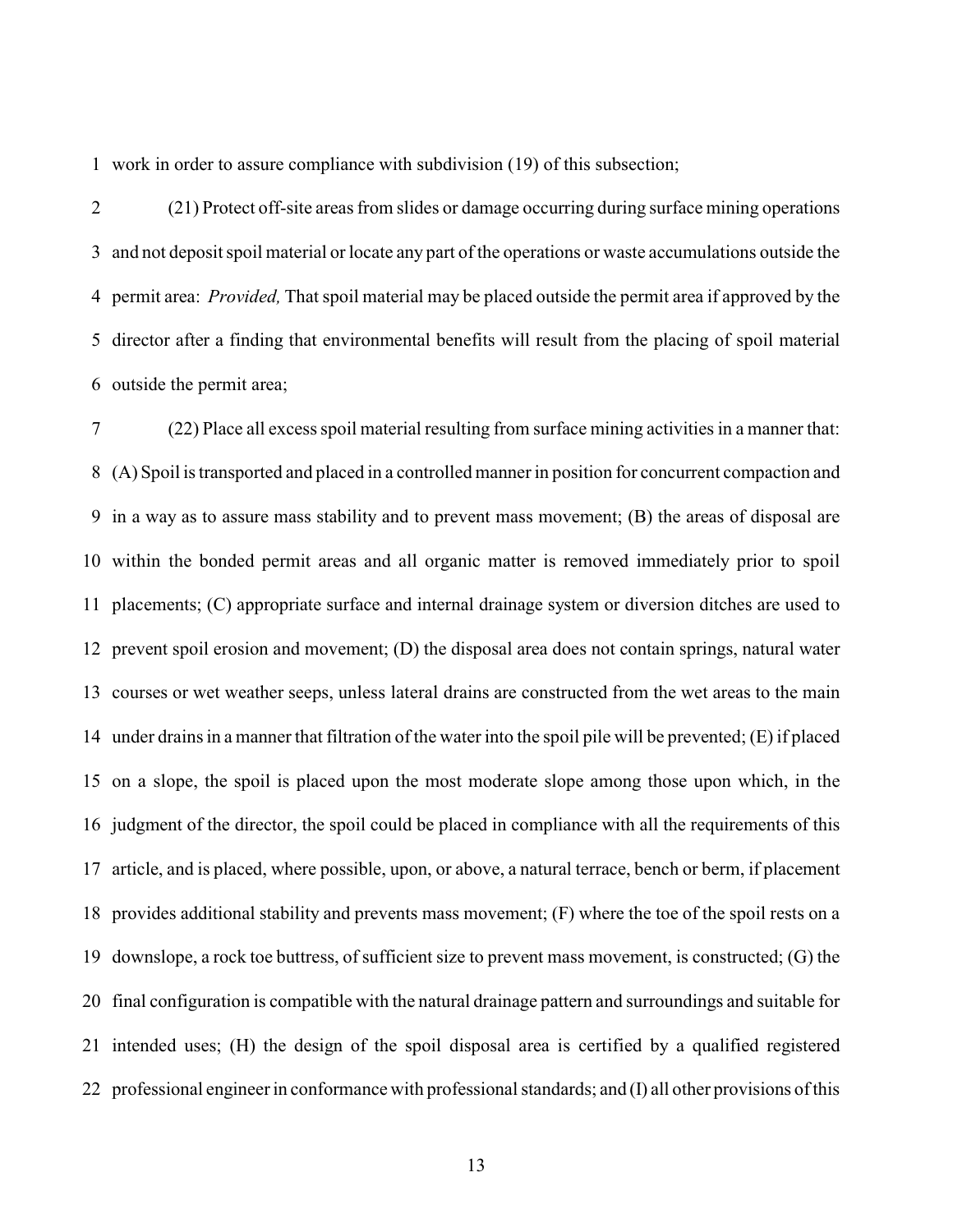work in order to assure compliance with subdivision (19) of this subsection;

(21) Protect off-site areas from slides or damage occurring during surface mining operations and not deposit spoil material or locate any part of the operations or waste accumulations outside the permit area: *Provided,* That spoil material may be placed outside the permit area if approved by the director after a finding that environmental benefits will result from the placing of spoil material outside the permit area;

(22) Place all excess spoil material resulting from surface mining activities in a manner that: (A) Spoil is transported and placed in a controlled manner in position for concurrent compaction and in a way as to assure mass stability and to prevent mass movement; (B) the areas of disposal are within the bonded permit areas and all organic matter is removed immediately prior to spoil placements; (C) appropriate surface and internal drainage system or diversion ditches are used to prevent spoil erosion and movement; (D) the disposal area does not contain springs, natural water courses or wet weather seeps, unless lateral drains are constructed from the wet areas to the main under drains in a manner that filtration of the water into the spoil pile will be prevented; (E) if placed on a slope, the spoil is placed upon the most moderate slope among those upon which, in the judgment of the director, the spoil could be placed in compliance with all the requirements of this article, and is placed, where possible, upon, or above, a natural terrace, bench or berm, if placement provides additional stability and prevents mass movement; (F) where the toe of the spoil rests on a downslope, a rock toe buttress, of sufficient size to prevent mass movement, is constructed; (G) the final configuration is compatible with the natural drainage pattern and surroundings and suitable for intended uses; (H) the design of the spoil disposal area is certified by a qualified registered professional engineer in conformance with professional standards; and (I) all other provisions of this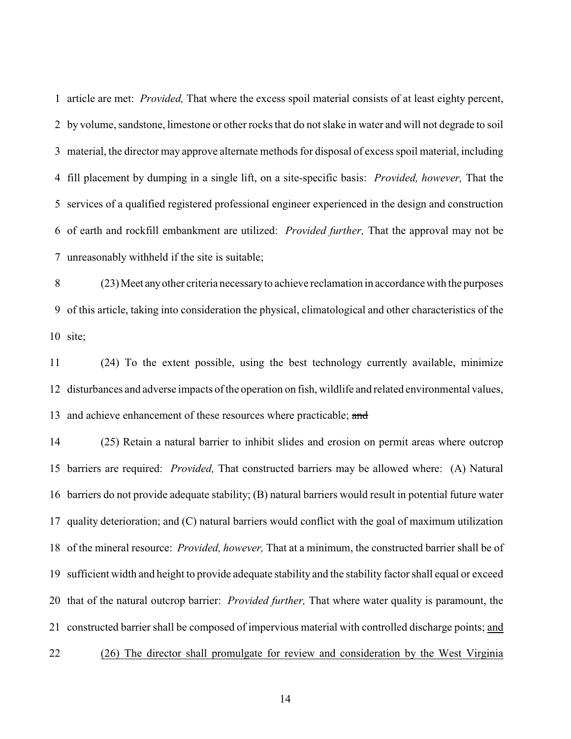article are met: *Provided,* That where the excess spoil material consists of at least eighty percent, by volume, sandstone, limestone or other rocks that do not slake in water and will not degrade to soil material, the director may approve alternate methods for disposal of excess spoil material, including fill placement by dumping in a single lift, on a site-specific basis: *Provided, however,* That the services of a qualified registered professional engineer experienced in the design and construction of earth and rockfill embankment are utilized: *Provided further,* That the approval may not be unreasonably withheld if the site is suitable;

(23) Meet any other criteria necessary to achieve reclamation in accordance with the purposes of this article, taking into consideration the physical, climatological and other characteristics of the site;

(24) To the extent possible, using the best technology currently available, minimize disturbances and adverse impacts of the operation on fish, wildlife and related environmental values, and achieve enhancement of these resources where practicable; ~~and~~

(25) Retain a natural barrier to inhibit slides and erosion on permit areas where outcrop barriers are required: *Provided,* That constructed barriers may be allowed where: (A) Natural barriers do not provide adequate stability; (B) natural barriers would result in potential future water quality deterioration; and (C) natural barriers would conflict with the goal of maximum utilization of the mineral resource: *Provided, however,* That at a minimum, the constructed barrier shall be of sufficient width and height to provide adequate stability and the stability factor shall equal or exceed that of the natural outcrop barrier: *Provided further,* That where water quality is paramount, the constructed barrier shall be composed of impervious material with controlled discharge points; <u>and</u>

<u>(26) The director shall promulgate for review and consideration by the West Virginia</u>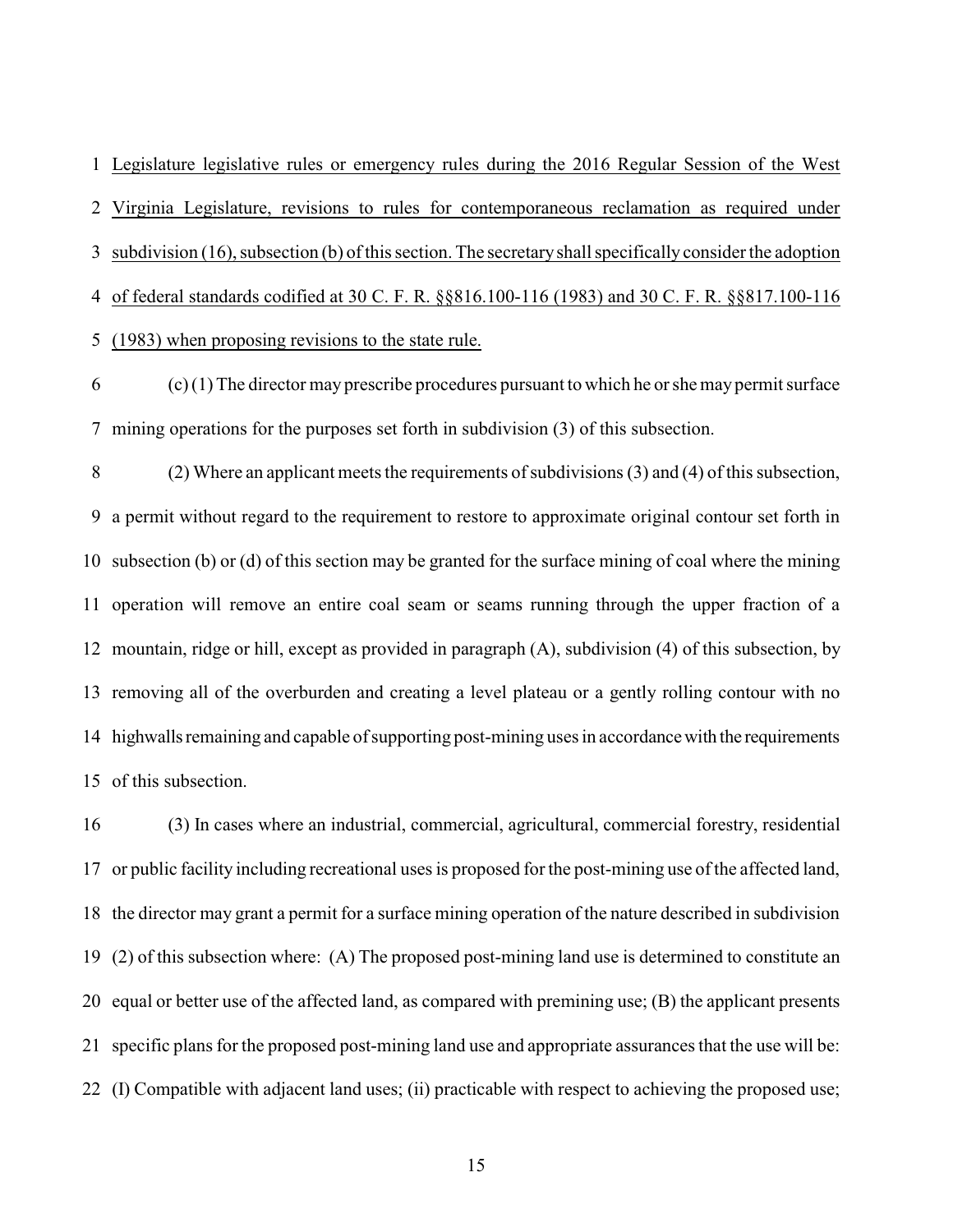Legislature legislative rules or emergency rules during the 2016 Regular Session of the West Virginia Legislature, revisions to rules for contemporaneous reclamation as required under subdivision (16), subsection (b) of this section. The secretary shall specifically consider the adoption of federal standards codified at 30 C. F. R. §§816.100-116 (1983) and 30 C. F. R. §§817.100-116 (1983) when proposing revisions to the state rule.

(c) (1) The director may prescribe procedures pursuant to which he or she may permit surface mining operations for the purposes set forth in subdivision (3) of this subsection.

(2) Where an applicant meets the requirements of subdivisions (3) and (4) of this subsection, a permit without regard to the requirement to restore to approximate original contour set forth in subsection (b) or (d) of this section may be granted for the surface mining of coal where the mining operation will remove an entire coal seam or seams running through the upper fraction of a mountain, ridge or hill, except as provided in paragraph (A), subdivision (4) of this subsection, by removing all of the overburden and creating a level plateau or a gently rolling contour with no highwalls remaining and capable of supporting post-mining uses in accordance with the requirements of this subsection.

(3) In cases where an industrial, commercial, agricultural, commercial forestry, residential or public facility including recreational uses is proposed for the post-mining use of the affected land, the director may grant a permit for a surface mining operation of the nature described in subdivision (2) of this subsection where: (A) The proposed post-mining land use is determined to constitute an equal or better use of the affected land, as compared with premining use; (B) the applicant presents specific plans for the proposed post-mining land use and appropriate assurances that the use will be: (I) Compatible with adjacent land uses; (ii) practicable with respect to achieving the proposed use;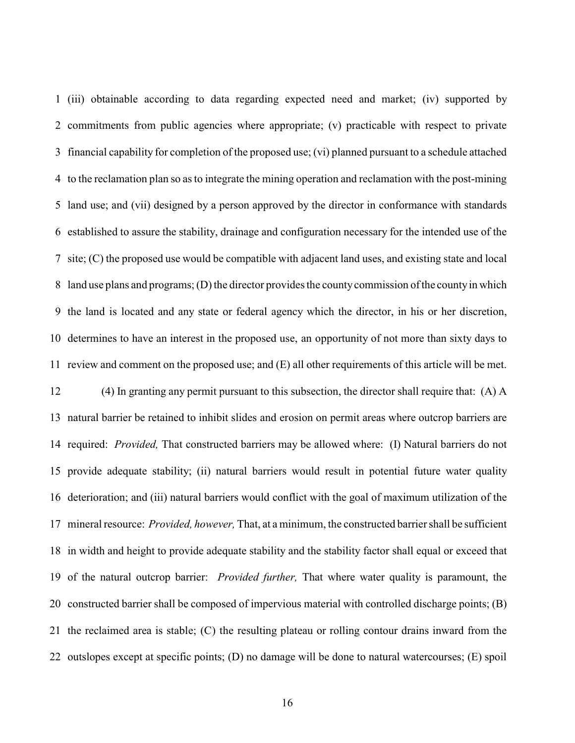(iii) obtainable according to data regarding expected need and market; (iv) supported by commitments from public agencies where appropriate; (v) practicable with respect to private financial capability for completion of the proposed use; (vi) planned pursuant to a schedule attached to the reclamation plan so as to integrate the mining operation and reclamation with the post-mining land use; and (vii) designed by a person approved by the director in conformance with standards established to assure the stability, drainage and configuration necessary for the intended use of the site; (C) the proposed use would be compatible with adjacent land uses, and existing state and local land use plans and programs; (D) the director provides the county commission of the county in which the land is located and any state or federal agency which the director, in his or her discretion, determines to have an interest in the proposed use, an opportunity of not more than sixty days to review and comment on the proposed use; and (E) all other requirements of this article will be met.

(4) In granting any permit pursuant to this subsection, the director shall require that: (A) A natural barrier be retained to inhibit slides and erosion on permit areas where outcrop barriers are required: *Provided,* That constructed barriers may be allowed where: (I) Natural barriers do not provide adequate stability; (ii) natural barriers would result in potential future water quality deterioration; and (iii) natural barriers would conflict with the goal of maximum utilization of the mineral resource: *Provided, however,* That, at a minimum, the constructed barrier shall be sufficient in width and height to provide adequate stability and the stability factor shall equal or exceed that of the natural outcrop barrier: *Provided further,* That where water quality is paramount, the constructed barrier shall be composed of impervious material with controlled discharge points; (B) the reclaimed area is stable; (C) the resulting plateau or rolling contour drains inward from the outslopes except at specific points; (D) no damage will be done to natural watercourses; (E) spoil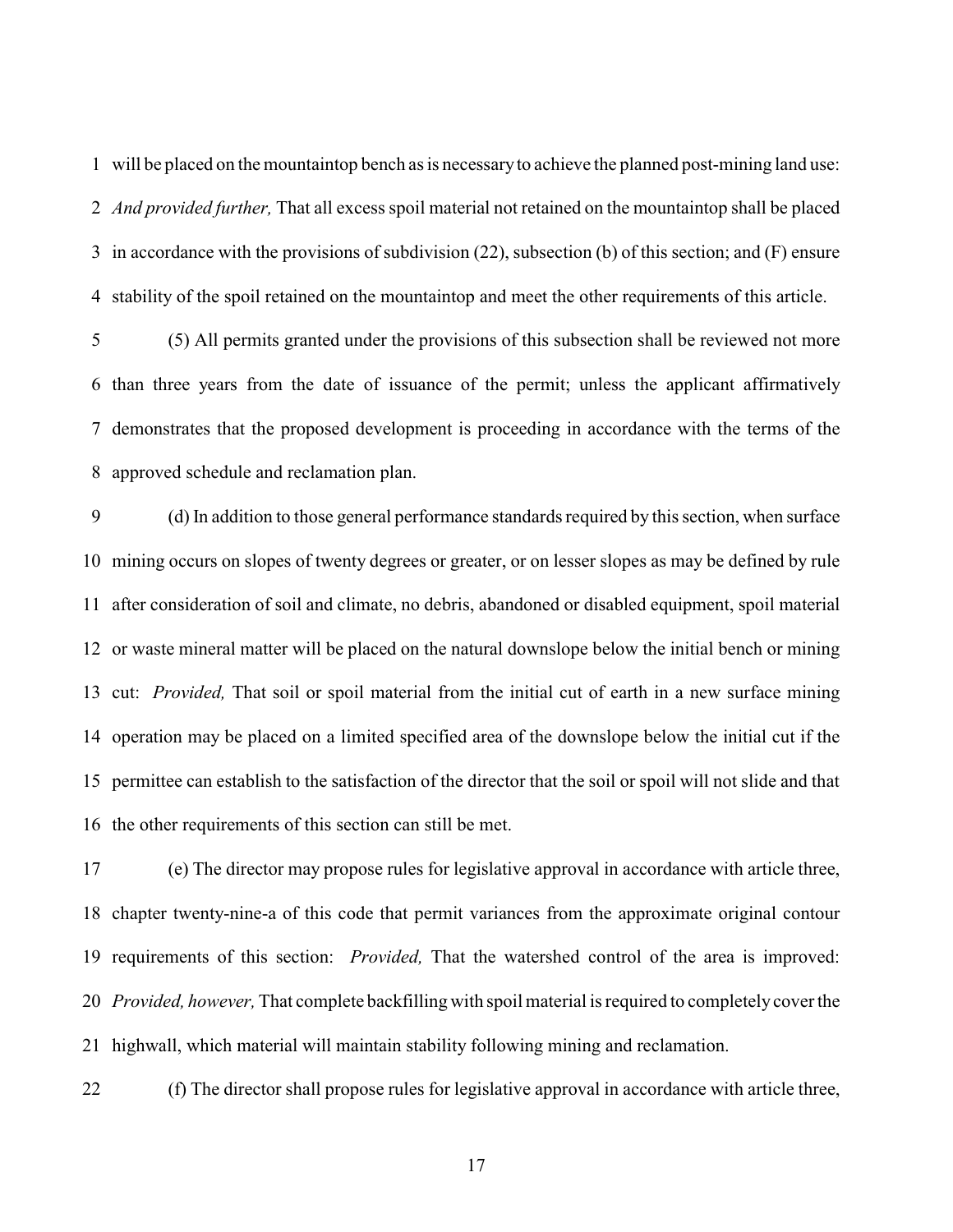will be placed on the mountaintop bench as is necessary to achieve the planned post-mining land use: *And provided further,* That all excess spoil material not retained on the mountaintop shall be placed in accordance with the provisions of subdivision (22), subsection (b) of this section; and (F) ensure stability of the spoil retained on the mountaintop and meet the other requirements of this article.

(5) All permits granted under the provisions of this subsection shall be reviewed not more than three years from the date of issuance of the permit; unless the applicant affirmatively demonstrates that the proposed development is proceeding in accordance with the terms of the approved schedule and reclamation plan.

(d) In addition to those general performance standards required by this section, when surface mining occurs on slopes of twenty degrees or greater, or on lesser slopes as may be defined by rule after consideration of soil and climate, no debris, abandoned or disabled equipment, spoil material or waste mineral matter will be placed on the natural downslope below the initial bench or mining cut: *Provided,* That soil or spoil material from the initial cut of earth in a new surface mining operation may be placed on a limited specified area of the downslope below the initial cut if the permittee can establish to the satisfaction of the director that the soil or spoil will not slide and that the other requirements of this section can still be met.

(e) The director may propose rules for legislative approval in accordance with article three, chapter twenty-nine-a of this code that permit variances from the approximate original contour requirements of this section: *Provided,* That the watershed control of the area is improved: *Provided, however,* That complete backfilling with spoil material is required to completely cover the highwall, which material will maintain stability following mining and reclamation.

(f) The director shall propose rules for legislative approval in accordance with article three,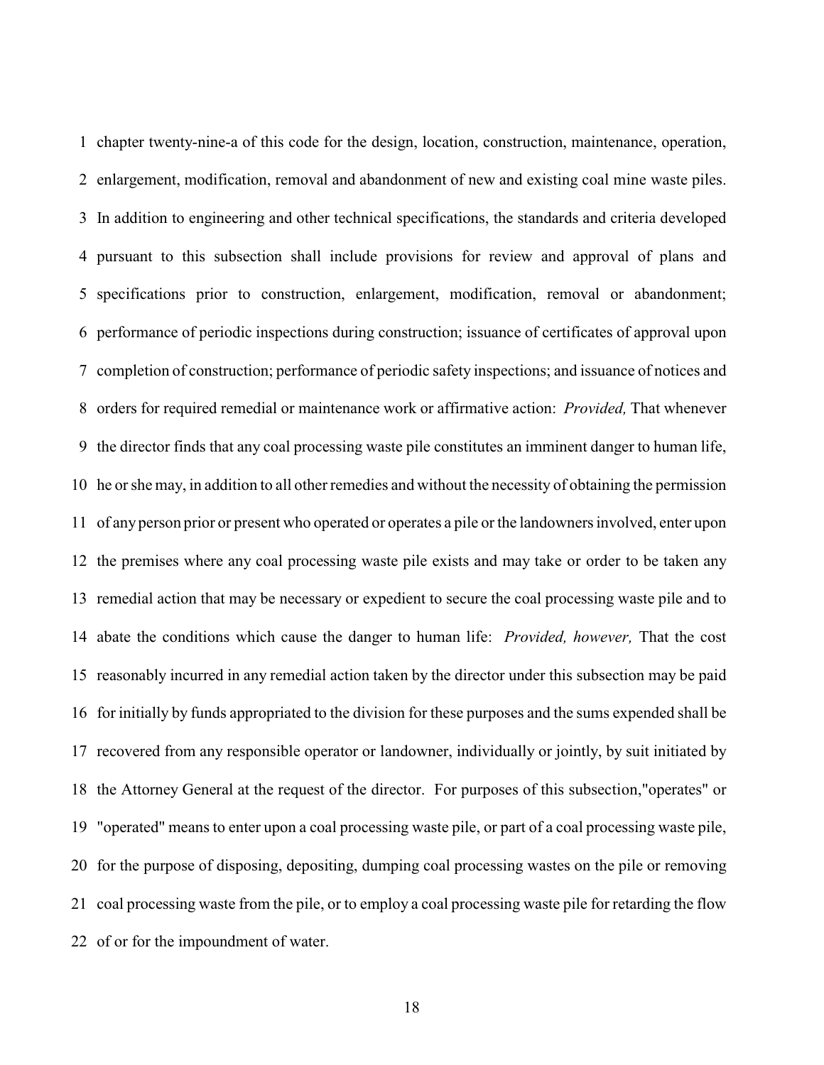chapter twenty-nine-a of this code for the design, location, construction, maintenance, operation, enlargement, modification, removal and abandonment of new and existing coal mine waste piles. In addition to engineering and other technical specifications, the standards and criteria developed pursuant to this subsection shall include provisions for review and approval of plans and specifications prior to construction, enlargement, modification, removal or abandonment; performance of periodic inspections during construction; issuance of certificates of approval upon completion of construction; performance of periodic safety inspections; and issuance of notices and orders for required remedial or maintenance work or affirmative action: *Provided,* That whenever the director finds that any coal processing waste pile constitutes an imminent danger to human life, he or she may, in addition to all other remedies and without the necessity of obtaining the permission of any person prior or present who operated or operates a pile or the landowners involved, enter upon the premises where any coal processing waste pile exists and may take or order to be taken any remedial action that may be necessary or expedient to secure the coal processing waste pile and to abate the conditions which cause the danger to human life: *Provided, however,* That the cost reasonably incurred in any remedial action taken by the director under this subsection may be paid for initially by funds appropriated to the division for these purposes and the sums expended shall be recovered from any responsible operator or landowner, individually or jointly, by suit initiated by the Attorney General at the request of the director. For purposes of this subsection,"operates" or "operated" means to enter upon a coal processing waste pile, or part of a coal processing waste pile, for the purpose of disposing, depositing, dumping coal processing wastes on the pile or removing coal processing waste from the pile, or to employ a coal processing waste pile for retarding the flow of or for the impoundment of water.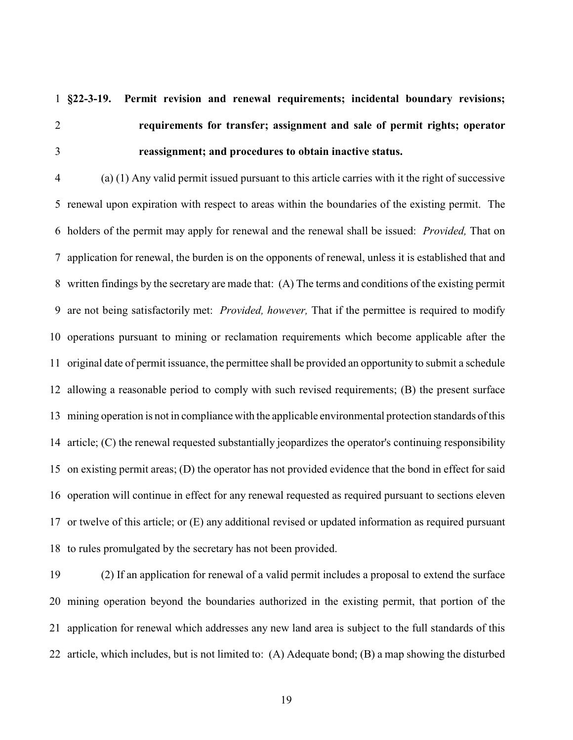**§22-3-19. Permit revision and renewal requirements; incidental boundary revisions; requirements for transfer; assignment and sale of permit rights; operator reassignment; and procedures to obtain inactive status.**

(a) (1) Any valid permit issued pursuant to this article carries with it the right of successive renewal upon expiration with respect to areas within the boundaries of the existing permit. The holders of the permit may apply for renewal and the renewal shall be issued: *Provided,* That on application for renewal, the burden is on the opponents of renewal, unless it is established that and written findings by the secretary are made that: (A) The terms and conditions of the existing permit are not being satisfactorily met: *Provided, however,* That if the permittee is required to modify operations pursuant to mining or reclamation requirements which become applicable after the original date of permit issuance, the permittee shall be provided an opportunity to submit a schedule allowing a reasonable period to comply with such revised requirements; (B) the present surface mining operation is not in compliance with the applicable environmental protection standards of this article; (C) the renewal requested substantially jeopardizes the operator's continuing responsibility on existing permit areas; (D) the operator has not provided evidence that the bond in effect for said operation will continue in effect for any renewal requested as required pursuant to sections eleven or twelve of this article; or (E) any additional revised or updated information as required pursuant to rules promulgated by the secretary has not been provided.

(2) If an application for renewal of a valid permit includes a proposal to extend the surface mining operation beyond the boundaries authorized in the existing permit, that portion of the application for renewal which addresses any new land area is subject to the full standards of this article, which includes, but is not limited to: (A) Adequate bond; (B) a map showing the disturbed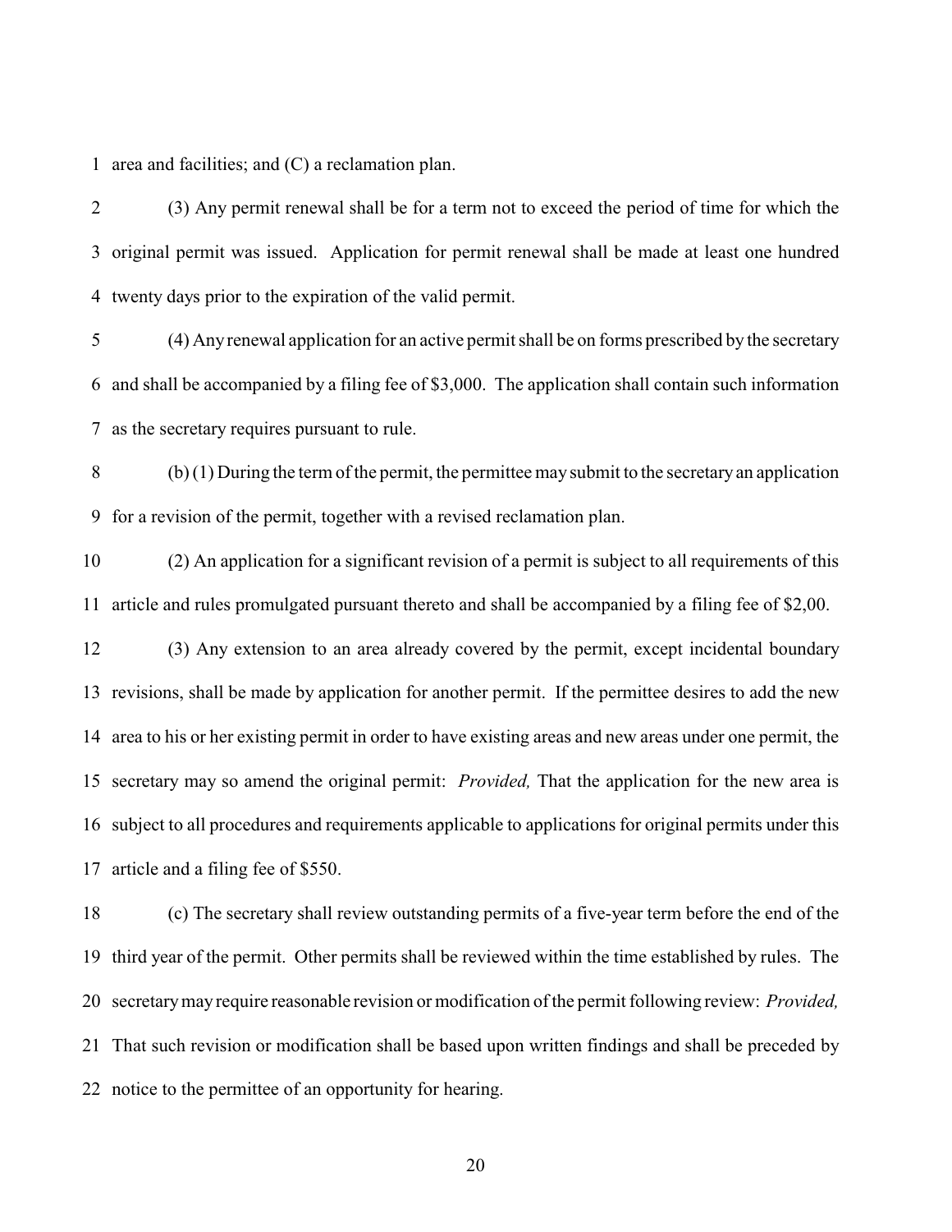area and facilities; and (C) a reclamation plan.

(3) Any permit renewal shall be for a term not to exceed the period of time for which the original permit was issued. Application for permit renewal shall be made at least one hundred twenty days prior to the expiration of the valid permit.

(4) Any renewal application for an active permit shall be on forms prescribed by the secretary and shall be accompanied by a filing fee of $3,000. The application shall contain such information as the secretary requires pursuant to rule.

(b) (1) During the term of the permit, the permittee may submit to the secretary an application for a revision of the permit, together with a revised reclamation plan.

(2) An application for a significant revision of a permit is subject to all requirements of this article and rules promulgated pursuant thereto and shall be accompanied by a filing fee of $2,00.

(3) Any extension to an area already covered by the permit, except incidental boundary revisions, shall be made by application for another permit. If the permittee desires to add the new area to his or her existing permit in order to have existing areas and new areas under one permit, the secretary may so amend the original permit: *Provided,* That the application for the new area is subject to all procedures and requirements applicable to applications for original permits under this article and a filing fee of $550.

(c) The secretary shall review outstanding permits of a five-year term before the end of the third year of the permit. Other permits shall be reviewed within the time established by rules. The secretary may require reasonable revision or modification of the permit following review: *Provided,* That such revision or modification shall be based upon written findings and shall be preceded by notice to the permittee of an opportunity for hearing.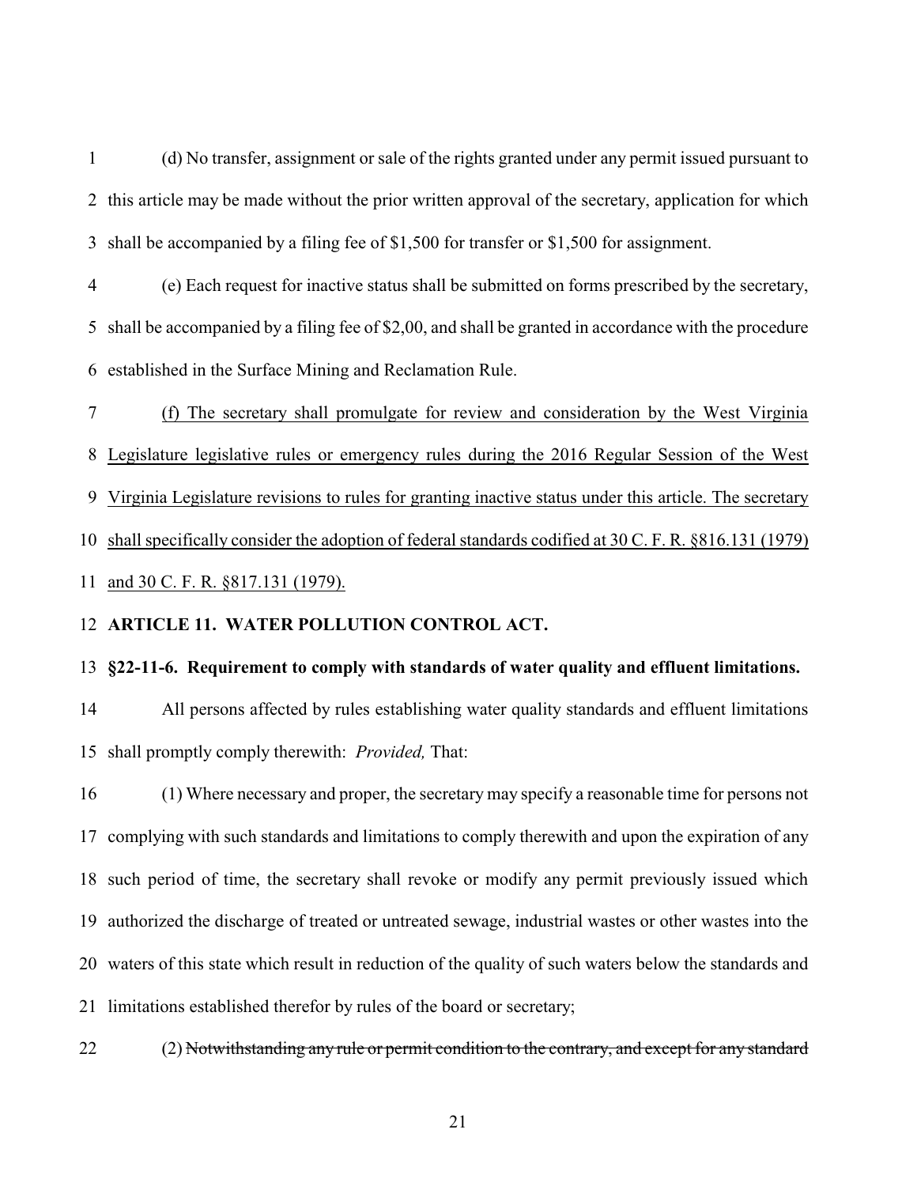(d) No transfer, assignment or sale of the rights granted under any permit issued pursuant to this article may be made without the prior written approval of the secretary, application for which shall be accompanied by a filing fee of $1,500 for transfer or $1,500 for assignment.

(e) Each request for inactive status shall be submitted on forms prescribed by the secretary, shall be accompanied by a filing fee of $2,00, and shall be granted in accordance with the procedure established in the Surface Mining and Reclamation Rule.

<u>(f) The secretary shall promulgate for review and consideration by the West Virginia Legislature legislative rules or emergency rules during the 2016 Regular Session of the West Virginia Legislature revisions to rules for granting inactive status under this article. The secretary shall specifically consider the adoption of federal standards codified at 30 C. F. R. §816.131 (1979) and 30 C. F. R. §817.131 (1979).</u>

**ARTICLE 11. WATER POLLUTION CONTROL ACT.**

**§22-11-6. Requirement to comply with standards of water quality and effluent limitations.**

All persons affected by rules establishing water quality standards and effluent limitations shall promptly comply therewith: *Provided,* That:

(1) Where necessary and proper, the secretary may specify a reasonable time for persons not complying with such standards and limitations to comply therewith and upon the expiration of any such period of time, the secretary shall revoke or modify any permit previously issued which authorized the discharge of treated or untreated sewage, industrial wastes or other wastes into the waters of this state which result in reduction of the quality of such waters below the standards and limitations established therefor by rules of the board or secretary;

(2) ~~Notwithstanding any rule or permit condition to the contrary, and except for any standard~~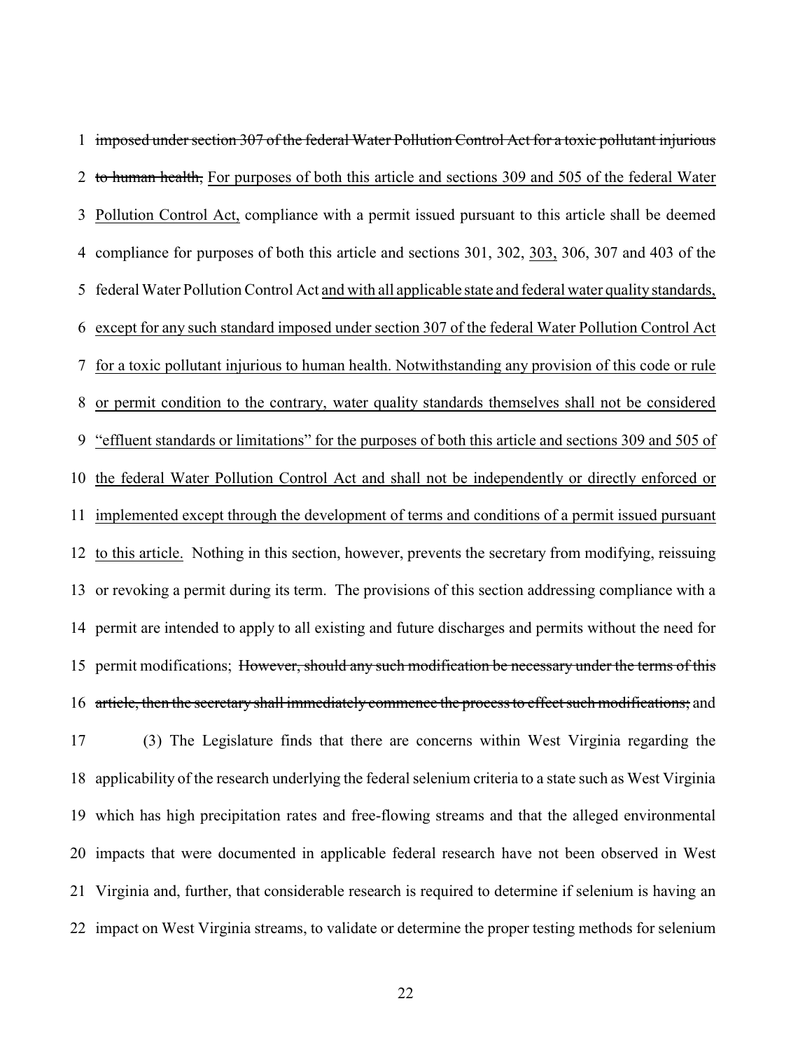~~imposed under section 307 of the federal Water Pollution Control Act for a toxic pollutant injurious to human health,~~ <u>For purposes of both this article and sections 309 and 505 of the federal Water Pollution Control Act,</u> compliance with a permit issued pursuant to this article shall be deemed compliance for purposes of both this article and sections 301, 302, <u>303,</u> 306, 307 and 403 of the federal Water Pollution Control Act <u>and with all applicable state and federal water quality standards, except for any such standard imposed under section 307 of the federal Water Pollution Control Act for a toxic pollutant injurious to human health. Notwithstanding any provision of this code or rule or permit condition to the contrary, water quality standards themselves shall not be considered "effluent standards or limitations" for the purposes of both this article and sections 309 and 505 of the federal Water Pollution Control Act and shall not be independently or directly enforced or implemented except through the development of terms and conditions of a permit issued pursuant to this article.</u> Nothing in this section, however, prevents the secretary from modifying, reissuing or revoking a permit during its term. The provisions of this section addressing compliance with a permit are intended to apply to all existing and future discharges and permits without the need for permit modifications; ~~However, should any such modification be necessary under the terms of this article, then the secretary shall immediately commence the process to effect such modifications;~~ and

(3) The Legislature finds that there are concerns within West Virginia regarding the applicability of the research underlying the federal selenium criteria to a state such as West Virginia which has high precipitation rates and free-flowing streams and that the alleged environmental impacts that were documented in applicable federal research have not been observed in West Virginia and, further, that considerable research is required to determine if selenium is having an impact on West Virginia streams, to validate or determine the proper testing methods for selenium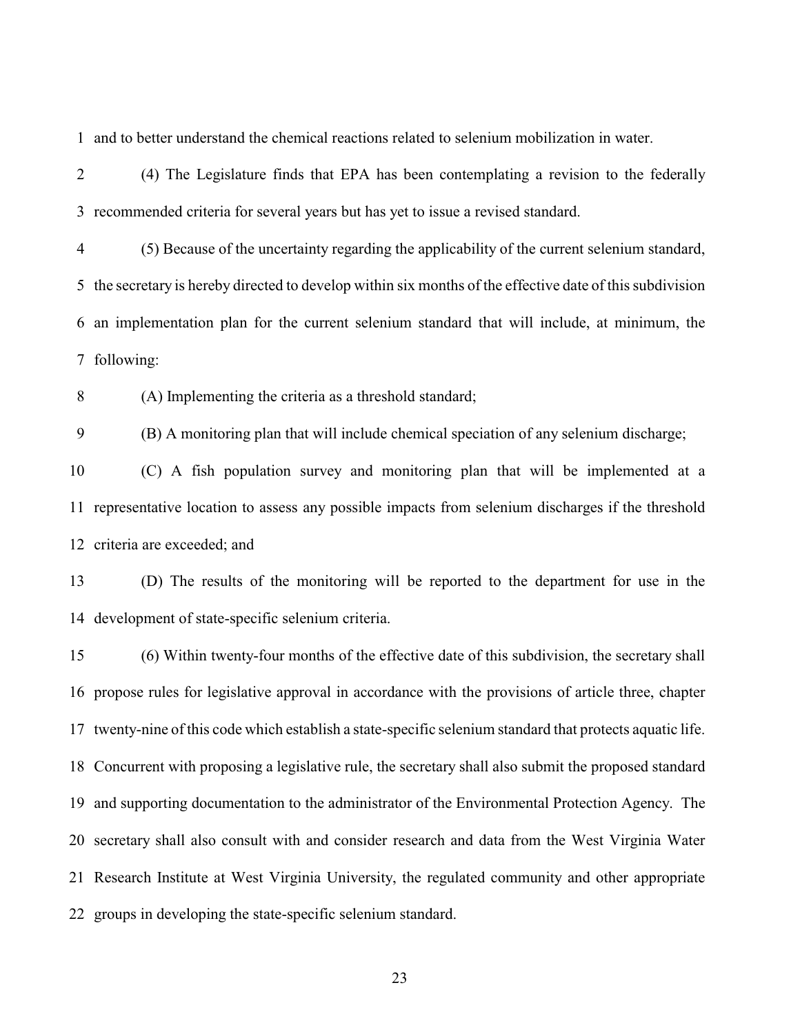and to better understand the chemical reactions related to selenium mobilization in water.

(4) The Legislature finds that EPA has been contemplating a revision to the federally recommended criteria for several years but has yet to issue a revised standard.

(5) Because of the uncertainty regarding the applicability of the current selenium standard, the secretary is hereby directed to develop within six months of the effective date of this subdivision an implementation plan for the current selenium standard that will include, at minimum, the following:

(A) Implementing the criteria as a threshold standard;

(B) A monitoring plan that will include chemical speciation of any selenium discharge;

(C) A fish population survey and monitoring plan that will be implemented at a representative location to assess any possible impacts from selenium discharges if the threshold criteria are exceeded; and

(D) The results of the monitoring will be reported to the department for use in the development of state-specific selenium criteria.

(6) Within twenty-four months of the effective date of this subdivision, the secretary shall propose rules for legislative approval in accordance with the provisions of article three, chapter twenty-nine of this code which establish a state-specific selenium standard that protects aquatic life. Concurrent with proposing a legislative rule, the secretary shall also submit the proposed standard and supporting documentation to the administrator of the Environmental Protection Agency. The secretary shall also consult with and consider research and data from the West Virginia Water Research Institute at West Virginia University, the regulated community and other appropriate groups in developing the state-specific selenium standard.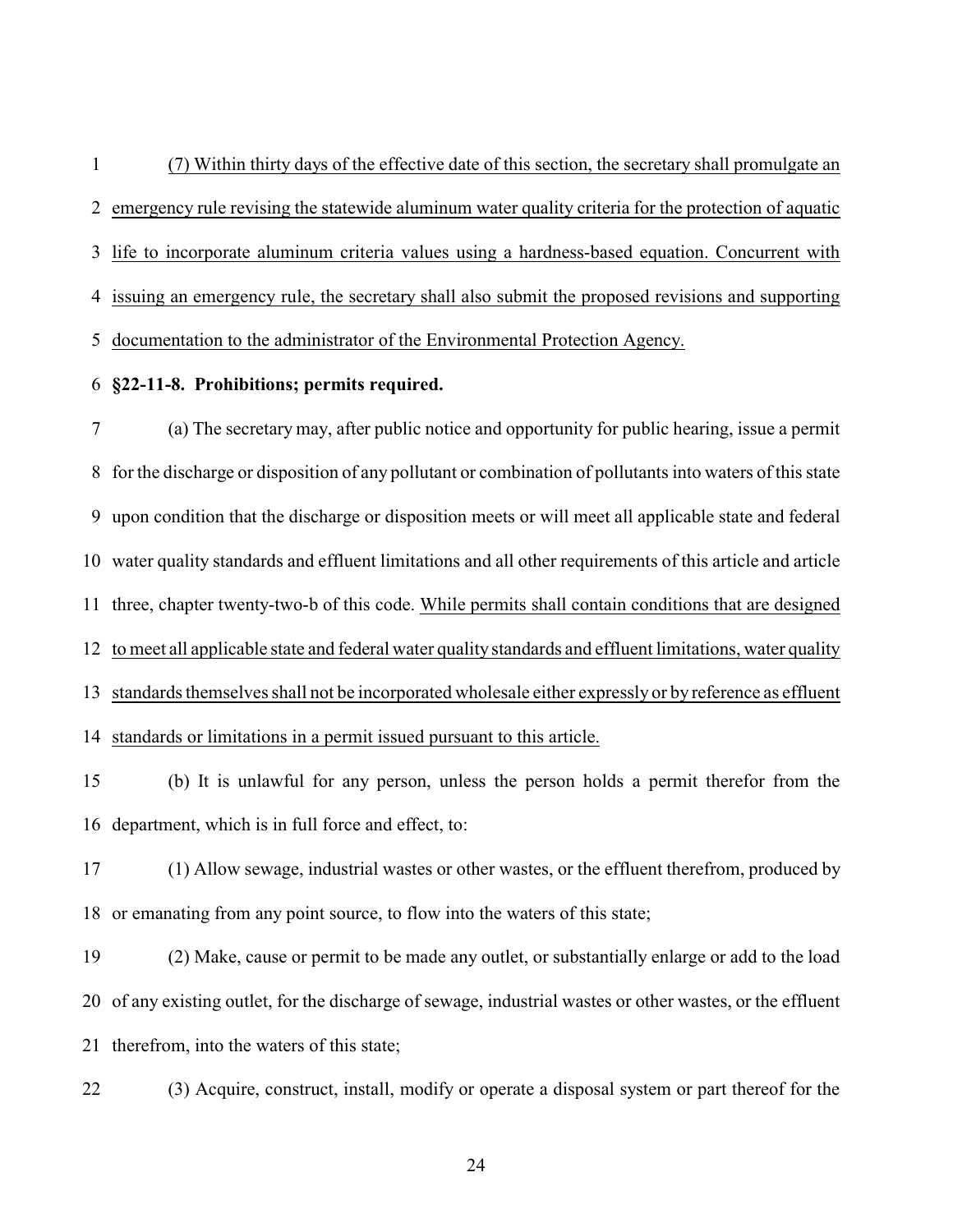(7) Within thirty days of the effective date of this section, the secretary shall promulgate an emergency rule revising the statewide aluminum water quality criteria for the protection of aquatic life to incorporate aluminum criteria values using a hardness-based equation. Concurrent with issuing an emergency rule, the secretary shall also submit the proposed revisions and supporting documentation to the administrator of the Environmental Protection Agency.

**§22-11-8. Prohibitions; permits required.**

(a) The secretary may, after public notice and opportunity for public hearing, issue a permit for the discharge or disposition of any pollutant or combination of pollutants into waters of this state upon condition that the discharge or disposition meets or will meet all applicable state and federal water quality standards and effluent limitations and all other requirements of this article and article three, chapter twenty-two-b of this code. While permits shall contain conditions that are designed to meet all applicable state and federal water quality standards and effluent limitations, water quality standards themselves shall not be incorporated wholesale either expressly or by reference as effluent standards or limitations in a permit issued pursuant to this article.

(b) It is unlawful for any person, unless the person holds a permit therefor from the department, which is in full force and effect, to:

(1) Allow sewage, industrial wastes or other wastes, or the effluent therefrom, produced by or emanating from any point source, to flow into the waters of this state;

(2) Make, cause or permit to be made any outlet, or substantially enlarge or add to the load of any existing outlet, for the discharge of sewage, industrial wastes or other wastes, or the effluent therefrom, into the waters of this state;

(3) Acquire, construct, install, modify or operate a disposal system or part thereof for the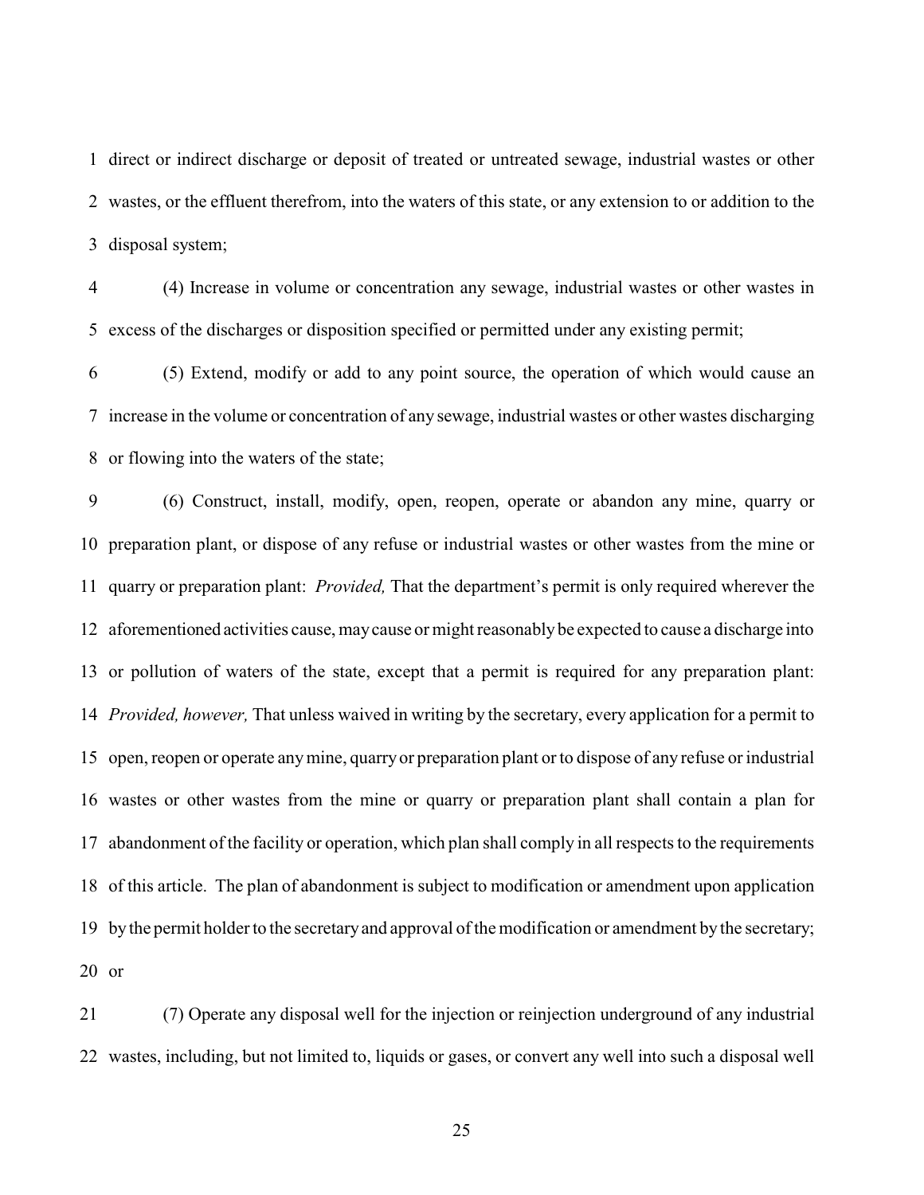direct or indirect discharge or deposit of treated or untreated sewage, industrial wastes or other wastes, or the effluent therefrom, into the waters of this state, or any extension to or addition to the disposal system;

(4) Increase in volume or concentration any sewage, industrial wastes or other wastes in excess of the discharges or disposition specified or permitted under any existing permit;

(5) Extend, modify or add to any point source, the operation of which would cause an increase in the volume or concentration of any sewage, industrial wastes or other wastes discharging or flowing into the waters of the state;

(6) Construct, install, modify, open, reopen, operate or abandon any mine, quarry or preparation plant, or dispose of any refuse or industrial wastes or other wastes from the mine or quarry or preparation plant: *Provided,* That the department's permit is only required wherever the aforementioned activities cause, may cause or might reasonably be expected to cause a discharge into or pollution of waters of the state, except that a permit is required for any preparation plant: *Provided, however,* That unless waived in writing by the secretary, every application for a permit to open, reopen or operate any mine, quarry or preparation plant or to dispose of any refuse or industrial wastes or other wastes from the mine or quarry or preparation plant shall contain a plan for abandonment of the facility or operation, which plan shall comply in all respects to the requirements of this article. The plan of abandonment is subject to modification or amendment upon application by the permit holder to the secretary and approval of the modification or amendment by the secretary; or

(7) Operate any disposal well for the injection or reinjection underground of any industrial wastes, including, but not limited to, liquids or gases, or convert any well into such a disposal well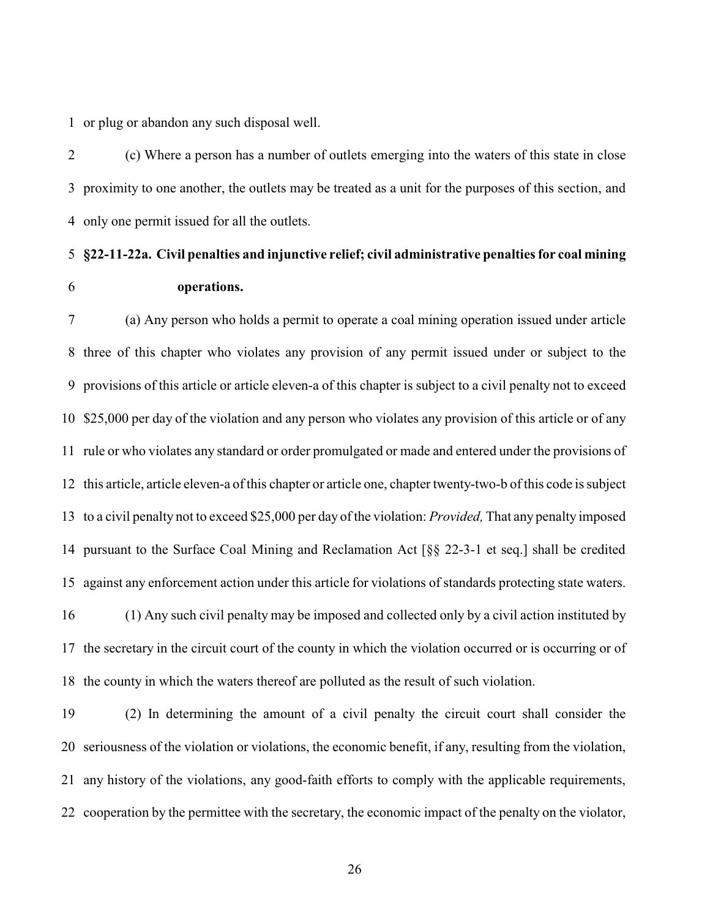or plug or abandon any such disposal well.

(c) Where a person has a number of outlets emerging into the waters of this state in close proximity to one another, the outlets may be treated as a unit for the purposes of this section, and only one permit issued for all the outlets.

**§22-11-22a. Civil penalties and injunctive relief; civil administrative penalties for coal mining operations.**

(a) Any person who holds a permit to operate a coal mining operation issued under article three of this chapter who violates any provision of any permit issued under or subject to the provisions of this article or article eleven-a of this chapter is subject to a civil penalty not to exceed $25,000 per day of the violation and any person who violates any provision of this article or of any rule or who violates any standard or order promulgated or made and entered under the provisions of this article, article eleven-a of this chapter or article one, chapter twenty-two-b of this code is subject to a civil penalty not to exceed $25,000 per day of the violation: *Provided,* That any penalty imposed pursuant to the Surface Coal Mining and Reclamation Act [§§ 22-3-1 et seq.] shall be credited against any enforcement action under this article for violations of standards protecting state waters.

(1) Any such civil penalty may be imposed and collected only by a civil action instituted by the secretary in the circuit court of the county in which the violation occurred or is occurring or of the county in which the waters thereof are polluted as the result of such violation.

(2) In determining the amount of a civil penalty the circuit court shall consider the seriousness of the violation or violations, the economic benefit, if any, resulting from the violation, any history of the violations, any good-faith efforts to comply with the applicable requirements, cooperation by the permittee with the secretary, the economic impact of the penalty on the violator,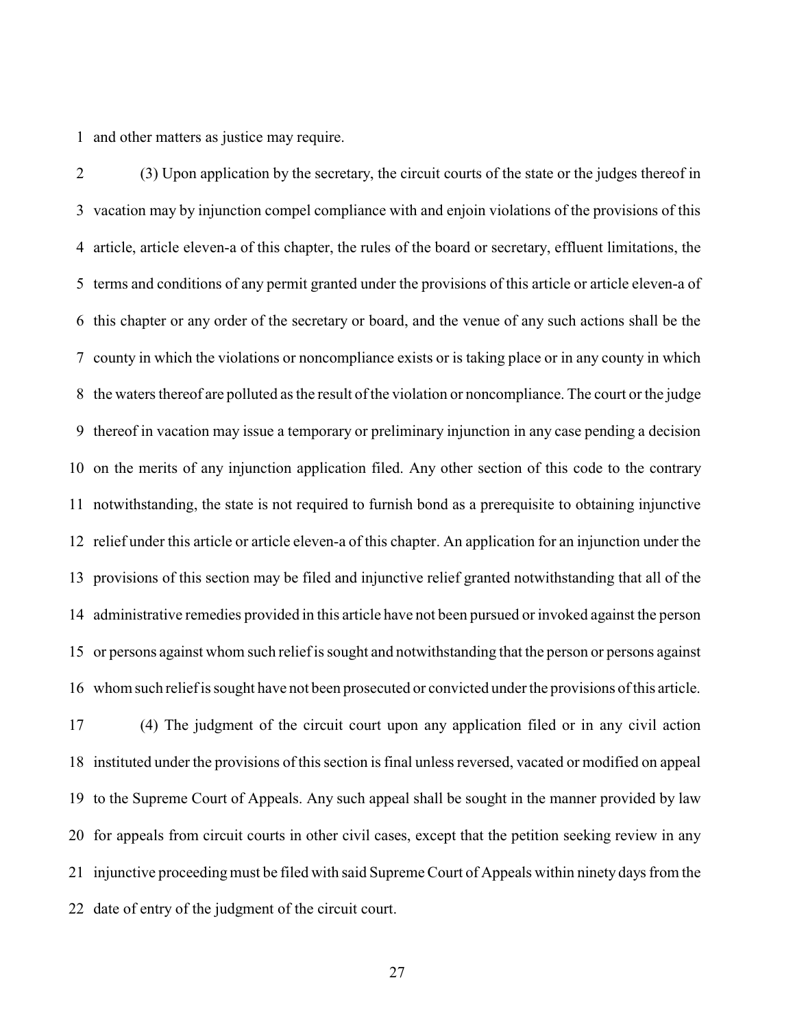and other matters as justice may require.

(3) Upon application by the secretary, the circuit courts of the state or the judges thereof in vacation may by injunction compel compliance with and enjoin violations of the provisions of this article, article eleven-a of this chapter, the rules of the board or secretary, effluent limitations, the terms and conditions of any permit granted under the provisions of this article or article eleven-a of this chapter or any order of the secretary or board, and the venue of any such actions shall be the county in which the violations or noncompliance exists or is taking place or in any county in which the waters thereof are polluted as the result of the violation or noncompliance. The court or the judge thereof in vacation may issue a temporary or preliminary injunction in any case pending a decision on the merits of any injunction application filed. Any other section of this code to the contrary notwithstanding, the state is not required to furnish bond as a prerequisite to obtaining injunctive relief under this article or article eleven-a of this chapter. An application for an injunction under the provisions of this section may be filed and injunctive relief granted notwithstanding that all of the administrative remedies provided in this article have not been pursued or invoked against the person or persons against whom such relief is sought and notwithstanding that the person or persons against whom such relief is sought have not been prosecuted or convicted under the provisions of this article.

(4) The judgment of the circuit court upon any application filed or in any civil action instituted under the provisions of this section is final unless reversed, vacated or modified on appeal to the Supreme Court of Appeals. Any such appeal shall be sought in the manner provided by law for appeals from circuit courts in other civil cases, except that the petition seeking review in any injunctive proceeding must be filed with said Supreme Court of Appeals within ninety days from the date of entry of the judgment of the circuit court.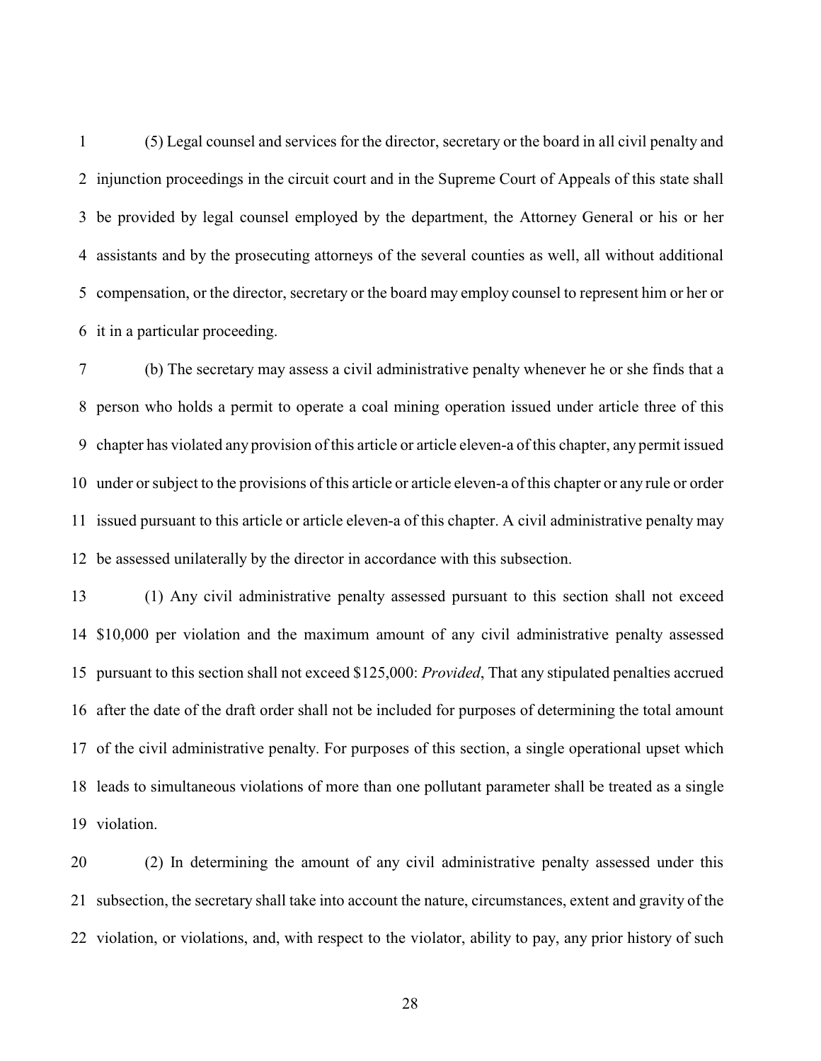(5) Legal counsel and services for the director, secretary or the board in all civil penalty and injunction proceedings in the circuit court and in the Supreme Court of Appeals of this state shall be provided by legal counsel employed by the department, the Attorney General or his or her assistants and by the prosecuting attorneys of the several counties as well, all without additional compensation, or the director, secretary or the board may employ counsel to represent him or her or it in a particular proceeding.

(b) The secretary may assess a civil administrative penalty whenever he or she finds that a person who holds a permit to operate a coal mining operation issued under article three of this chapter has violated any provision of this article or article eleven-a of this chapter, any permit issued under or subject to the provisions of this article or article eleven-a of this chapter or any rule or order issued pursuant to this article or article eleven-a of this chapter. A civil administrative penalty may be assessed unilaterally by the director in accordance with this subsection.

(1) Any civil administrative penalty assessed pursuant to this section shall not exceed $10,000 per violation and the maximum amount of any civil administrative penalty assessed pursuant to this section shall not exceed $125,000: *Provided*, That any stipulated penalties accrued after the date of the draft order shall not be included for purposes of determining the total amount of the civil administrative penalty. For purposes of this section, a single operational upset which leads to simultaneous violations of more than one pollutant parameter shall be treated as a single violation.

(2) In determining the amount of any civil administrative penalty assessed under this subsection, the secretary shall take into account the nature, circumstances, extent and gravity of the violation, or violations, and, with respect to the violator, ability to pay, any prior history of such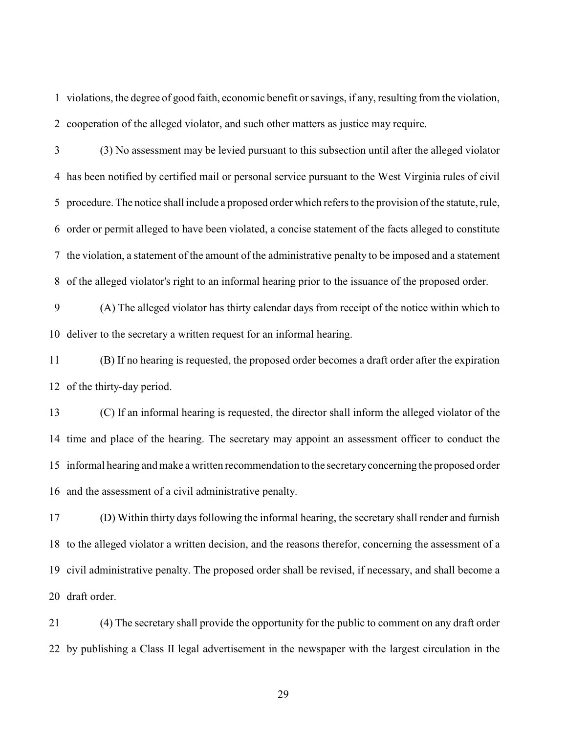violations, the degree of good faith, economic benefit or savings, if any, resulting from the violation, cooperation of the alleged violator, and such other matters as justice may require.

(3) No assessment may be levied pursuant to this subsection until after the alleged violator has been notified by certified mail or personal service pursuant to the West Virginia rules of civil procedure. The notice shall include a proposed order which refers to the provision of the statute, rule, order or permit alleged to have been violated, a concise statement of the facts alleged to constitute the violation, a statement of the amount of the administrative penalty to be imposed and a statement of the alleged violator's right to an informal hearing prior to the issuance of the proposed order.

(A) The alleged violator has thirty calendar days from receipt of the notice within which to deliver to the secretary a written request for an informal hearing.

(B) If no hearing is requested, the proposed order becomes a draft order after the expiration of the thirty-day period.

(C) If an informal hearing is requested, the director shall inform the alleged violator of the time and place of the hearing. The secretary may appoint an assessment officer to conduct the informal hearing and make a written recommendation to the secretary concerning the proposed order and the assessment of a civil administrative penalty.

(D) Within thirty days following the informal hearing, the secretary shall render and furnish to the alleged violator a written decision, and the reasons therefor, concerning the assessment of a civil administrative penalty. The proposed order shall be revised, if necessary, and shall become a draft order.

(4) The secretary shall provide the opportunity for the public to comment on any draft order by publishing a Class II legal advertisement in the newspaper with the largest circulation in the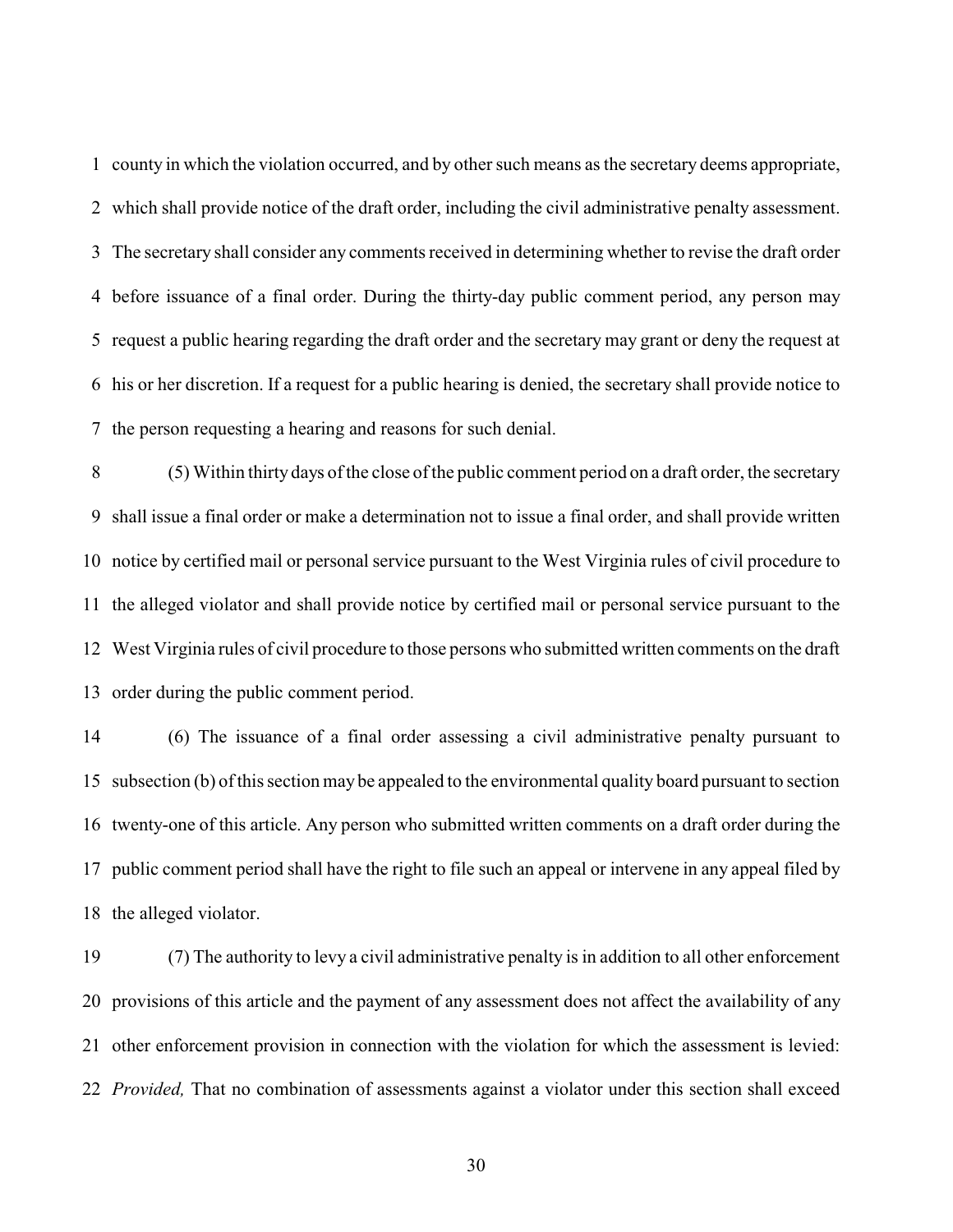county in which the violation occurred, and by other such means as the secretary deems appropriate, which shall provide notice of the draft order, including the civil administrative penalty assessment. The secretary shall consider any comments received in determining whether to revise the draft order before issuance of a final order. During the thirty-day public comment period, any person may request a public hearing regarding the draft order and the secretary may grant or deny the request at his or her discretion. If a request for a public hearing is denied, the secretary shall provide notice to the person requesting a hearing and reasons for such denial.

(5) Within thirty days of the close of the public comment period on a draft order, the secretary shall issue a final order or make a determination not to issue a final order, and shall provide written notice by certified mail or personal service pursuant to the West Virginia rules of civil procedure to the alleged violator and shall provide notice by certified mail or personal service pursuant to the West Virginia rules of civil procedure to those persons who submitted written comments on the draft order during the public comment period.

(6) The issuance of a final order assessing a civil administrative penalty pursuant to subsection (b) of this section may be appealed to the environmental quality board pursuant to section twenty-one of this article. Any person who submitted written comments on a draft order during the public comment period shall have the right to file such an appeal or intervene in any appeal filed by the alleged violator.

(7) The authority to levy a civil administrative penalty is in addition to all other enforcement provisions of this article and the payment of any assessment does not affect the availability of any other enforcement provision in connection with the violation for which the assessment is levied: *Provided,* That no combination of assessments against a violator under this section shall exceed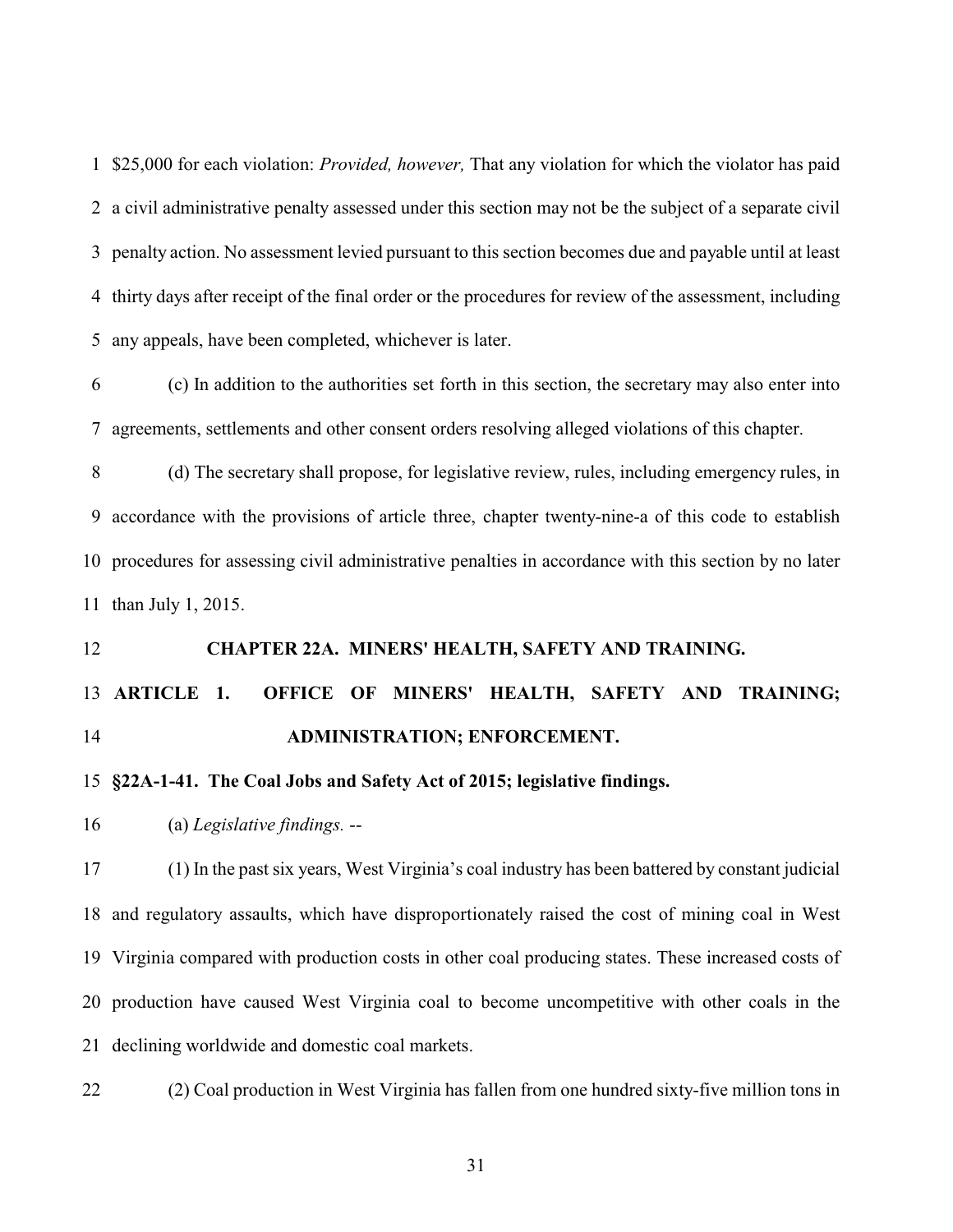$25,000 for each violation: *Provided, however,* That any violation for which the violator has paid a civil administrative penalty assessed under this section may not be the subject of a separate civil penalty action. No assessment levied pursuant to this section becomes due and payable until at least thirty days after receipt of the final order or the procedures for review of the assessment, including any appeals, have been completed, whichever is later.

(c) In addition to the authorities set forth in this section, the secretary may also enter into agreements, settlements and other consent orders resolving alleged violations of this chapter.

(d) The secretary shall propose, for legislative review, rules, including emergency rules, in accordance with the provisions of article three, chapter twenty-nine-a of this code to establish procedures for assessing civil administrative penalties in accordance with this section by no later than July 1, 2015.

## CHAPTER 22A. MINERS' HEALTH, SAFETY AND TRAINING.

## ARTICLE 1. OFFICE OF MINERS' HEALTH, SAFETY AND TRAINING; ADMINISTRATION; ENFORCEMENT.

### §22A-1-41. The Coal Jobs and Safety Act of 2015; legislative findings.

(a) *Legislative findings.* --

(1) In the past six years, West Virginia's coal industry has been battered by constant judicial and regulatory assaults, which have disproportionately raised the cost of mining coal in West Virginia compared with production costs in other coal producing states. These increased costs of production have caused West Virginia coal to become uncompetitive with other coals in the declining worldwide and domestic coal markets.

(2) Coal production in West Virginia has fallen from one hundred sixty-five million tons in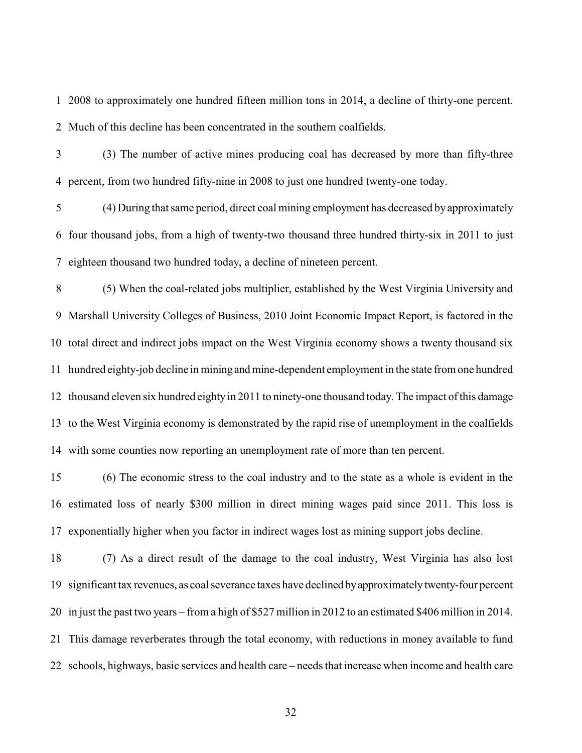2008 to approximately one hundred fifteen million tons in 2014, a decline of thirty-one percent. Much of this decline has been concentrated in the southern coalfields.

(3) The number of active mines producing coal has decreased by more than fifty-three percent, from two hundred fifty-nine in 2008 to just one hundred twenty-one today.

(4) During that same period, direct coal mining employment has decreased by approximately four thousand jobs, from a high of twenty-two thousand three hundred thirty-six in 2011 to just eighteen thousand two hundred today, a decline of nineteen percent.

(5) When the coal-related jobs multiplier, established by the West Virginia University and Marshall University Colleges of Business, 2010 Joint Economic Impact Report, is factored in the total direct and indirect jobs impact on the West Virginia economy shows a twenty thousand six hundred eighty-job decline in mining and mine-dependent employment in the state from one hundred thousand eleven six hundred eighty in 2011 to ninety-one thousand today. The impact of this damage to the West Virginia economy is demonstrated by the rapid rise of unemployment in the coalfields with some counties now reporting an unemployment rate of more than ten percent.

(6) The economic stress to the coal industry and to the state as a whole is evident in the estimated loss of nearly $300 million in direct mining wages paid since 2011. This loss is exponentially higher when you factor in indirect wages lost as mining support jobs decline.

(7) As a direct result of the damage to the coal industry, West Virginia has also lost significant tax revenues, as coal severance taxes have declined by approximately twenty-four percent in just the past two years – from a high of $527 million in 2012 to an estimated $406 million in 2014. This damage reverberates through the total economy, with reductions in money available to fund schools, highways, basic services and health care – needs that increase when income and health care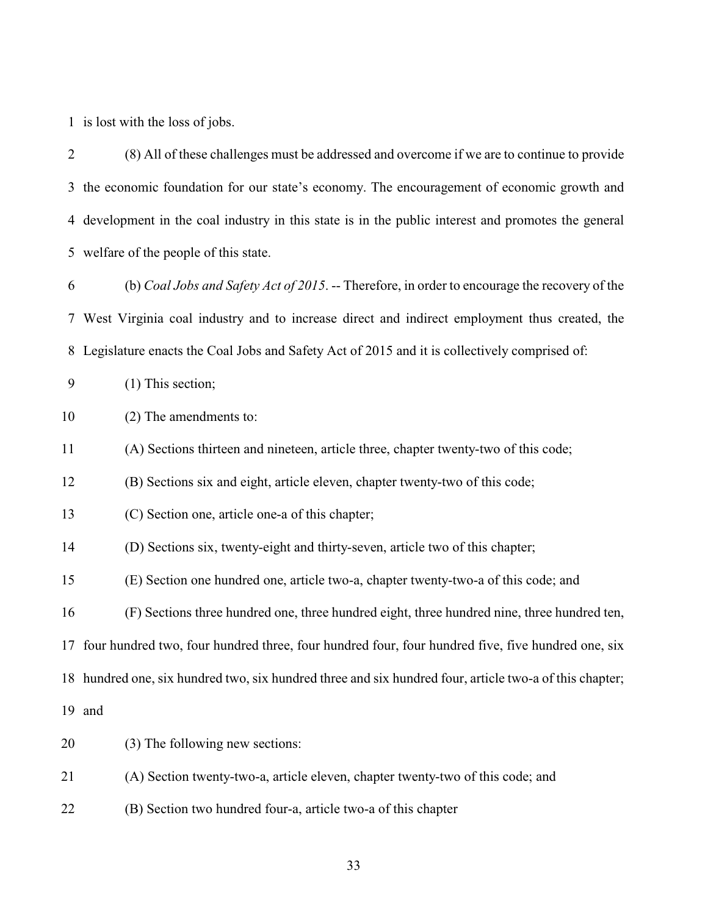is lost with the loss of jobs.

(8) All of these challenges must be addressed and overcome if we are to continue to provide the economic foundation for our state's economy. The encouragement of economic growth and development in the coal industry in this state is in the public interest and promotes the general welfare of the people of this state.

(b) *Coal Jobs and Safety Act of 2015*. -- Therefore, in order to encourage the recovery of the West Virginia coal industry and to increase direct and indirect employment thus created, the Legislature enacts the Coal Jobs and Safety Act of 2015 and it is collectively comprised of:

(1) This section;

(2) The amendments to:

(A) Sections thirteen and nineteen, article three, chapter twenty-two of this code;

(B) Sections six and eight, article eleven, chapter twenty-two of this code;

(C) Section one, article one-a of this chapter;

(D) Sections six, twenty-eight and thirty-seven, article two of this chapter;

(E) Section one hundred one, article two-a, chapter twenty-two-a of this code; and

(F) Sections three hundred one, three hundred eight, three hundred nine, three hundred ten, four hundred two, four hundred three, four hundred four, four hundred five, five hundred one, six hundred one, six hundred two, six hundred three and six hundred four, article two-a of this chapter; and

(3) The following new sections:

(A) Section twenty-two-a, article eleven, chapter twenty-two of this code; and

(B) Section two hundred four-a, article two-a of this chapter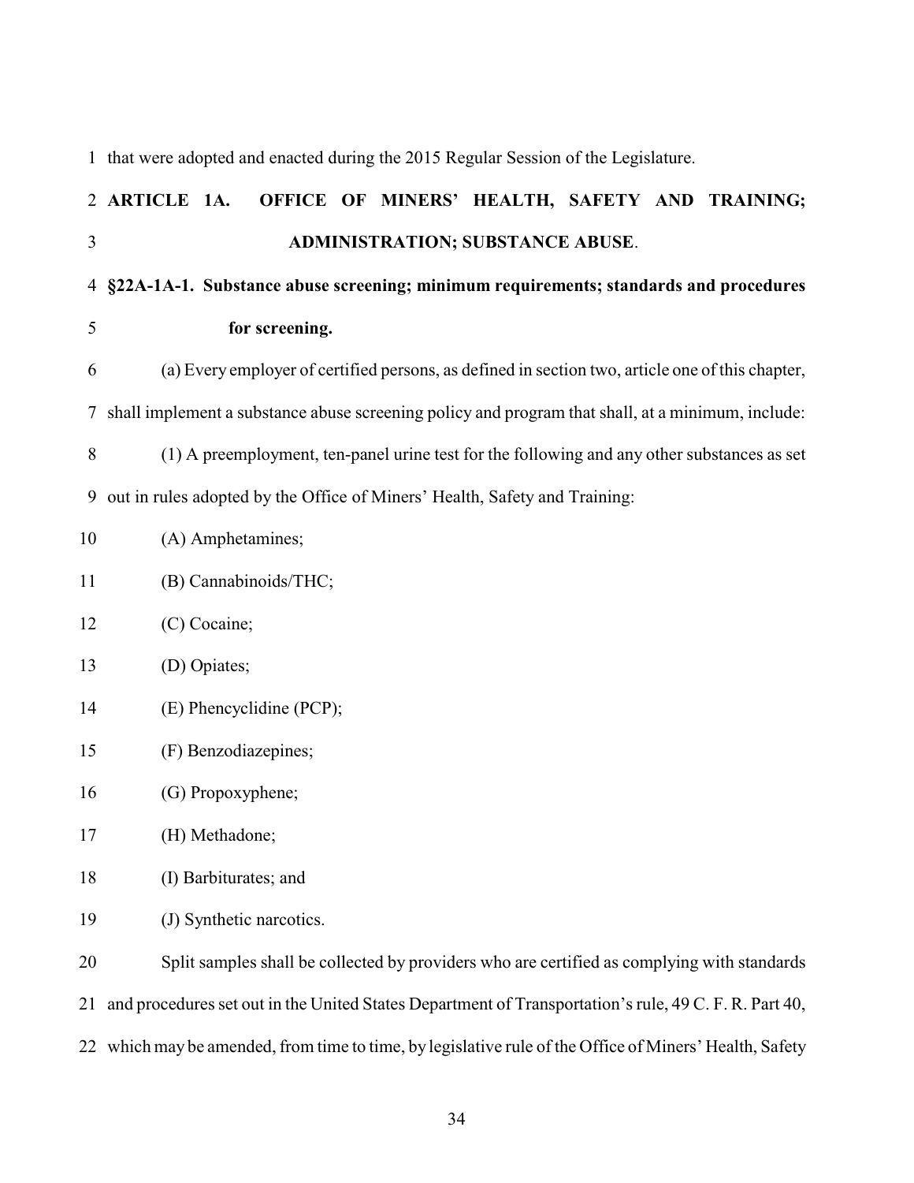that were adopted and enacted during the 2015 Regular Session of the Legislature.

## ARTICLE 1A. OFFICE OF MINERS' HEALTH, SAFETY AND TRAINING; ADMINISTRATION; SUBSTANCE ABUSE.

### §22A-1A-1. Substance abuse screening; minimum requirements; standards and procedures for screening.

(a) Every employer of certified persons, as defined in section two, article one of this chapter, shall implement a substance abuse screening policy and program that shall, at a minimum, include:

(1) A preemployment, ten-panel urine test for the following and any other substances as set out in rules adopted by the Office of Miners' Health, Safety and Training:

(A) Amphetamines;

(B) Cannabinoids/THC;

(C) Cocaine;

(D) Opiates;

(E) Phencyclidine (PCP);

(F) Benzodiazepines;

(G) Propoxyphene;

(H) Methadone;

(I) Barbiturates; and

(J) Synthetic narcotics.

Split samples shall be collected by providers who are certified as complying with standards and procedures set out in the United States Department of Transportation's rule, 49 C. F. R. Part 40, which may be amended, from time to time, by legislative rule of the Office of Miners' Health, Safety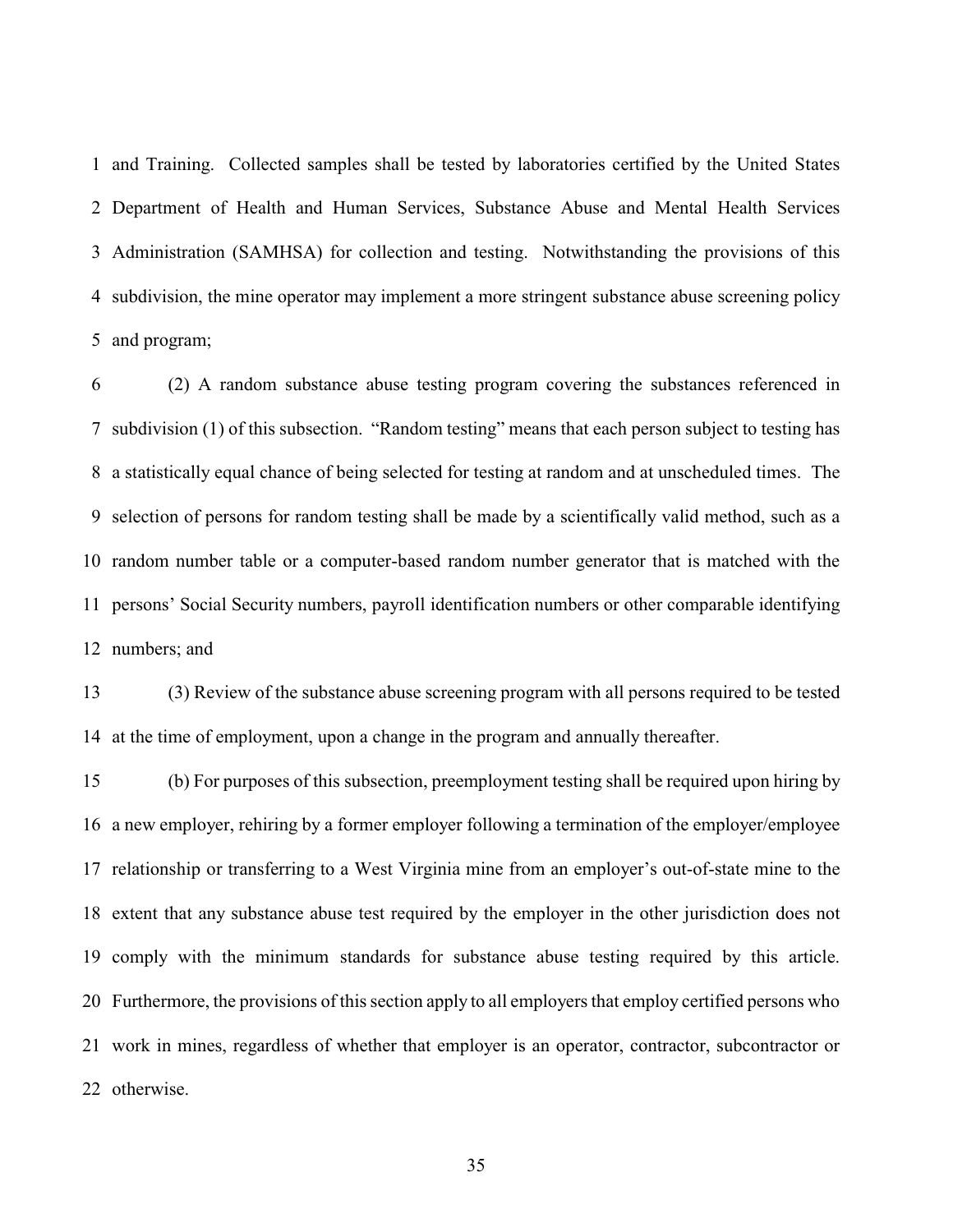and Training. Collected samples shall be tested by laboratories certified by the United States Department of Health and Human Services, Substance Abuse and Mental Health Services Administration (SAMHSA) for collection and testing. Notwithstanding the provisions of this subdivision, the mine operator may implement a more stringent substance abuse screening policy and program;

(2) A random substance abuse testing program covering the substances referenced in subdivision (1) of this subsection. "Random testing" means that each person subject to testing has a statistically equal chance of being selected for testing at random and at unscheduled times. The selection of persons for random testing shall be made by a scientifically valid method, such as a random number table or a computer-based random number generator that is matched with the persons' Social Security numbers, payroll identification numbers or other comparable identifying numbers; and

(3) Review of the substance abuse screening program with all persons required to be tested at the time of employment, upon a change in the program and annually thereafter.

(b) For purposes of this subsection, preemployment testing shall be required upon hiring by a new employer, rehiring by a former employer following a termination of the employer/employee relationship or transferring to a West Virginia mine from an employer's out-of-state mine to the extent that any substance abuse test required by the employer in the other jurisdiction does not comply with the minimum standards for substance abuse testing required by this article. Furthermore, the provisions of this section apply to all employers that employ certified persons who work in mines, regardless of whether that employer is an operator, contractor, subcontractor or otherwise.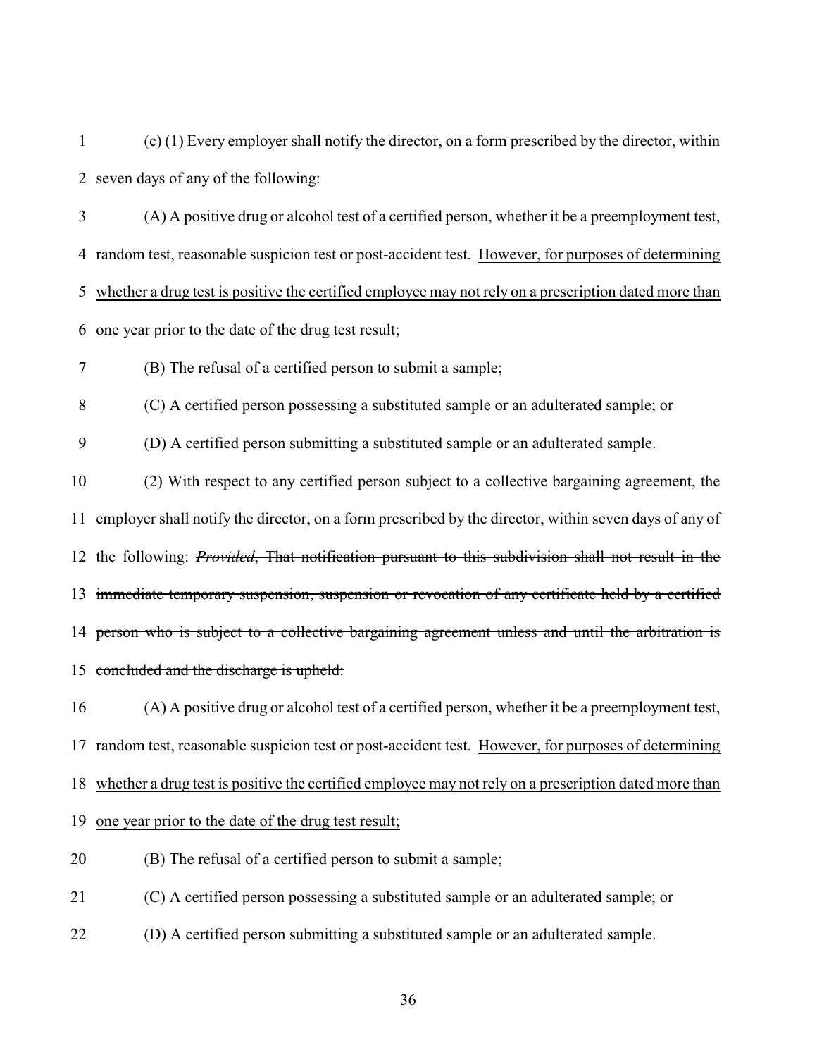(c) (1) Every employer shall notify the director, on a form prescribed by the director, within seven days of any of the following:

(A) A positive drug or alcohol test of a certified person, whether it be a preemployment test, random test, reasonable suspicion test or post-accident test. <u>However, for purposes of determining whether a drug test is positive the certified employee may not rely on a prescription dated more than one year prior to the date of the drug test result;</u>

(B) The refusal of a certified person to submit a sample;

(C) A certified person possessing a substituted sample or an adulterated sample; or

(D) A certified person submitting a substituted sample or an adulterated sample.

(2) With respect to any certified person subject to a collective bargaining agreement, the employer shall notify the director, on a form prescribed by the director, within seven days of any of the following: ~~*Provided*, That notification pursuant to this subdivision shall not result in the immediate temporary suspension, suspension or revocation of any certificate held by a certified person who is subject to a collective bargaining agreement unless and until the arbitration is concluded and the discharge is upheld:~~

(A) A positive drug or alcohol test of a certified person, whether it be a preemployment test, random test, reasonable suspicion test or post-accident test. <u>However, for purposes of determining whether a drug test is positive the certified employee may not rely on a prescription dated more than one year prior to the date of the drug test result;</u>

(B) The refusal of a certified person to submit a sample;

(C) A certified person possessing a substituted sample or an adulterated sample; or

(D) A certified person submitting a substituted sample or an adulterated sample.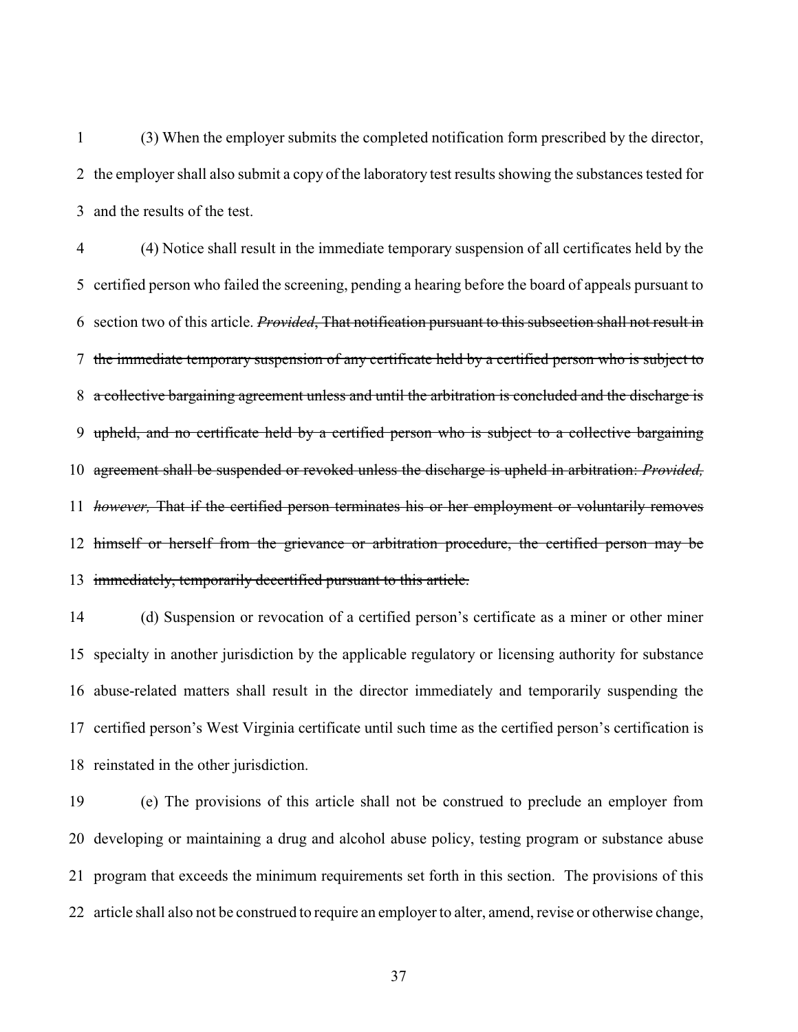(3) When the employer submits the completed notification form prescribed by the director, the employer shall also submit a copy of the laboratory test results showing the substances tested for and the results of the test.

(4) Notice shall result in the immediate temporary suspension of all certificates held by the certified person who failed the screening, pending a hearing before the board of appeals pursuant to section two of this article. ~~*Provided*, That notification pursuant to this subsection shall not result in the immediate temporary suspension of any certificate held by a certified person who is subject to a collective bargaining agreement unless and until the arbitration is concluded and the discharge is upheld, and no certificate held by a certified person who is subject to a collective bargaining agreement shall be suspended or revoked unless the discharge is upheld in arbitration: *Provided, however,* That if the certified person terminates his or her employment or voluntarily removes himself or herself from the grievance or arbitration procedure, the certified person may be immediately, temporarily decertified pursuant to this article.~~

(d) Suspension or revocation of a certified person's certificate as a miner or other miner specialty in another jurisdiction by the applicable regulatory or licensing authority for substance abuse-related matters shall result in the director immediately and temporarily suspending the certified person's West Virginia certificate until such time as the certified person's certification is reinstated in the other jurisdiction.

(e) The provisions of this article shall not be construed to preclude an employer from developing or maintaining a drug and alcohol abuse policy, testing program or substance abuse program that exceeds the minimum requirements set forth in this section. The provisions of this article shall also not be construed to require an employer to alter, amend, revise or otherwise change,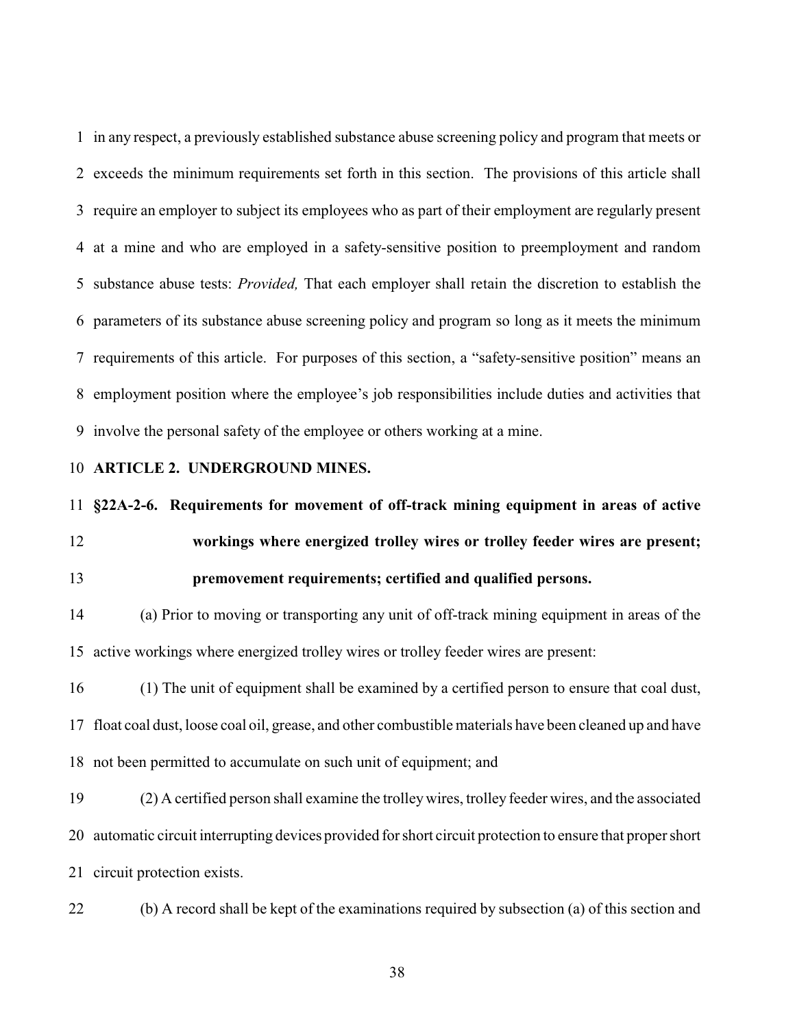in any respect, a previously established substance abuse screening policy and program that meets or exceeds the minimum requirements set forth in this section. The provisions of this article shall require an employer to subject its employees who as part of their employment are regularly present at a mine and who are employed in a safety-sensitive position to preemployment and random substance abuse tests: *Provided,* That each employer shall retain the discretion to establish the parameters of its substance abuse screening policy and program so long as it meets the minimum requirements of this article. For purposes of this section, a "safety-sensitive position" means an employment position where the employee's job responsibilities include duties and activities that involve the personal safety of the employee or others working at a mine.

**ARTICLE 2. UNDERGROUND MINES.**

**§22A-2-6. Requirements for movement of off-track mining equipment in areas of active workings where energized trolley wires or trolley feeder wires are present; premovement requirements; certified and qualified persons.**

(a) Prior to moving or transporting any unit of off-track mining equipment in areas of the active workings where energized trolley wires or trolley feeder wires are present:

(1) The unit of equipment shall be examined by a certified person to ensure that coal dust, float coal dust, loose coal oil, grease, and other combustible materials have been cleaned up and have not been permitted to accumulate on such unit of equipment; and

(2) A certified person shall examine the trolley wires, trolley feeder wires, and the associated automatic circuit interrupting devices provided for short circuit protection to ensure that proper short circuit protection exists.

(b) A record shall be kept of the examinations required by subsection (a) of this section and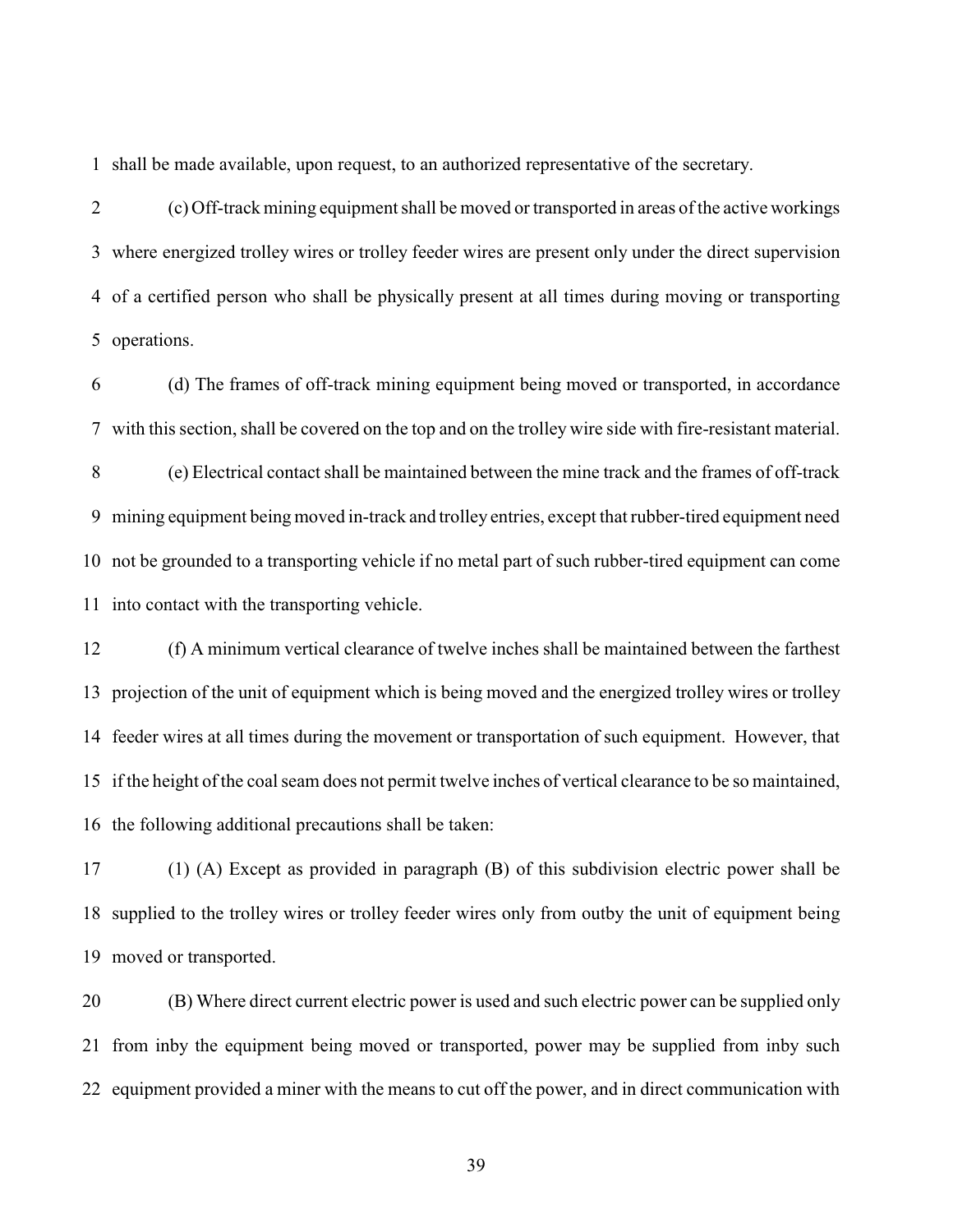shall be made available, upon request, to an authorized representative of the secretary.

(c) Off-track mining equipment shall be moved or transported in areas of the active workings where energized trolley wires or trolley feeder wires are present only under the direct supervision of a certified person who shall be physically present at all times during moving or transporting operations.

(d) The frames of off-track mining equipment being moved or transported, in accordance with this section, shall be covered on the top and on the trolley wire side with fire-resistant material.

(e) Electrical contact shall be maintained between the mine track and the frames of off-track mining equipment being moved in-track and trolley entries, except that rubber-tired equipment need not be grounded to a transporting vehicle if no metal part of such rubber-tired equipment can come into contact with the transporting vehicle.

(f) A minimum vertical clearance of twelve inches shall be maintained between the farthest projection of the unit of equipment which is being moved and the energized trolley wires or trolley feeder wires at all times during the movement or transportation of such equipment. However, that if the height of the coal seam does not permit twelve inches of vertical clearance to be so maintained, the following additional precautions shall be taken:

(1) (A) Except as provided in paragraph (B) of this subdivision electric power shall be supplied to the trolley wires or trolley feeder wires only from outby the unit of equipment being moved or transported.

(B) Where direct current electric power is used and such electric power can be supplied only from inby the equipment being moved or transported, power may be supplied from inby such equipment provided a miner with the means to cut off the power, and in direct communication with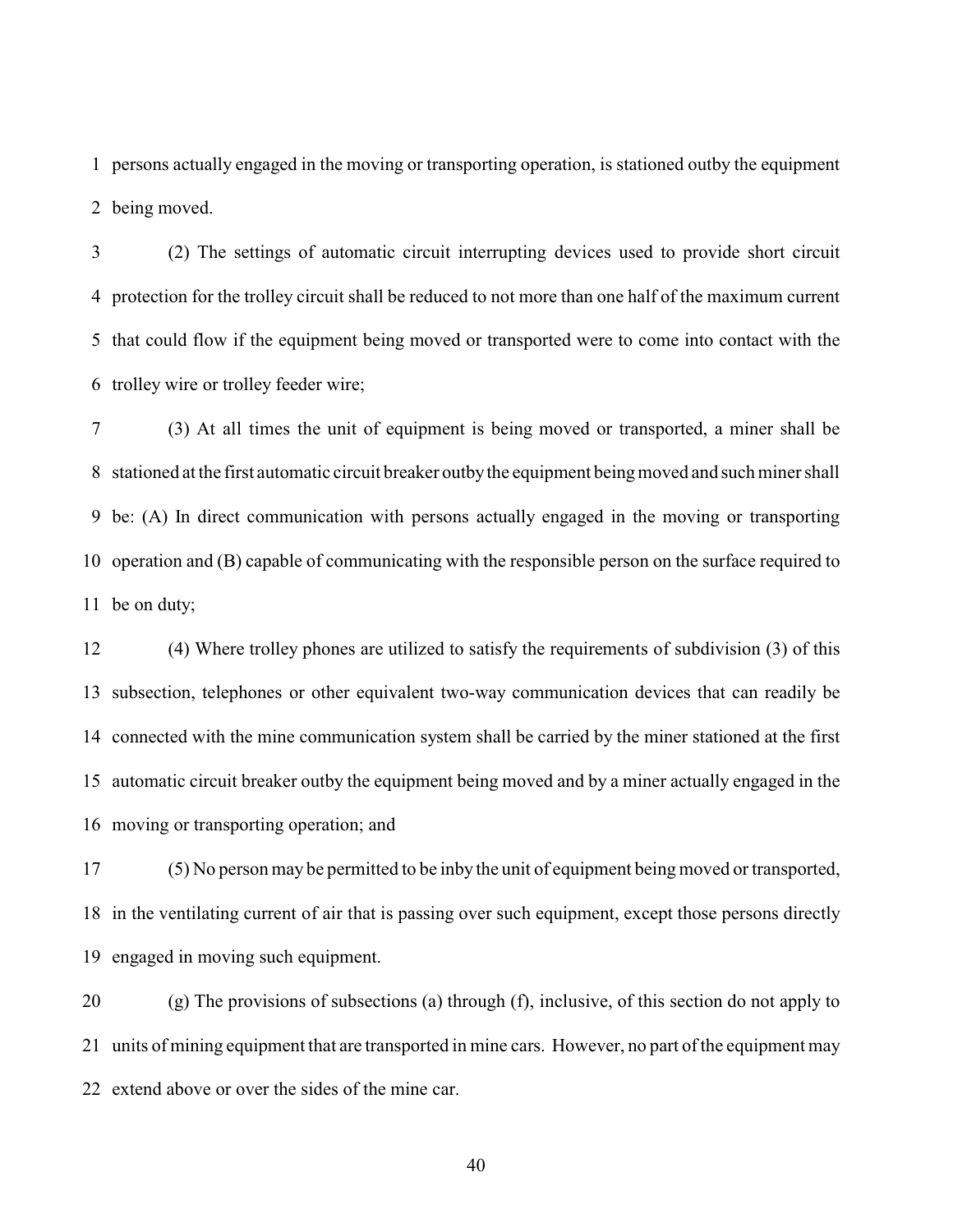persons actually engaged in the moving or transporting operation, is stationed outby the equipment being moved.

(2) The settings of automatic circuit interrupting devices used to provide short circuit protection for the trolley circuit shall be reduced to not more than one half of the maximum current that could flow if the equipment being moved or transported were to come into contact with the trolley wire or trolley feeder wire;

(3) At all times the unit of equipment is being moved or transported, a miner shall be stationed at the first automatic circuit breaker outby the equipment being moved and such miner shall be: (A) In direct communication with persons actually engaged in the moving or transporting operation and (B) capable of communicating with the responsible person on the surface required to be on duty;

(4) Where trolley phones are utilized to satisfy the requirements of subdivision (3) of this subsection, telephones or other equivalent two-way communication devices that can readily be connected with the mine communication system shall be carried by the miner stationed at the first automatic circuit breaker outby the equipment being moved and by a miner actually engaged in the moving or transporting operation; and

(5) No person may be permitted to be inby the unit of equipment being moved or transported, in the ventilating current of air that is passing over such equipment, except those persons directly engaged in moving such equipment.

(g) The provisions of subsections (a) through (f), inclusive, of this section do not apply to units of mining equipment that are transported in mine cars. However, no part of the equipment may extend above or over the sides of the mine car.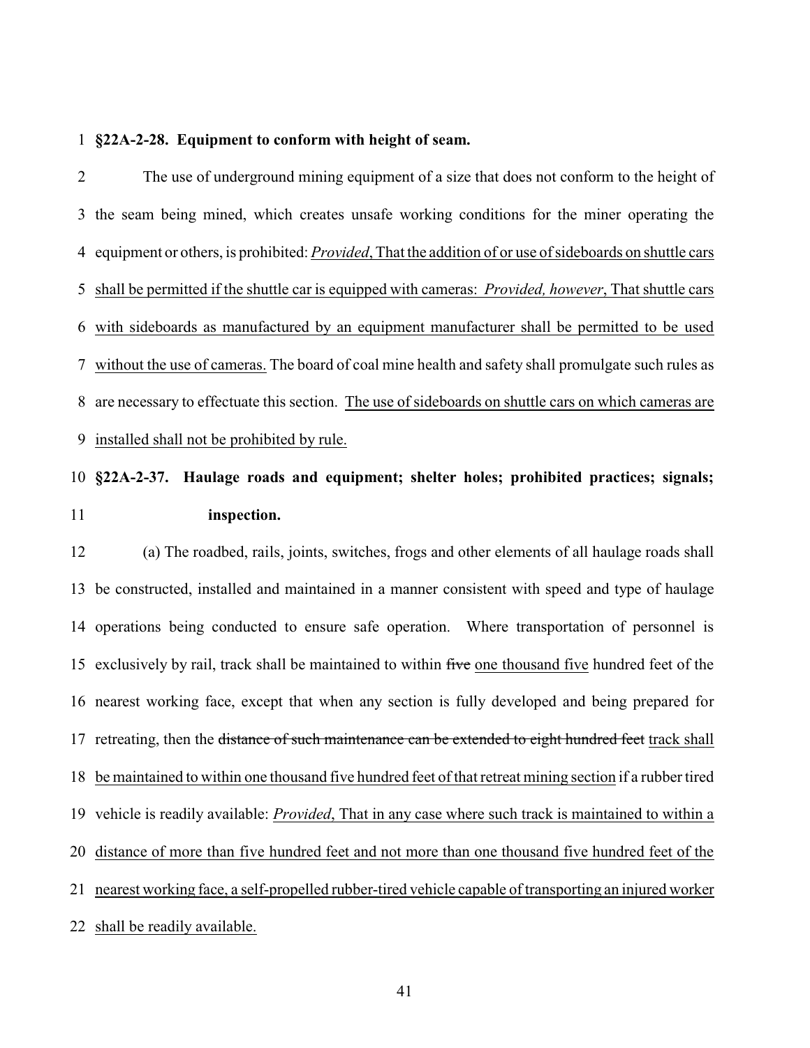**§22A-2-28. Equipment to conform with height of seam.**

The use of underground mining equipment of a size that does not conform to the height of the seam being mined, which creates unsafe working conditions for the miner operating the equipment or others, is prohibited: <u>*Provided*, That the addition of or use of sideboards on shuttle cars shall be permitted if the shuttle car is equipped with cameras: *Provided, however*, That shuttle cars with sideboards as manufactured by an equipment manufacturer shall be permitted to be used without the use of cameras.</u> The board of coal mine health and safety shall promulgate such rules as are necessary to effectuate this section. <u>The use of sideboards on shuttle cars on which cameras are installed shall not be prohibited by rule.</u>

**§22A-2-37. Haulage roads and equipment; shelter holes; prohibited practices; signals; inspection.**

(a) The roadbed, rails, joints, switches, frogs and other elements of all haulage roads shall be constructed, installed and maintained in a manner consistent with speed and type of haulage operations being conducted to ensure safe operation. Where transportation of personnel is exclusively by rail, track shall be maintained to within ~~five~~ <u>one thousand five</u> hundred feet of the nearest working face, except that when any section is fully developed and being prepared for retreating, then the ~~distance of such maintenance can be extended to eight hundred feet~~ <u>track shall be maintained to within one thousand five hundred feet of that retreat mining section</u> if a rubber tired vehicle is readily available: <u>*Provided*, That in any case where such track is maintained to within a distance of more than five hundred feet and not more than one thousand five hundred feet of the nearest working face, a self-propelled rubber-tired vehicle capable of transporting an injured worker shall be readily available.</u>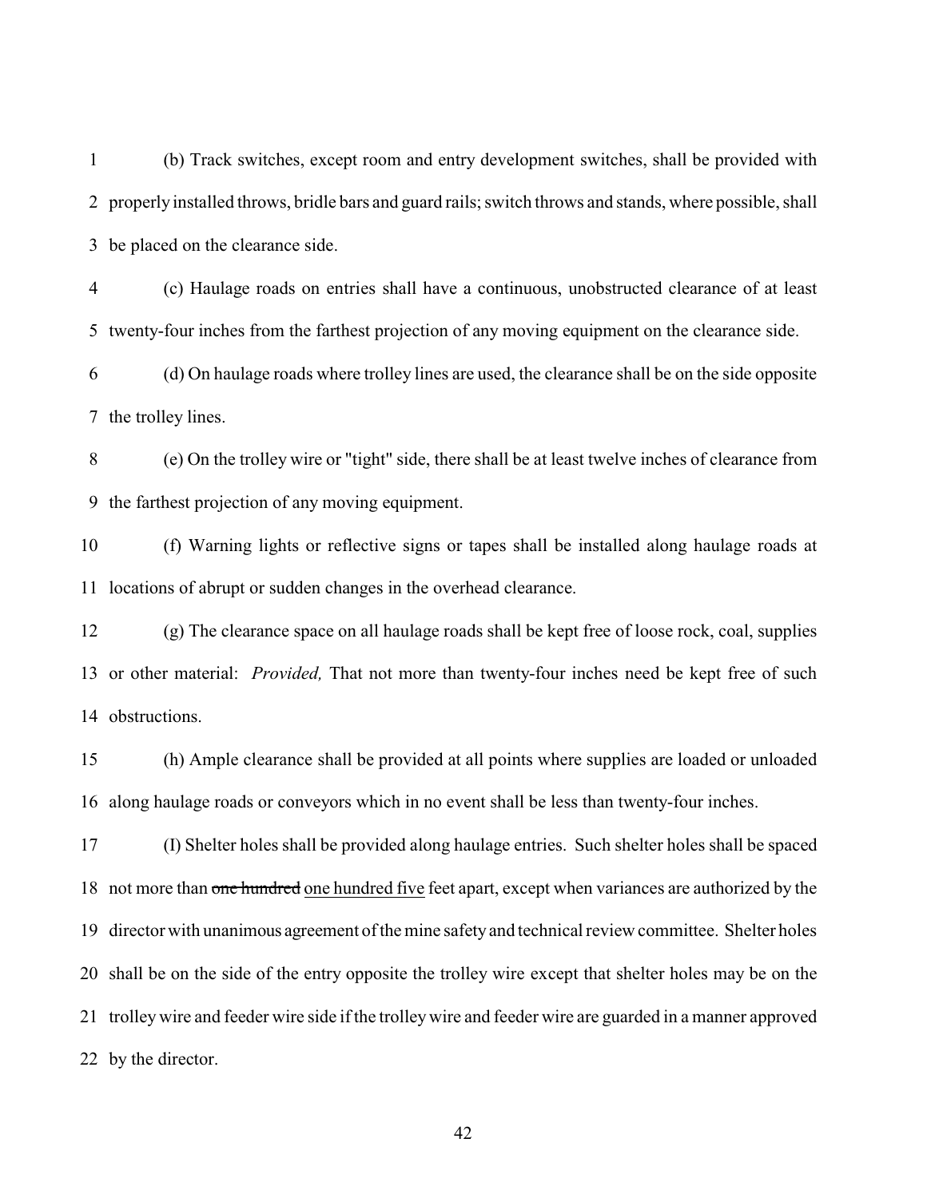(b) Track switches, except room and entry development switches, shall be provided with properly installed throws, bridle bars and guard rails; switch throws and stands, where possible, shall be placed on the clearance side.

(c) Haulage roads on entries shall have a continuous, unobstructed clearance of at least twenty-four inches from the farthest projection of any moving equipment on the clearance side.

(d) On haulage roads where trolley lines are used, the clearance shall be on the side opposite the trolley lines.

(e) On the trolley wire or "tight" side, there shall be at least twelve inches of clearance from the farthest projection of any moving equipment.

(f) Warning lights or reflective signs or tapes shall be installed along haulage roads at locations of abrupt or sudden changes in the overhead clearance.

(g) The clearance space on all haulage roads shall be kept free of loose rock, coal, supplies or other material: *Provided,* That not more than twenty-four inches need be kept free of such obstructions.

(h) Ample clearance shall be provided at all points where supplies are loaded or unloaded along haulage roads or conveyors which in no event shall be less than twenty-four inches.

(I) Shelter holes shall be provided along haulage entries. Such shelter holes shall be spaced not more than ~~one hundred~~ <u>one hundred five</u> feet apart, except when variances are authorized by the director with unanimous agreement of the mine safety and technical review committee. Shelter holes shall be on the side of the entry opposite the trolley wire except that shelter holes may be on the trolley wire and feeder wire side if the trolley wire and feeder wire are guarded in a manner approved by the director.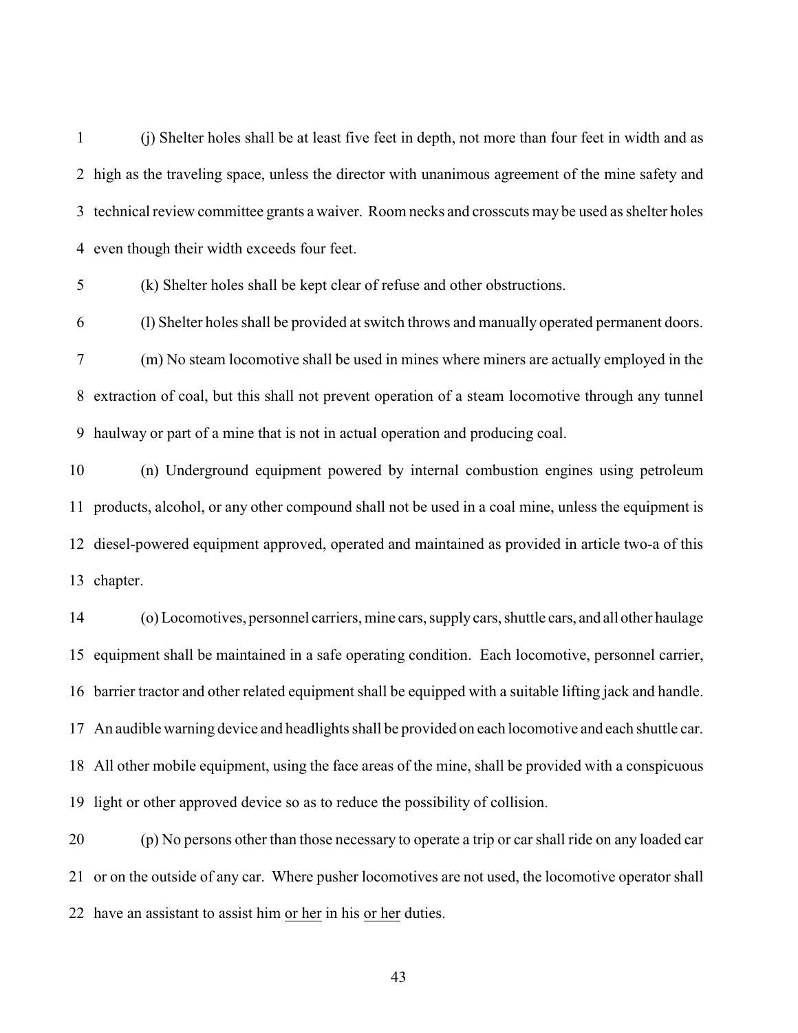(j) Shelter holes shall be at least five feet in depth, not more than four feet in width and as high as the traveling space, unless the director with unanimous agreement of the mine safety and technical review committee grants a waiver. Room necks and crosscuts may be used as shelter holes even though their width exceeds four feet.

(k) Shelter holes shall be kept clear of refuse and other obstructions.

(l) Shelter holes shall be provided at switch throws and manually operated permanent doors.

(m) No steam locomotive shall be used in mines where miners are actually employed in the extraction of coal, but this shall not prevent operation of a steam locomotive through any tunnel haulway or part of a mine that is not in actual operation and producing coal.

(n) Underground equipment powered by internal combustion engines using petroleum products, alcohol, or any other compound shall not be used in a coal mine, unless the equipment is diesel-powered equipment approved, operated and maintained as provided in article two-a of this chapter.

(o) Locomotives, personnel carriers, mine cars, supply cars, shuttle cars, and all other haulage equipment shall be maintained in a safe operating condition. Each locomotive, personnel carrier, barrier tractor and other related equipment shall be equipped with a suitable lifting jack and handle. An audible warning device and headlights shall be provided on each locomotive and each shuttle car. All other mobile equipment, using the face areas of the mine, shall be provided with a conspicuous light or other approved device so as to reduce the possibility of collision.

(p) No persons other than those necessary to operate a trip or car shall ride on any loaded car or on the outside of any car. Where pusher locomotives are not used, the locomotive operator shall have an assistant to assist him or her in his or her duties.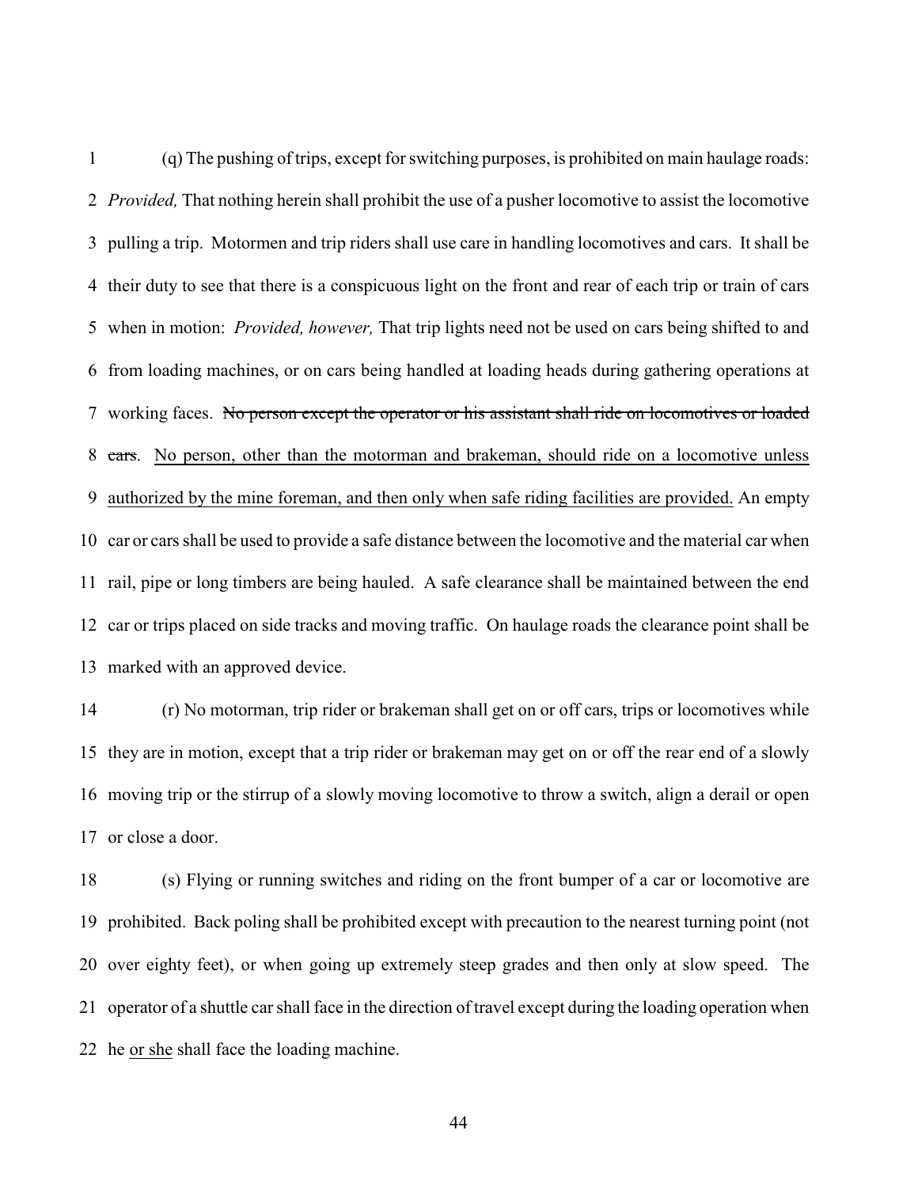(q) The pushing of trips, except for switching purposes, is prohibited on main haulage roads: *Provided,* That nothing herein shall prohibit the use of a pusher locomotive to assist the locomotive pulling a trip. Motormen and trip riders shall use care in handling locomotives and cars. It shall be their duty to see that there is a conspicuous light on the front and rear of each trip or train of cars when in motion: *Provided, however,* That trip lights need not be used on cars being shifted to and from loading machines, or on cars being handled at loading heads during gathering operations at working faces. ~~No person except the operator or his assistant shall ride on locomotives or loaded cars~~. <u>No person, other than the motorman and brakeman, should ride on a locomotive unless authorized by the mine foreman, and then only when safe riding facilities are provided.</u> An empty car or cars shall be used to provide a safe distance between the locomotive and the material car when rail, pipe or long timbers are being hauled. A safe clearance shall be maintained between the end car or trips placed on side tracks and moving traffic. On haulage roads the clearance point shall be marked with an approved device.

(r) No motorman, trip rider or brakeman shall get on or off cars, trips or locomotives while they are in motion, except that a trip rider or brakeman may get on or off the rear end of a slowly moving trip or the stirrup of a slowly moving locomotive to throw a switch, align a derail or open or close a door.

(s) Flying or running switches and riding on the front bumper of a car or locomotive are prohibited. Back poling shall be prohibited except with precaution to the nearest turning point (not over eighty feet), or when going up extremely steep grades and then only at slow speed. The operator of a shuttle car shall face in the direction of travel except during the loading operation when he <u>or she</u> shall face the loading machine.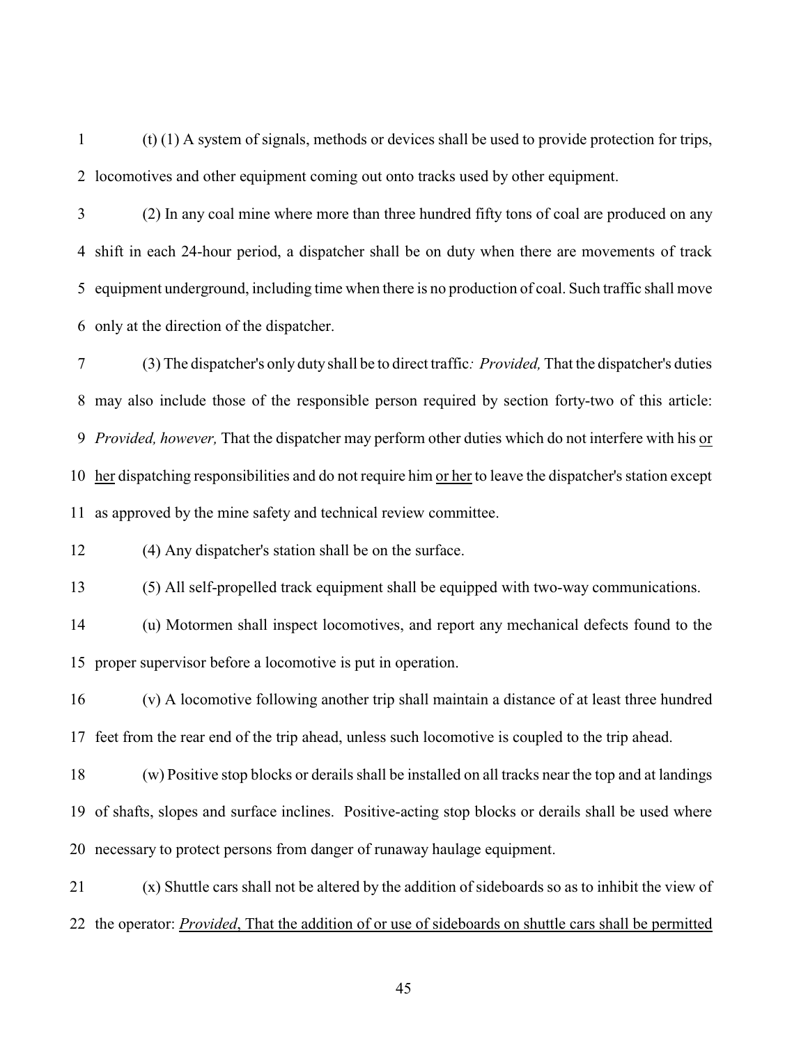(t) (1) A system of signals, methods or devices shall be used to provide protection for trips, locomotives and other equipment coming out onto tracks used by other equipment.

(2) In any coal mine where more than three hundred fifty tons of coal are produced on any shift in each 24-hour period, a dispatcher shall be on duty when there are movements of track equipment underground, including time when there is no production of coal. Such traffic shall move only at the direction of the dispatcher.

(3) The dispatcher's only duty shall be to direct traffic*: Provided,* That the dispatcher's duties may also include those of the responsible person required by section forty-two of this article: *Provided, however,* That the dispatcher may perform other duties which do not interfere with his <u>or her</u> dispatching responsibilities and do not require him <u>or her</u> to leave the dispatcher's station except as approved by the mine safety and technical review committee.

(4) Any dispatcher's station shall be on the surface.

(5) All self-propelled track equipment shall be equipped with two-way communications.

(u) Motormen shall inspect locomotives, and report any mechanical defects found to the proper supervisor before a locomotive is put in operation.

(v) A locomotive following another trip shall maintain a distance of at least three hundred feet from the rear end of the trip ahead, unless such locomotive is coupled to the trip ahead.

(w) Positive stop blocks or derails shall be installed on all tracks near the top and at landings of shafts, slopes and surface inclines. Positive-acting stop blocks or derails shall be used where necessary to protect persons from danger of runaway haulage equipment.

(x) Shuttle cars shall not be altered by the addition of sideboards so as to inhibit the view of the operator: <u>*Provided*, That the addition of or use of sideboards on shuttle cars shall be permitted</u>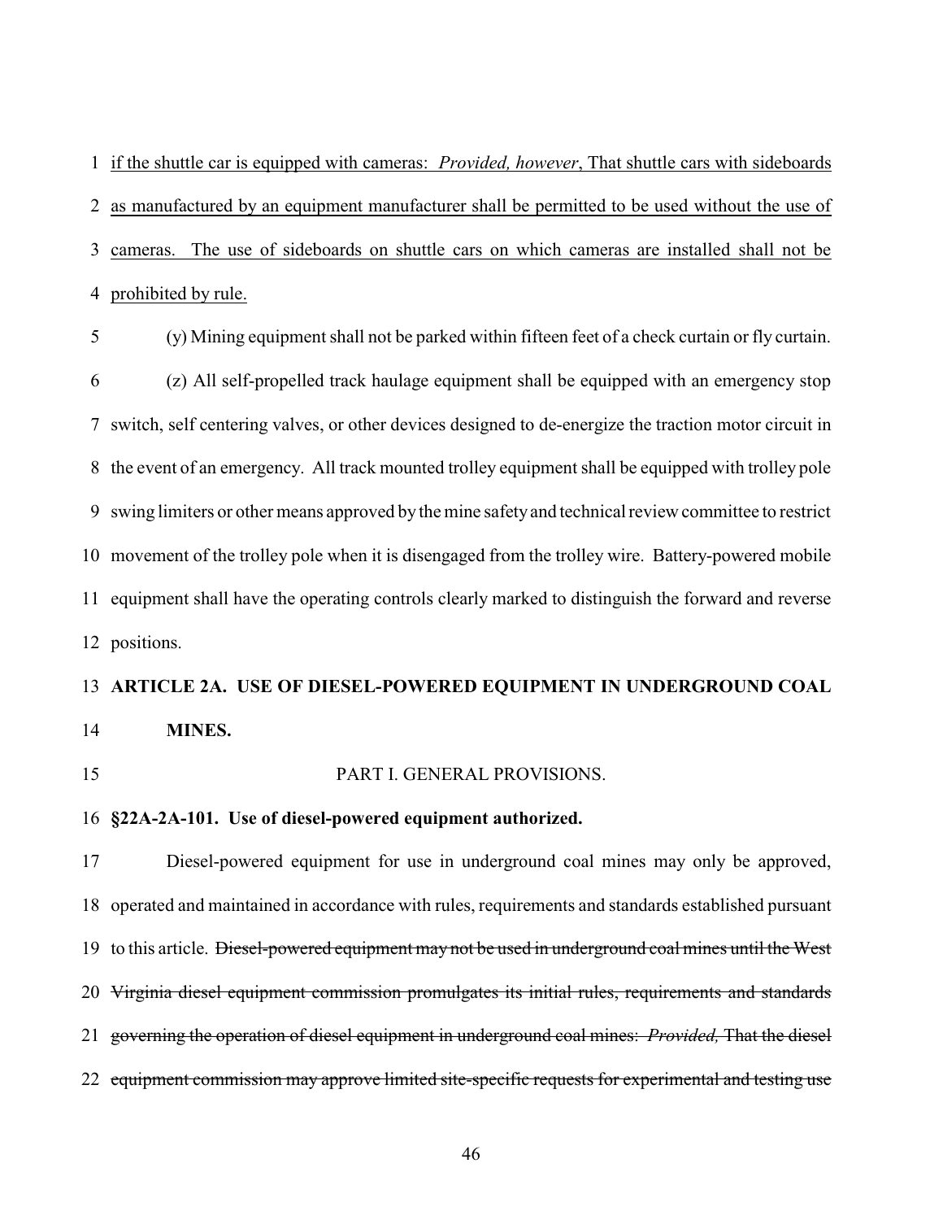<u>if the shuttle car is equipped with cameras: *Provided, however*, That shuttle cars with sideboards as manufactured by an equipment manufacturer shall be permitted to be used without the use of cameras. The use of sideboards on shuttle cars on which cameras are installed shall not be prohibited by rule.</u>

(y) Mining equipment shall not be parked within fifteen feet of a check curtain or fly curtain.

(z) All self-propelled track haulage equipment shall be equipped with an emergency stop switch, self centering valves, or other devices designed to de-energize the traction motor circuit in the event of an emergency. All track mounted trolley equipment shall be equipped with trolley pole swing limiters or other means approved by the mine safety and technical review committee to restrict movement of the trolley pole when it is disengaged from the trolley wire. Battery-powered mobile equipment shall have the operating controls clearly marked to distinguish the forward and reverse positions.

**ARTICLE 2A. USE OF DIESEL-POWERED EQUIPMENT IN UNDERGROUND COAL MINES.**

PART I. GENERAL PROVISIONS.

**§22A-2A-101. Use of diesel-powered equipment authorized.**

Diesel-powered equipment for use in underground coal mines may only be approved, operated and maintained in accordance with rules, requirements and standards established pursuant to this article. ~~Diesel-powered equipment may not be used in underground coal mines until the West Virginia diesel equipment commission promulgates its initial rules, requirements and standards governing the operation of diesel equipment in underground coal mines: *Provided,* That the diesel equipment commission may approve limited site-specific requests for experimental and testing use~~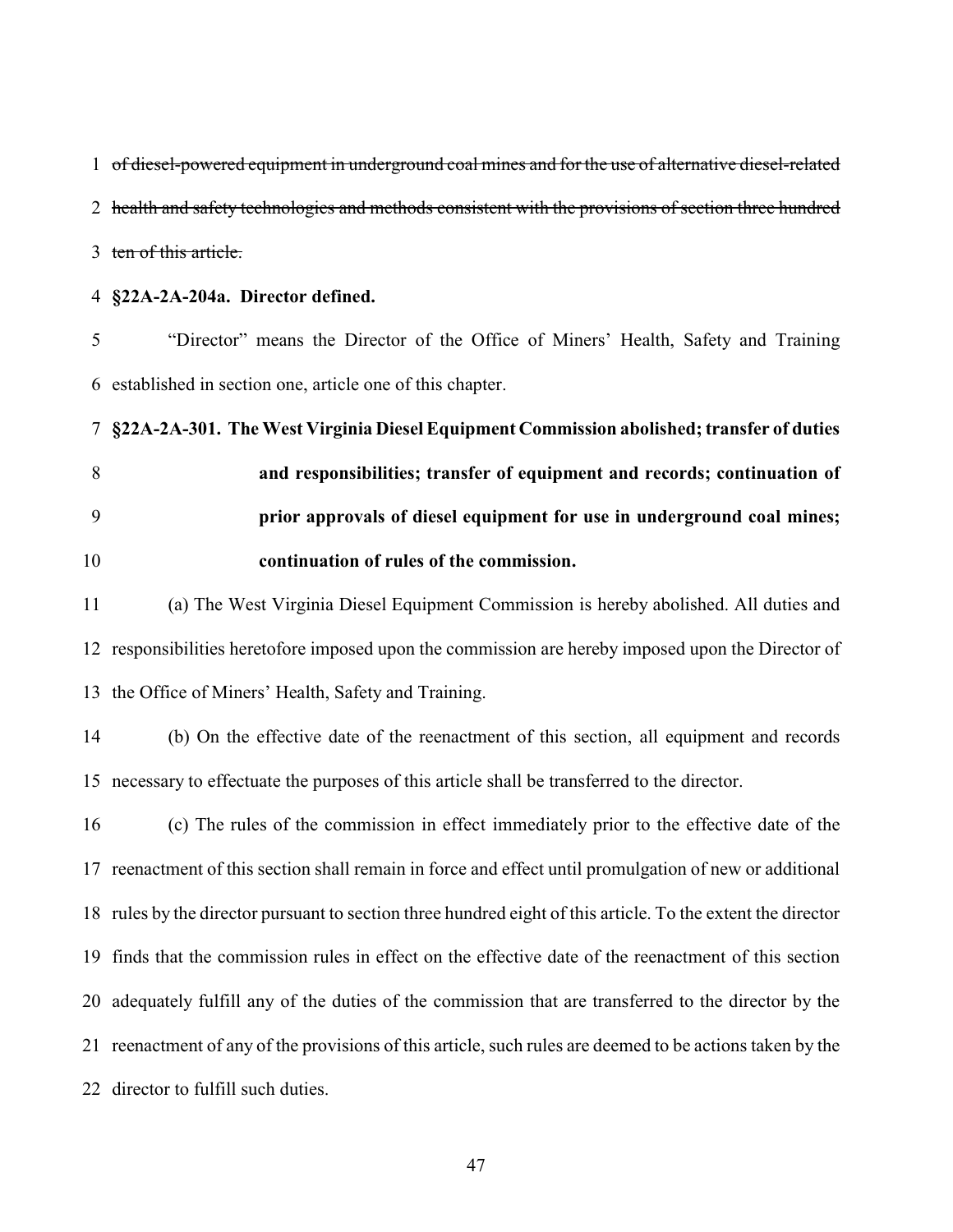~~of diesel-powered equipment in underground coal mines and for the use of alternative diesel-related health and safety technologies and methods consistent with the provisions of section three hundred ten of this article.~~

**§22A-2A-204a. Director defined.**

"Director" means the Director of the Office of Miners' Health, Safety and Training established in section one, article one of this chapter.

**§22A-2A-301. The West Virginia Diesel Equipment Commission abolished; transfer of duties and responsibilities; transfer of equipment and records; continuation of prior approvals of diesel equipment for use in underground coal mines; continuation of rules of the commission.**

(a) The West Virginia Diesel Equipment Commission is hereby abolished. All duties and responsibilities heretofore imposed upon the commission are hereby imposed upon the Director of the Office of Miners' Health, Safety and Training.

(b) On the effective date of the reenactment of this section, all equipment and records necessary to effectuate the purposes of this article shall be transferred to the director.

(c) The rules of the commission in effect immediately prior to the effective date of the reenactment of this section shall remain in force and effect until promulgation of new or additional rules by the director pursuant to section three hundred eight of this article. To the extent the director finds that the commission rules in effect on the effective date of the reenactment of this section adequately fulfill any of the duties of the commission that are transferred to the director by the reenactment of any of the provisions of this article, such rules are deemed to be actions taken by the director to fulfill such duties.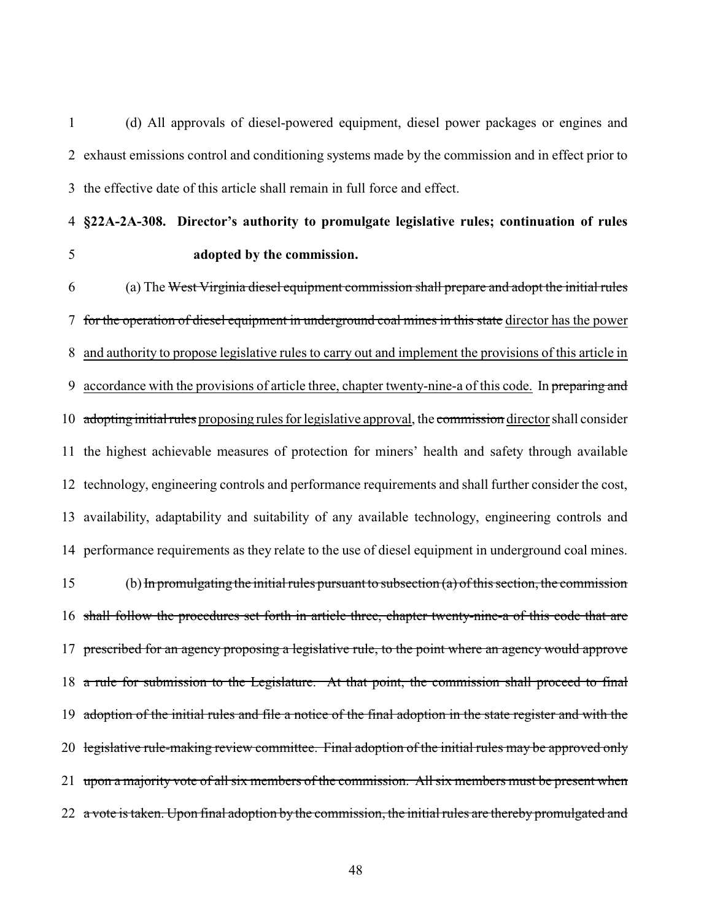(d) All approvals of diesel-powered equipment, diesel power packages or engines and exhaust emissions control and conditioning systems made by the commission and in effect prior to the effective date of this article shall remain in full force and effect.

**§22A-2A-308. Director's authority to promulgate legislative rules; continuation of rules adopted by the commission.**

(a) The ~~West Virginia diesel equipment commission shall prepare and adopt the initial rules for the operation of diesel equipment in underground coal mines in this state~~ <u>director has the power and authority to propose legislative rules to carry out and implement the provisions of this article in accordance with the provisions of article three, chapter twenty-nine-a of this code.</u> In ~~preparing and adopting initial rules~~ <u>proposing rules for legislative approval</u>, the ~~commission~~ <u>director</u> shall consider the highest achievable measures of protection for miners' health and safety through available technology, engineering controls and performance requirements and shall further consider the cost, availability, adaptability and suitability of any available technology, engineering controls and performance requirements as they relate to the use of diesel equipment in underground coal mines.

(b) ~~In promulgating the initial rules pursuant to subsection (a) of this section, the commission shall follow the procedures set forth in article three, chapter twenty-nine-a of this code that are prescribed for an agency proposing a legislative rule, to the point where an agency would approve a rule for submission to the Legislature. At that point, the commission shall proceed to final adoption of the initial rules and file a notice of the final adoption in the state register and with the legislative rule-making review committee. Final adoption of the initial rules may be approved only upon a majority vote of all six members of the commission. All six members must be present when a vote is taken. Upon final adoption by the commission, the initial rules are thereby promulgated and~~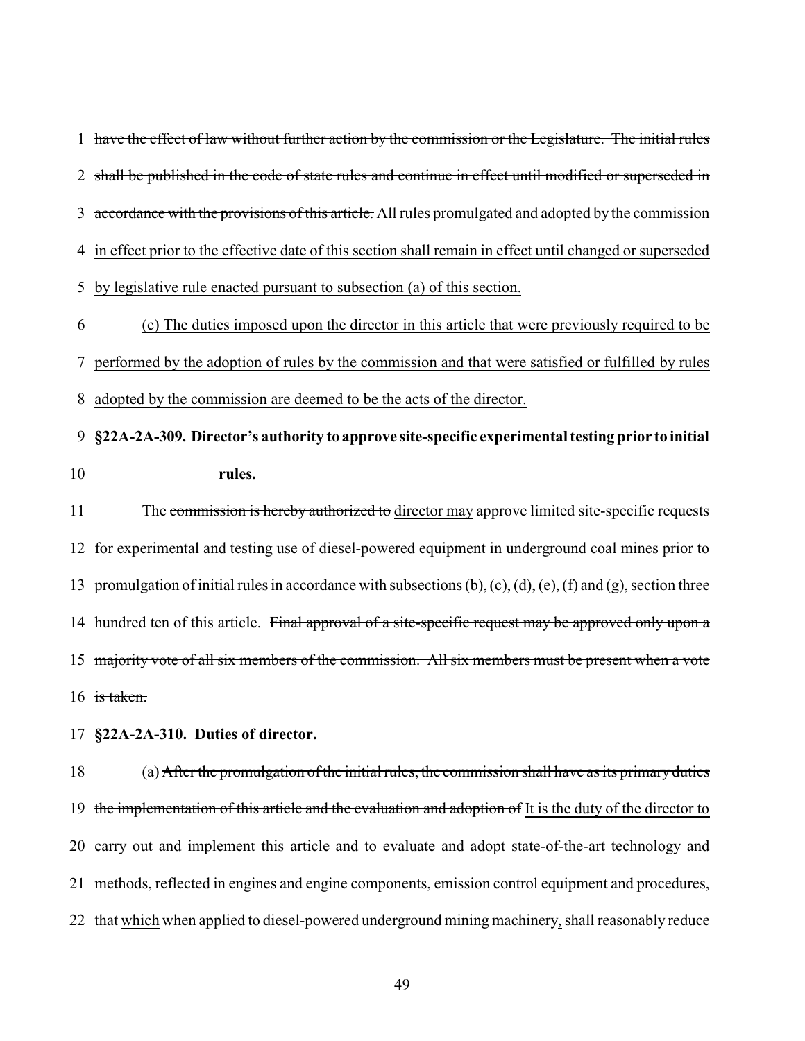1 ~~have the effect of law without further action by the commission or the Legislature. The initial rules~~

2 ~~shall be published in the code of state rules and continue in effect until modified or superseded in~~

3 ~~accordance with the provisions of this article.~~ <u>All rules promulgated and adopted by the commission</u>

4 <u>in effect prior to the effective date of this section shall remain in effect until changed or superseded</u>

5 <u>by legislative rule enacted pursuant to subsection (a) of this section.</u>

6 <u>(c) The duties imposed upon the director in this article that were previously required to be</u>

7 <u>performed by the adoption of rules by the commission and that were satisfied or fulfilled by rules</u>

8 <u>adopted by the commission are deemed to be the acts of the director.</u>

9 **§22A-2A-309. Director's authority to approve site-specific experimental testing prior to initial**

10 **rules.**

11 The ~~commission is hereby authorized to~~ <u>director may</u> approve limited site-specific requests

12 for experimental and testing use of diesel-powered equipment in underground coal mines prior to

13 promulgation of initial rules in accordance with subsections (b), (c), (d), (e), (f) and (g), section three

14 hundred ten of this article. ~~Final approval of a site-specific request may be approved only upon a~~

15 ~~majority vote of all six members of the commission. All six members must be present when a vote~~

16 ~~is taken.~~

17 **§22A-2A-310. Duties of director.**

18 (a) ~~After the promulgation of the initial rules, the commission shall have as its primary duties~~

19 ~~the implementation of this article and the evaluation and adoption of~~ <u>It is the duty of the director to</u>

20 <u>carry out and implement this article and to evaluate and adopt</u> state-of-the-art technology and

21 methods, reflected in engines and engine components, emission control equipment and procedures,

22 ~~that~~ <u>which</u> when applied to diesel-powered underground mining machinery<u>,</u> shall reasonably reduce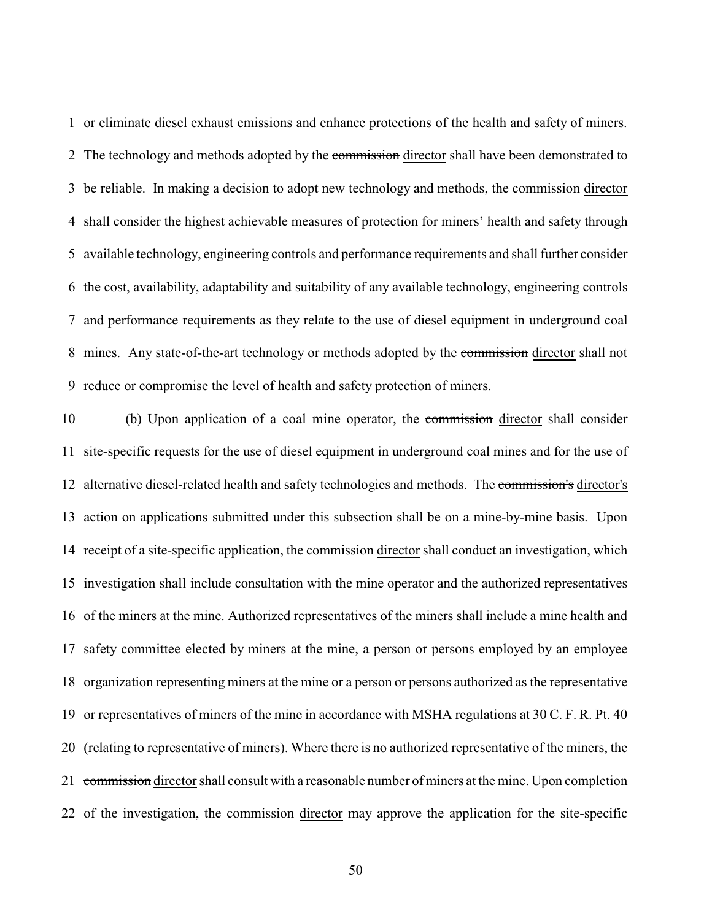or eliminate diesel exhaust emissions and enhance protections of the health and safety of miners. The technology and methods adopted by the ~~commission~~ director shall have been demonstrated to be reliable. In making a decision to adopt new technology and methods, the ~~commission~~ director shall consider the highest achievable measures of protection for miners' health and safety through available technology, engineering controls and performance requirements and shall further consider the cost, availability, adaptability and suitability of any available technology, engineering controls and performance requirements as they relate to the use of diesel equipment in underground coal mines. Any state-of-the-art technology or methods adopted by the ~~commission~~ director shall not reduce or compromise the level of health and safety protection of miners.

(b) Upon application of a coal mine operator, the ~~commission~~ director shall consider site-specific requests for the use of diesel equipment in underground coal mines and for the use of alternative diesel-related health and safety technologies and methods. The ~~commission's~~ director's action on applications submitted under this subsection shall be on a mine-by-mine basis. Upon receipt of a site-specific application, the ~~commission~~ director shall conduct an investigation, which investigation shall include consultation with the mine operator and the authorized representatives of the miners at the mine. Authorized representatives of the miners shall include a mine health and safety committee elected by miners at the mine, a person or persons employed by an employee organization representing miners at the mine or a person or persons authorized as the representative or representatives of miners of the mine in accordance with MSHA regulations at 30 C. F. R. Pt. 40 (relating to representative of miners). Where there is no authorized representative of the miners, the ~~commission~~ director shall consult with a reasonable number of miners at the mine. Upon completion of the investigation, the ~~commission~~ director may approve the application for the site-specific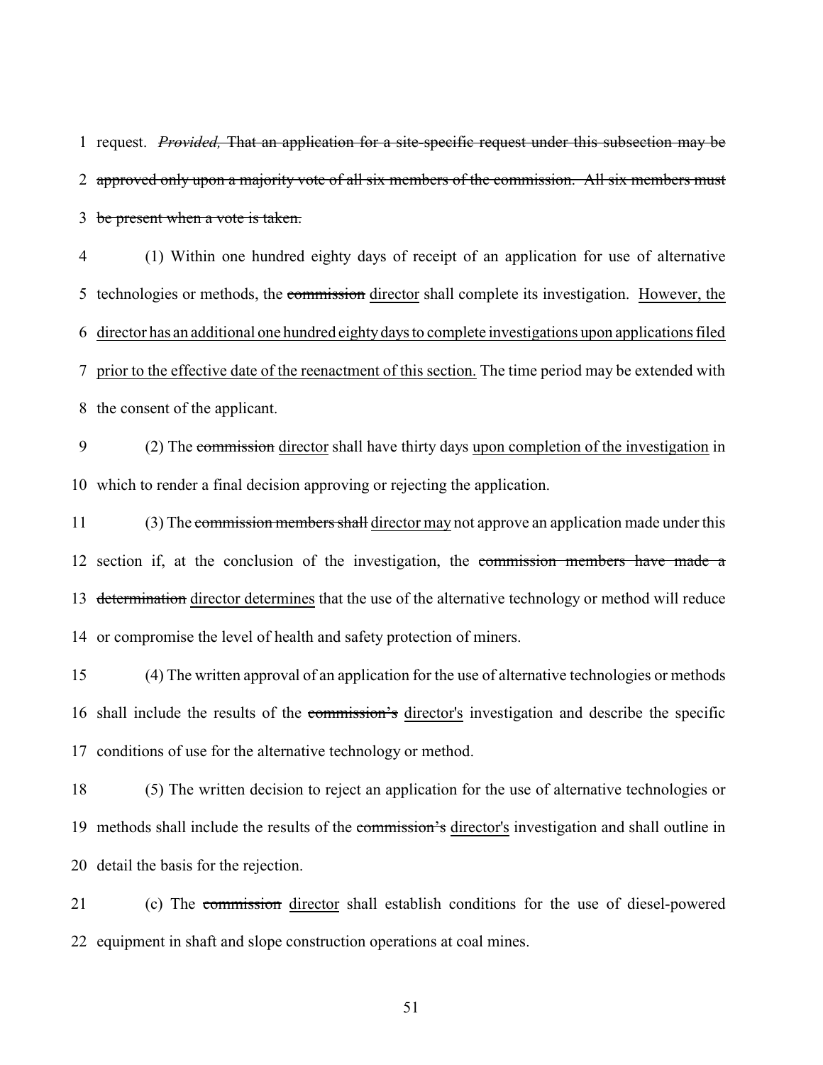request. *Provided,* ~~That an application for a site-specific request under this subsection may be approved only upon a majority vote of all six members of the commission. All six members must be present when a vote is taken.~~

(1) Within one hundred eighty days of receipt of an application for use of alternative technologies or methods, the ~~commission~~ <u>director</u> shall complete its investigation. <u>However, the director has an additional one hundred eighty days to complete investigations upon applications filed prior to the effective date of the reenactment of this section.</u> The time period may be extended with the consent of the applicant.

(2) The ~~commission~~ <u>director</u> shall have thirty days <u>upon completion of the investigation</u> in which to render a final decision approving or rejecting the application.

(3) The ~~commission members shall~~ <u>director may</u> not approve an application made under this section if, at the conclusion of the investigation, the ~~commission members have made a determination~~ <u>director determines</u> that the use of the alternative technology or method will reduce or compromise the level of health and safety protection of miners.

(4) The written approval of an application for the use of alternative technologies or methods shall include the results of the ~~commission's~~ <u>director's</u> investigation and describe the specific conditions of use for the alternative technology or method.

(5) The written decision to reject an application for the use of alternative technologies or methods shall include the results of the ~~commission's~~ <u>director's</u> investigation and shall outline in detail the basis for the rejection.

(c) The ~~commission~~ <u>director</u> shall establish conditions for the use of diesel-powered equipment in shaft and slope construction operations at coal mines.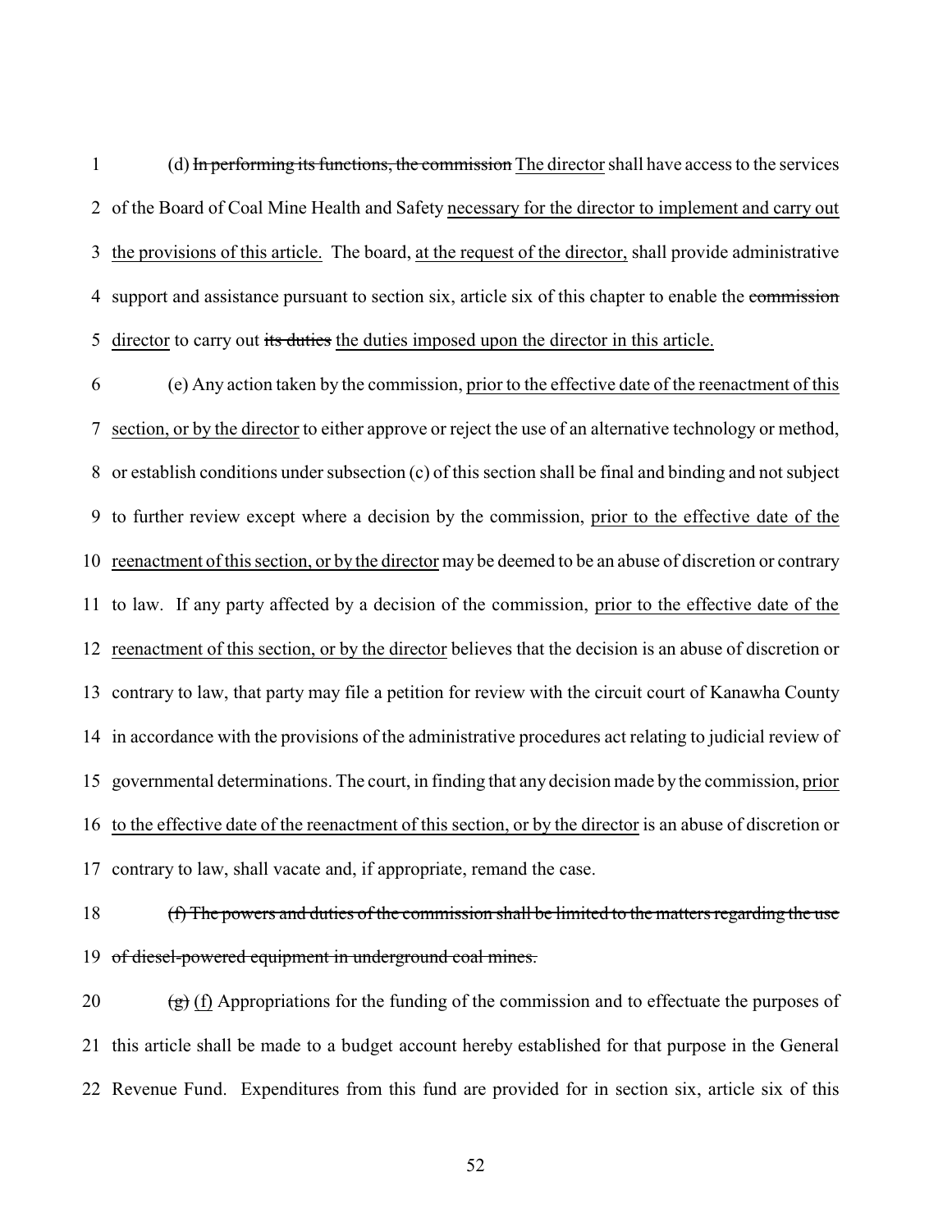(d) ~~In performing its functions, the commission~~ The director shall have access to the services of the Board of Coal Mine Health and Safety necessary for the director to implement and carry out the provisions of this article. The board, at the request of the director, shall provide administrative support and assistance pursuant to section six, article six of this chapter to enable the ~~commission~~ director to carry out ~~its duties~~ the duties imposed upon the director in this article.

(e) Any action taken by the commission, prior to the effective date of the reenactment of this section, or by the director to either approve or reject the use of an alternative technology or method, or establish conditions under subsection (c) of this section shall be final and binding and not subject to further review except where a decision by the commission, prior to the effective date of the reenactment of this section, or by the director may be deemed to be an abuse of discretion or contrary to law. If any party affected by a decision of the commission, prior to the effective date of the reenactment of this section, or by the director believes that the decision is an abuse of discretion or contrary to law, that party may file a petition for review with the circuit court of Kanawha County in accordance with the provisions of the administrative procedures act relating to judicial review of governmental determinations. The court, in finding that any decision made by the commission, prior to the effective date of the reenactment of this section, or by the director is an abuse of discretion or contrary to law, shall vacate and, if appropriate, remand the case.

~~(f) The powers and duties of the commission shall be limited to the matters regarding the use of diesel-powered equipment in underground coal mines.~~

~~(g)~~ (f) Appropriations for the funding of the commission and to effectuate the purposes of this article shall be made to a budget account hereby established for that purpose in the General Revenue Fund. Expenditures from this fund are provided for in section six, article six of this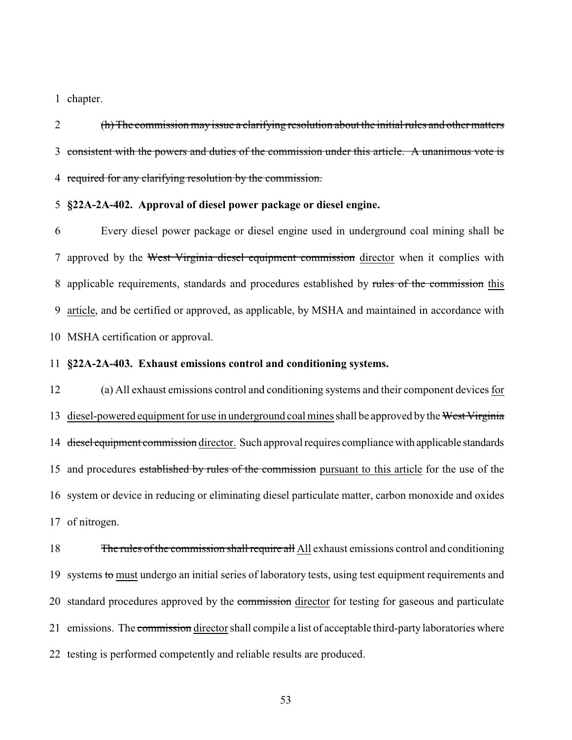chapter.

~~(h) The commission may issue a clarifying resolution about the initial rules and other matters consistent with the powers and duties of the commission under this article. A unanimous vote is required for any clarifying resolution by the commission.~~

**§22A-2A-402. Approval of diesel power package or diesel engine.**

Every diesel power package or diesel engine used in underground coal mining shall be approved by the ~~West Virginia diesel equipment commission~~ <u>director</u> when it complies with applicable requirements, standards and procedures established by ~~rules of the commission~~ <u>this article</u>, and be certified or approved, as applicable, by MSHA and maintained in accordance with MSHA certification or approval.

**§22A-2A-403. Exhaust emissions control and conditioning systems.**

(a) All exhaust emissions control and conditioning systems and their component devices <u>for diesel-powered equipment for use in underground coal mines</u> shall be approved by the ~~West Virginia diesel equipment commission~~ <u>director.</u> Such approval requires compliance with applicable standards and procedures ~~established by rules of the commission~~ <u>pursuant to this article</u> for the use of the system or device in reducing or eliminating diesel particulate matter, carbon monoxide and oxides of nitrogen.

~~The rules of the commission shall require all~~ <u>All</u> exhaust emissions control and conditioning systems ~~to~~ <u>must</u> undergo an initial series of laboratory tests, using test equipment requirements and standard procedures approved by the ~~commission~~ <u>director</u> for testing for gaseous and particulate emissions. The ~~commission~~ <u>director</u> shall compile a list of acceptable third-party laboratories where testing is performed competently and reliable results are produced.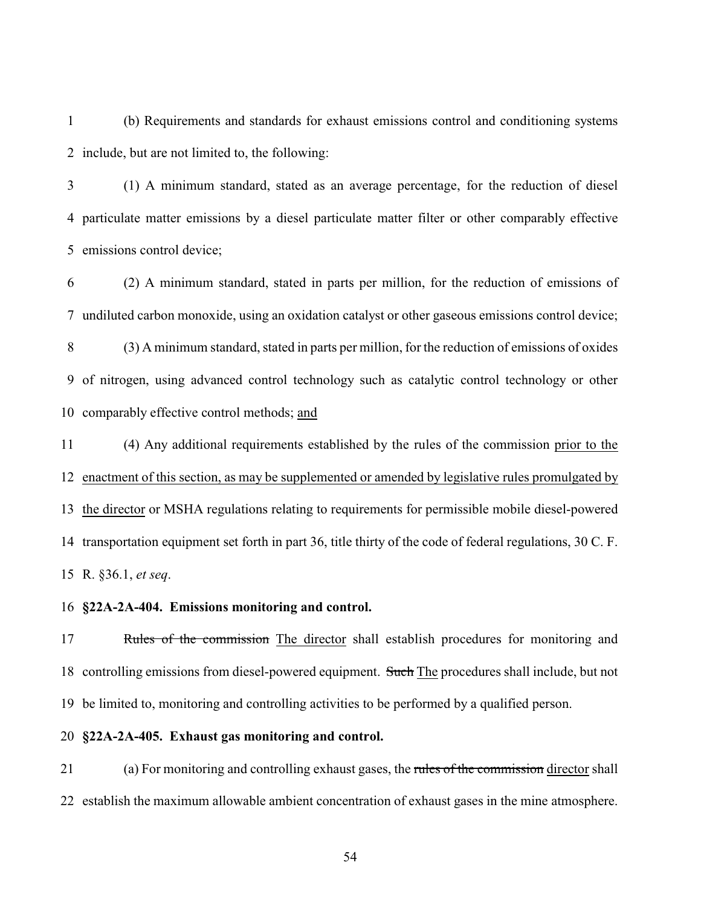(b) Requirements and standards for exhaust emissions control and conditioning systems include, but are not limited to, the following:

(1) A minimum standard, stated as an average percentage, for the reduction of diesel particulate matter emissions by a diesel particulate matter filter or other comparably effective emissions control device;

(2) A minimum standard, stated in parts per million, for the reduction of emissions of undiluted carbon monoxide, using an oxidation catalyst or other gaseous emissions control device;

(3) A minimum standard, stated in parts per million, for the reduction of emissions of oxides of nitrogen, using advanced control technology such as catalytic control technology or other comparably effective control methods; <u>and</u>

(4) Any additional requirements established by the rules of the commission <u>prior to the enactment of this section, as may be supplemented or amended by legislative rules promulgated by the director</u> or MSHA regulations relating to requirements for permissible mobile diesel-powered transportation equipment set forth in part 36, title thirty of the code of federal regulations, 30 C. F. R. §36.1, *et seq*.

**§22A-2A-404. Emissions monitoring and control.**

~~Rules of the commission~~ <u>The director</u> shall establish procedures for monitoring and controlling emissions from diesel-powered equipment. ~~Such~~ <u>The</u> procedures shall include, but not be limited to, monitoring and controlling activities to be performed by a qualified person.

**§22A-2A-405. Exhaust gas monitoring and control.**

(a) For monitoring and controlling exhaust gases, the ~~rules of the commission~~ <u>director</u> shall establish the maximum allowable ambient concentration of exhaust gases in the mine atmosphere.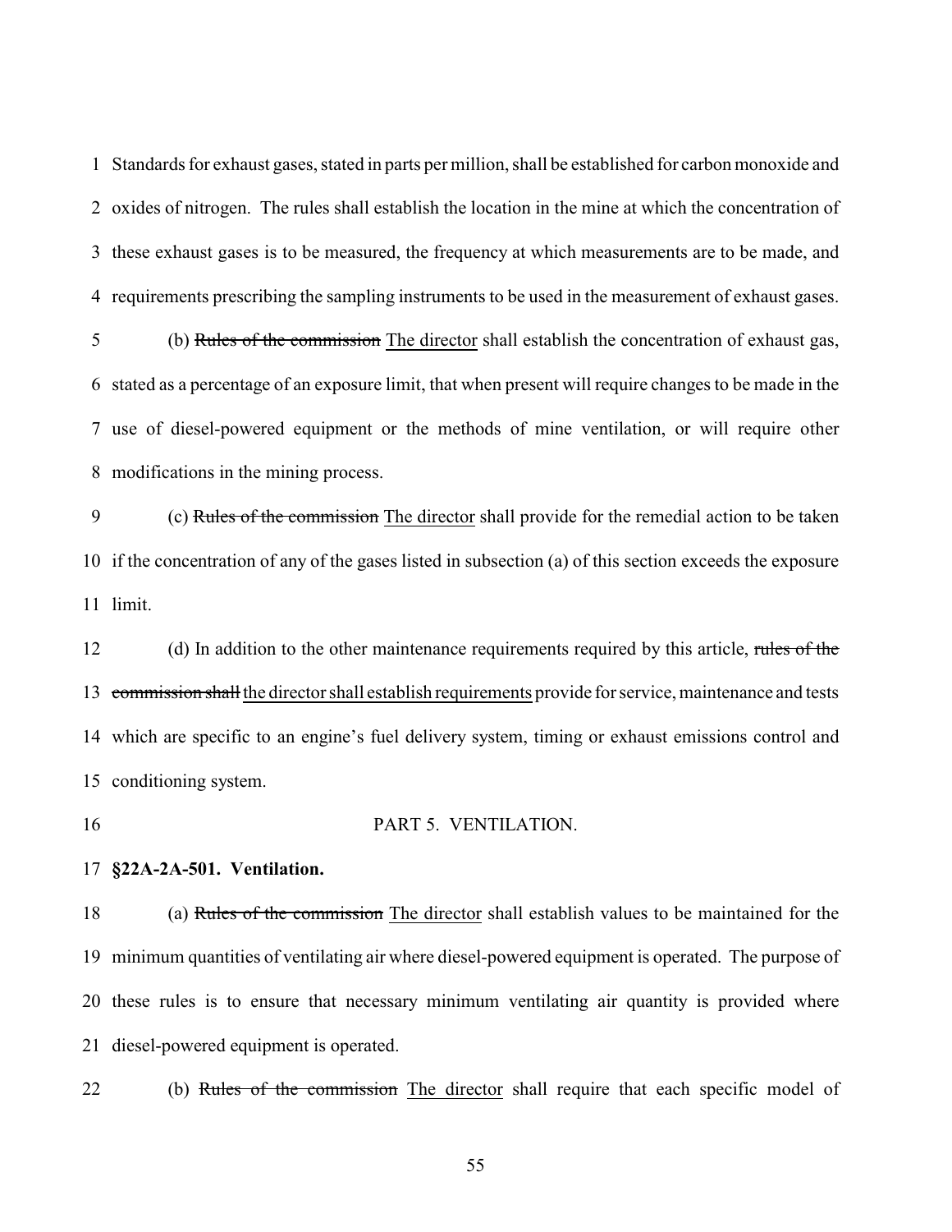Standards for exhaust gases, stated in parts per million, shall be established for carbon monoxide and oxides of nitrogen. The rules shall establish the location in the mine at which the concentration of these exhaust gases is to be measured, the frequency at which measurements are to be made, and requirements prescribing the sampling instruments to be used in the measurement of exhaust gases.

(b) ~~Rules of the commission~~ <u>The director</u> shall establish the concentration of exhaust gas, stated as a percentage of an exposure limit, that when present will require changes to be made in the use of diesel-powered equipment or the methods of mine ventilation, or will require other modifications in the mining process.

(c) ~~Rules of the commission~~ <u>The director</u> shall provide for the remedial action to be taken if the concentration of any of the gases listed in subsection (a) of this section exceeds the exposure limit.

(d) In addition to the other maintenance requirements required by this article, ~~rules of the commission shall~~ <u>the director shall establish requirements</u> provide for service, maintenance and tests which are specific to an engine's fuel delivery system, timing or exhaust emissions control and conditioning system.

PART 5. VENTILATION.

**§22A-2A-501. Ventilation.**

(a) ~~Rules of the commission~~ <u>The director</u> shall establish values to be maintained for the minimum quantities of ventilating air where diesel-powered equipment is operated. The purpose of these rules is to ensure that necessary minimum ventilating air quantity is provided where diesel-powered equipment is operated.

(b) ~~Rules of the commission~~ <u>The director</u> shall require that each specific model of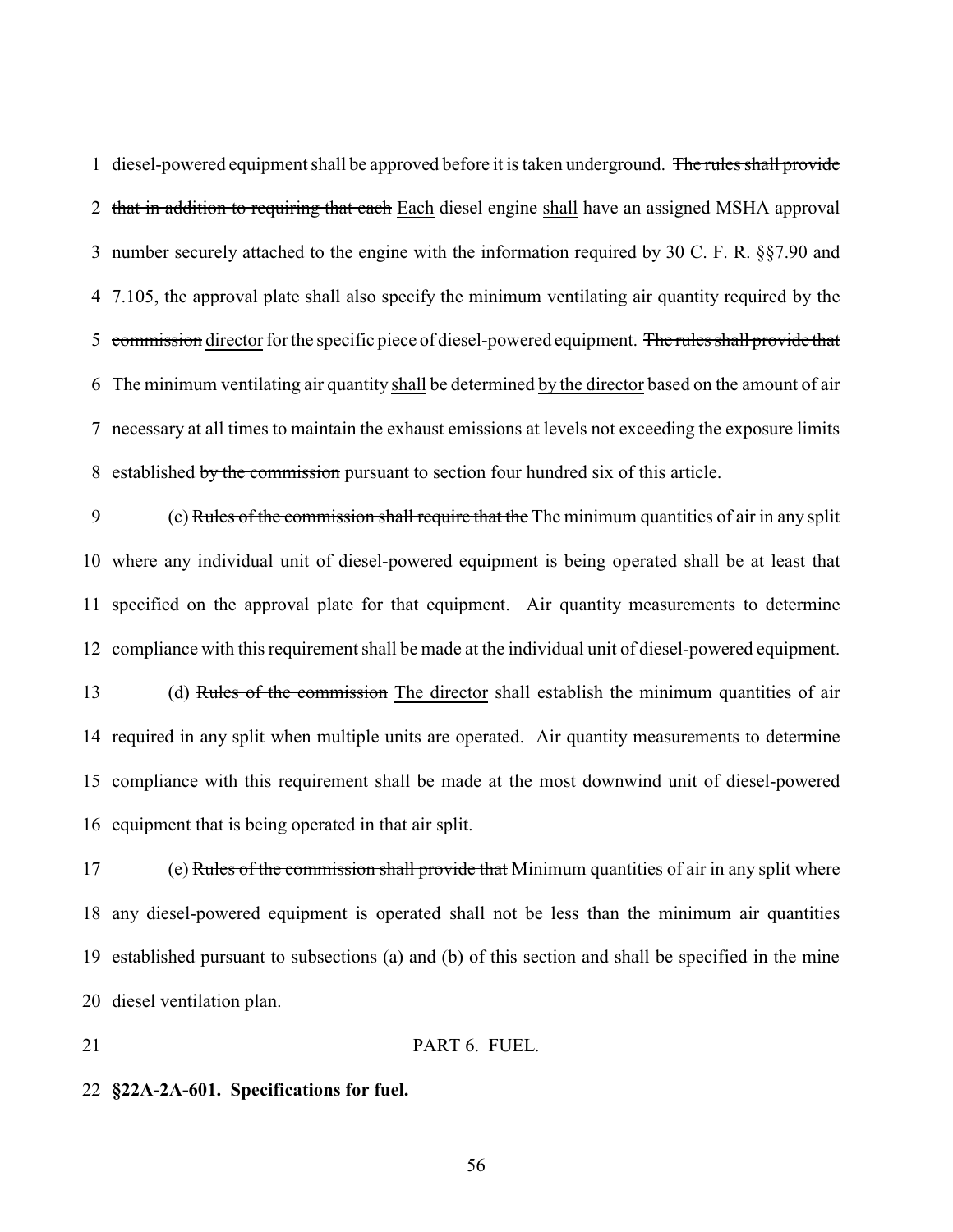diesel-powered equipment shall be approved before it is taken underground. ~~The rules shall provide that in addition to requiring that each~~ Each diesel engine shall have an assigned MSHA approval number securely attached to the engine with the information required by 30 C. F. R. §§7.90 and 7.105, the approval plate shall also specify the minimum ventilating air quantity required by the ~~commission~~ director for the specific piece of diesel-powered equipment. ~~The rules shall provide that~~ The minimum ventilating air quantity shall be determined by the director based on the amount of air necessary at all times to maintain the exhaust emissions at levels not exceeding the exposure limits established ~~by the commission~~ pursuant to section four hundred six of this article.

(c) ~~Rules of the commission shall require that the~~ The minimum quantities of air in any split where any individual unit of diesel-powered equipment is being operated shall be at least that specified on the approval plate for that equipment. Air quantity measurements to determine compliance with this requirement shall be made at the individual unit of diesel-powered equipment.

(d) ~~Rules of the commission~~ The director shall establish the minimum quantities of air required in any split when multiple units are operated. Air quantity measurements to determine compliance with this requirement shall be made at the most downwind unit of diesel-powered equipment that is being operated in that air split.

(e) ~~Rules of the commission shall provide that~~ Minimum quantities of air in any split where any diesel-powered equipment is operated shall not be less than the minimum air quantities established pursuant to subsections (a) and (b) of this section and shall be specified in the mine diesel ventilation plan.

PART 6. FUEL.

**§22A-2A-601. Specifications for fuel.**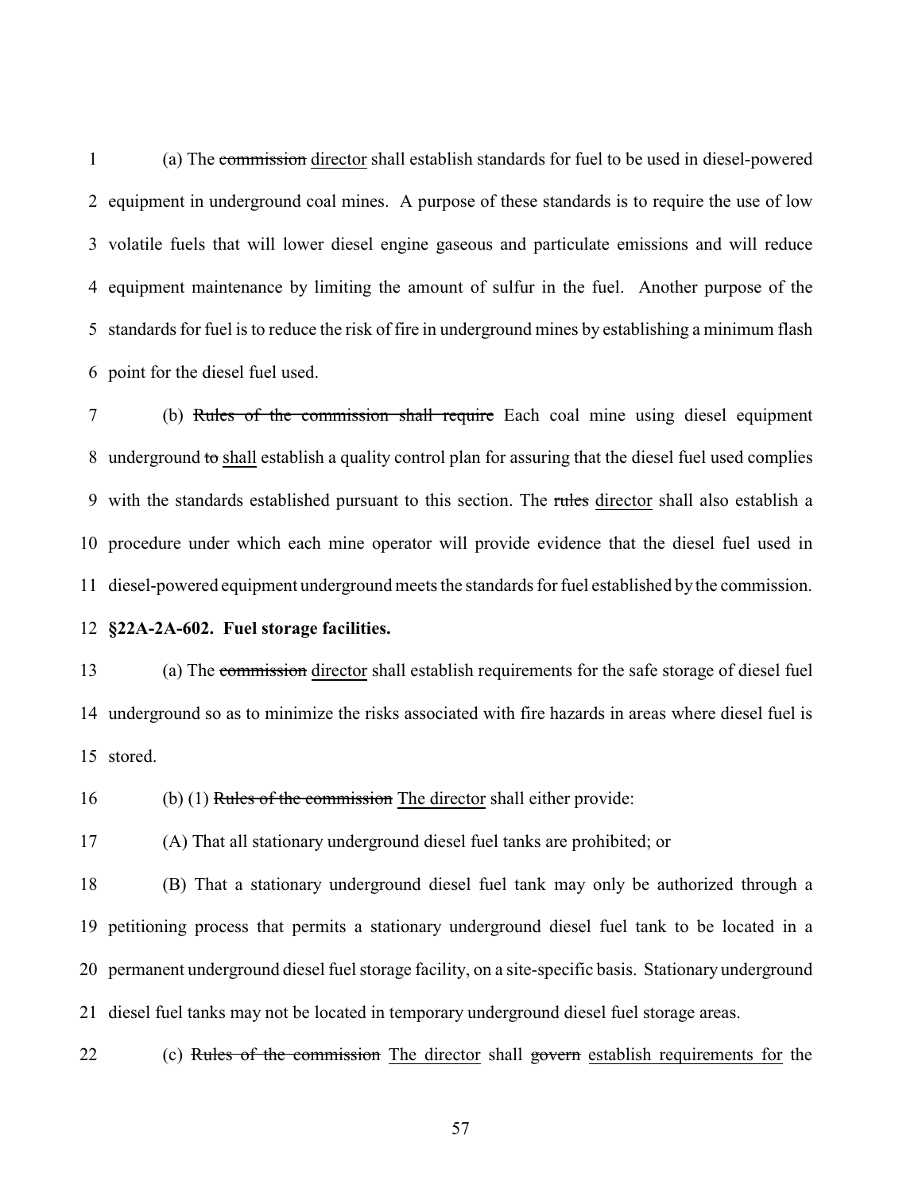(a) The ~~commission~~ director shall establish standards for fuel to be used in diesel-powered equipment in underground coal mines. A purpose of these standards is to require the use of low volatile fuels that will lower diesel engine gaseous and particulate emissions and will reduce equipment maintenance by limiting the amount of sulfur in the fuel. Another purpose of the standards for fuel is to reduce the risk of fire in underground mines by establishing a minimum flash point for the diesel fuel used.

(b) ~~Rules of the commission shall require~~ Each coal mine using diesel equipment underground ~~to~~ shall establish a quality control plan for assuring that the diesel fuel used complies with the standards established pursuant to this section. The ~~rules~~ director shall also establish a procedure under which each mine operator will provide evidence that the diesel fuel used in diesel-powered equipment underground meets the standards for fuel established by the commission.

**§22A-2A-602. Fuel storage facilities.**

(a) The ~~commission~~ director shall establish requirements for the safe storage of diesel fuel underground so as to minimize the risks associated with fire hazards in areas where diesel fuel is stored.

(b) (1) ~~Rules of the commission~~ The director shall either provide:

(A) That all stationary underground diesel fuel tanks are prohibited; or

(B) That a stationary underground diesel fuel tank may only be authorized through a petitioning process that permits a stationary underground diesel fuel tank to be located in a permanent underground diesel fuel storage facility, on a site-specific basis. Stationary underground diesel fuel tanks may not be located in temporary underground diesel fuel storage areas.

(c) ~~Rules of the commission~~ The director shall ~~govern~~ establish requirements for the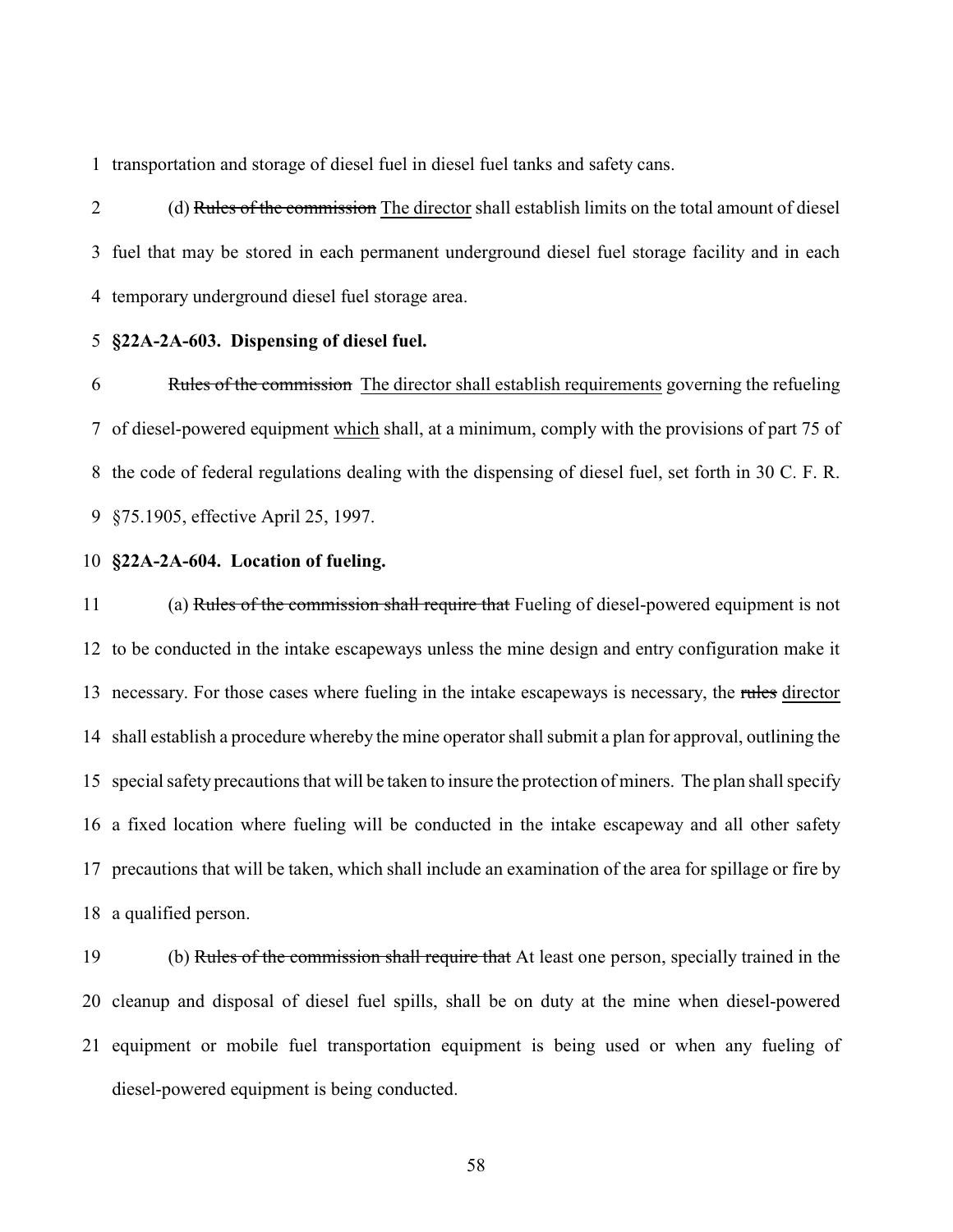transportation and storage of diesel fuel in diesel fuel tanks and safety cans.

(d) ~~Rules of the commission~~ <u>The director</u> shall establish limits on the total amount of diesel fuel that may be stored in each permanent underground diesel fuel storage facility and in each temporary underground diesel fuel storage area.

**§22A-2A-603. Dispensing of diesel fuel.**

~~Rules of the commission~~ <u>The director shall establish requirements</u> governing the refueling of diesel-powered equipment <u>which</u> shall, at a minimum, comply with the provisions of part 75 of the code of federal regulations dealing with the dispensing of diesel fuel, set forth in 30 C. F. R. §75.1905, effective April 25, 1997.

**§22A-2A-604. Location of fueling.**

(a) ~~Rules of the commission shall require that~~ Fueling of diesel-powered equipment is not to be conducted in the intake escapeways unless the mine design and entry configuration make it necessary. For those cases where fueling in the intake escapeways is necessary, the ~~rules~~ <u>director</u> shall establish a procedure whereby the mine operator shall submit a plan for approval, outlining the special safety precautions that will be taken to insure the protection of miners. The plan shall specify a fixed location where fueling will be conducted in the intake escapeway and all other safety precautions that will be taken, which shall include an examination of the area for spillage or fire by a qualified person.

(b) ~~Rules of the commission shall require that~~ At least one person, specially trained in the cleanup and disposal of diesel fuel spills, shall be on duty at the mine when diesel-powered equipment or mobile fuel transportation equipment is being used or when any fueling of diesel-powered equipment is being conducted.